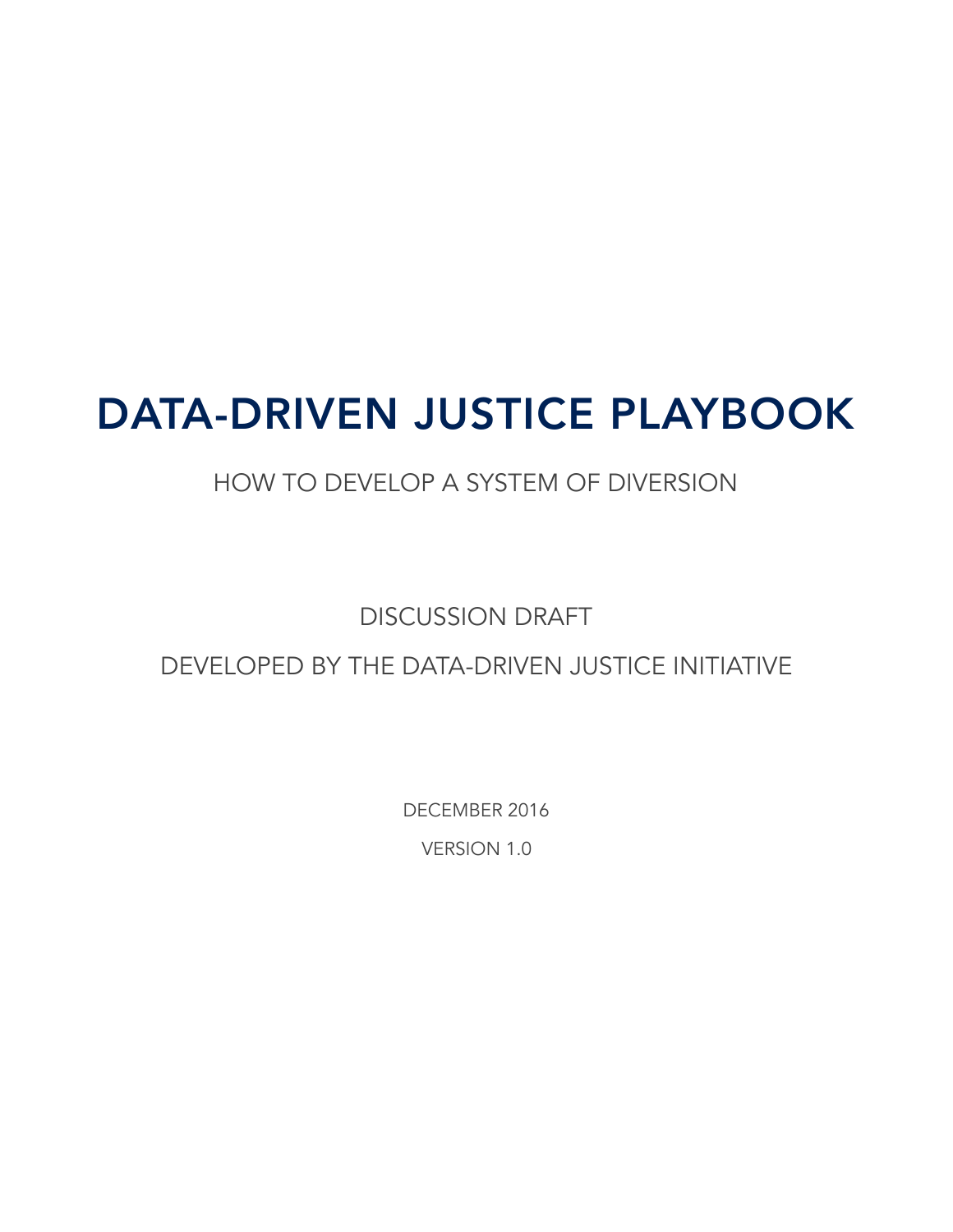# DATA-DRIVEN JUSTICE PLAYBOOK

## HOW TO DEVELOP A SYSTEM OF DIVERSION

DISCUSSION DRAFT

DEVELOPED BY THE DATA-DRIVEN JUSTICE INITIATIVE

DECEMBER 2016

VERSION 1.0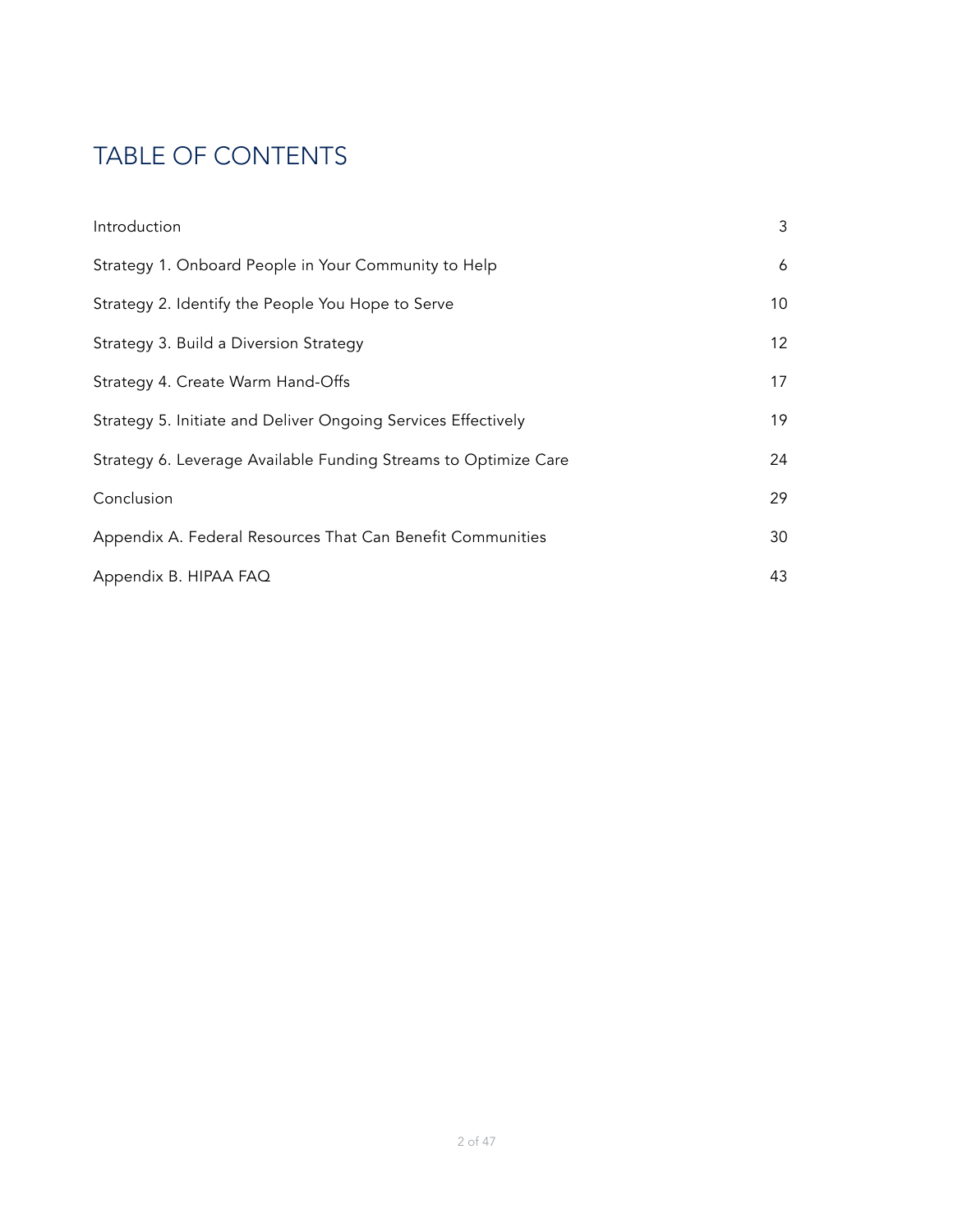# TABLE OF CONTENTS

| | |
|---|---|
| Introduction | 3 |
| Strategy 1. Onboard People in Your Community to Help | 6 |
| Strategy 2. Identify the People You Hope to Serve | 10 |
| Strategy 3. Build a Diversion Strategy | 12 |
| Strategy 4. Create Warm Hand-Offs | 17 |
| Strategy 5. Initiate and Deliver Ongoing Services Effectively | 19 |
| Strategy 6. Leverage Available Funding Streams to Optimize Care | 24 |
| Conclusion | 29 |
| Appendix A. Federal Resources That Can Benefit Communities | 30 |
| Appendix B. HIPAA FAQ | 43 |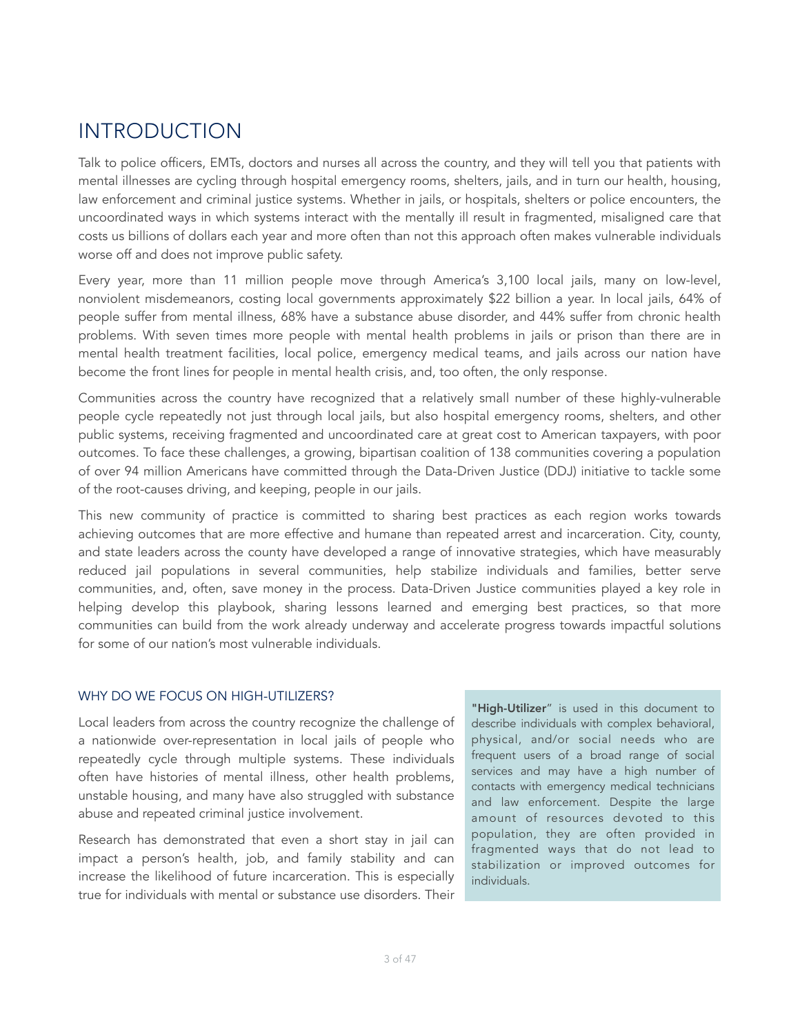# INTRODUCTION

Talk to police officers, EMTs, doctors and nurses all across the country, and they will tell you that patients with mental illnesses are cycling through hospital emergency rooms, shelters, jails, and in turn our health, housing, law enforcement and criminal justice systems. Whether in jails, or hospitals, shelters or police encounters, the uncoordinated ways in which systems interact with the mentally ill result in fragmented, misaligned care that costs us billions of dollars each year and more often than not this approach often makes vulnerable individuals worse off and does not improve public safety.

Every year, more than 11 million people move through America's 3,100 local jails, many on low-level, nonviolent misdemeanors, costing local governments approximately $22 billion a year. In local jails, 64% of people suffer from mental illness, 68% have a substance abuse disorder, and 44% suffer from chronic health problems. With seven times more people with mental health problems in jails or prison than there are in mental health treatment facilities, local police, emergency medical teams, and jails across our nation have become the front lines for people in mental health crisis, and, too often, the only response.

Communities across the country have recognized that a relatively small number of these highly-vulnerable people cycle repeatedly not just through local jails, but also hospital emergency rooms, shelters, and other public systems, receiving fragmented and uncoordinated care at great cost to American taxpayers, with poor outcomes. To face these challenges, a growing, bipartisan coalition of 138 communities covering a population of over 94 million Americans have committed through the Data-Driven Justice (DDJ) initiative to tackle some of the root-causes driving, and keeping, people in our jails.

This new community of practice is committed to sharing best practices as each region works towards achieving outcomes that are more effective and humane than repeated arrest and incarceration. City, county, and state leaders across the county have developed a range of innovative strategies, which have measurably reduced jail populations in several communities, help stabilize individuals and families, better serve communities, and, often, save money in the process. Data-Driven Justice communities played a key role in helping develop this playbook, sharing lessons learned and emerging best practices, so that more communities can build from the work already underway and accelerate progress towards impactful solutions for some of our nation's most vulnerable individuals.

## WHY DO WE FOCUS ON HIGH-UTILIZERS?

Local leaders from across the country recognize the challenge of a nationwide over-representation in local jails of people who repeatedly cycle through multiple systems. These individuals often have histories of mental illness, other health problems, unstable housing, and many have also struggled with substance abuse and repeated criminal justice involvement.

Research has demonstrated that even a short stay in jail can impact a person's health, job, and family stability and can increase the likelihood of future incarceration. This is especially true for individuals with mental or substance use disorders. Their

> **"High-Utilizer"** is used in this document to describe individuals with complex behavioral, physical, and/or social needs who are frequent users of a broad range of social services and may have a high number of contacts with emergency medical technicians and law enforcement. Despite the large amount of resources devoted to this population, they are often provided in fragmented ways that do not lead to stabilization or improved outcomes for individuals.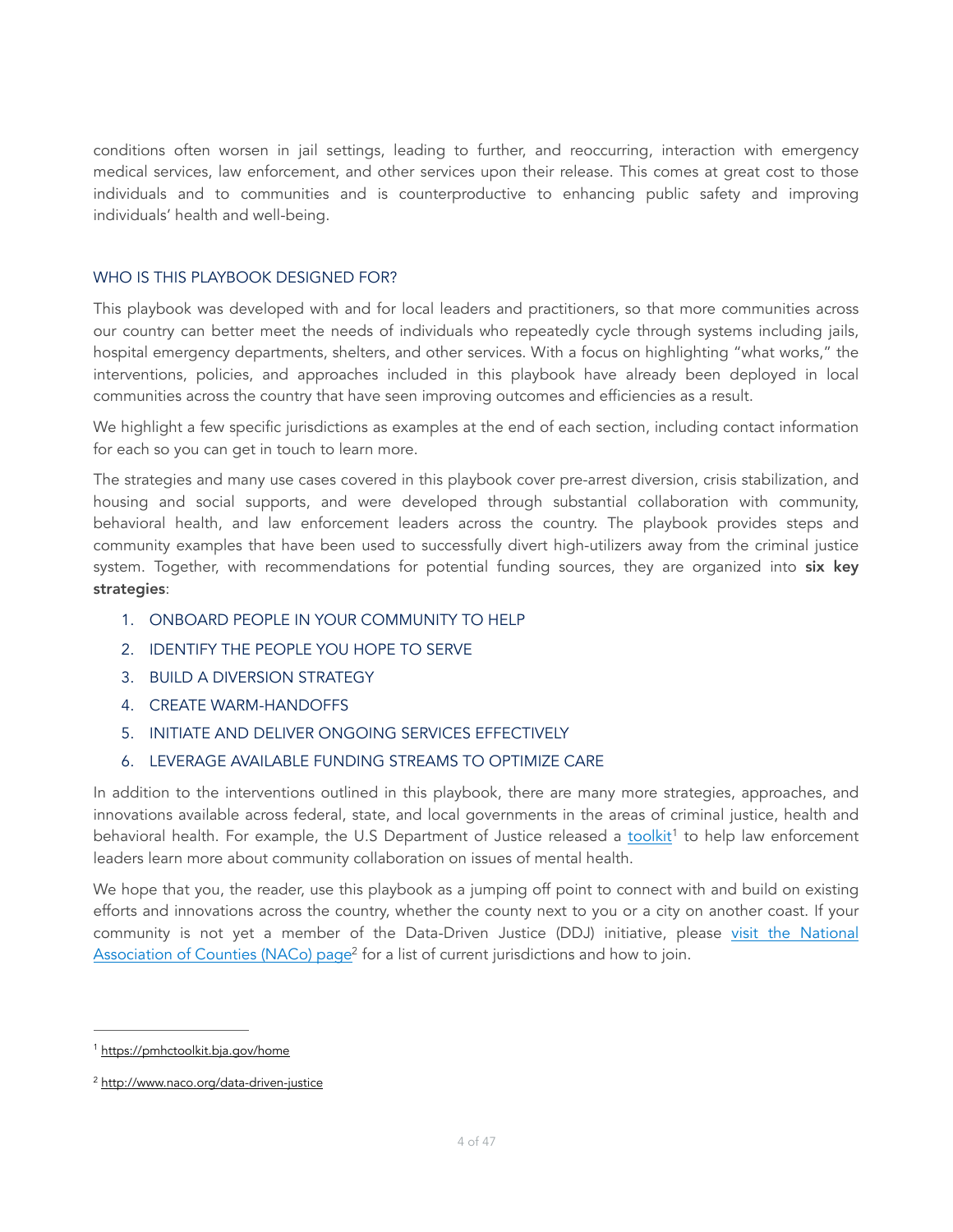conditions often worsen in jail settings, leading to further, and reoccurring, interaction with emergency medical services, law enforcement, and other services upon their release. This comes at great cost to those individuals and to communities and is counterproductive to enhancing public safety and improving individuals' health and well-being.

## WHO IS THIS PLAYBOOK DESIGNED FOR?

This playbook was developed with and for local leaders and practitioners, so that more communities across our country can better meet the needs of individuals who repeatedly cycle through systems including jails, hospital emergency departments, shelters, and other services. With a focus on highlighting "what works," the interventions, policies, and approaches included in this playbook have already been deployed in local communities across the country that have seen improving outcomes and efficiencies as a result.

We highlight a few specific jurisdictions as examples at the end of each section, including contact information for each so you can get in touch to learn more.

The strategies and many use cases covered in this playbook cover pre-arrest diversion, crisis stabilization, and housing and social supports, and were developed through substantial collaboration with community, behavioral health, and law enforcement leaders across the country. The playbook provides steps and community examples that have been used to successfully divert high-utilizers away from the criminal justice system. Together, with recommendations for potential funding sources, they are organized into **six key strategies**:

1. ONBOARD PEOPLE IN YOUR COMMUNITY TO HELP
2. IDENTIFY THE PEOPLE YOU HOPE TO SERVE
3. BUILD A DIVERSION STRATEGY
4. CREATE WARM-HANDOFFS
5. INITIATE AND DELIVER ONGOING SERVICES EFFECTIVELY
6. LEVERAGE AVAILABLE FUNDING STREAMS TO OPTIMIZE CARE

In addition to the interventions outlined in this playbook, there are many more strategies, approaches, and innovations available across federal, state, and local governments in the areas of criminal justice, health and behavioral health. For example, the U.S Department of Justice released a toolkit[1] to help law enforcement leaders learn more about community collaboration on issues of mental health.

We hope that you, the reader, use this playbook as a jumping off point to connect with and build on existing efforts and innovations across the country, whether the county next to you or a city on another coast. If your community is not yet a member of the Data-Driven Justice (DDJ) initiative, please visit the National Association of Counties (NACo) page[2] for a list of current jurisdictions and how to join.

---

[1] https://pmhctoolkit.bja.gov/home

[2] http://www.naco.org/data-driven-justice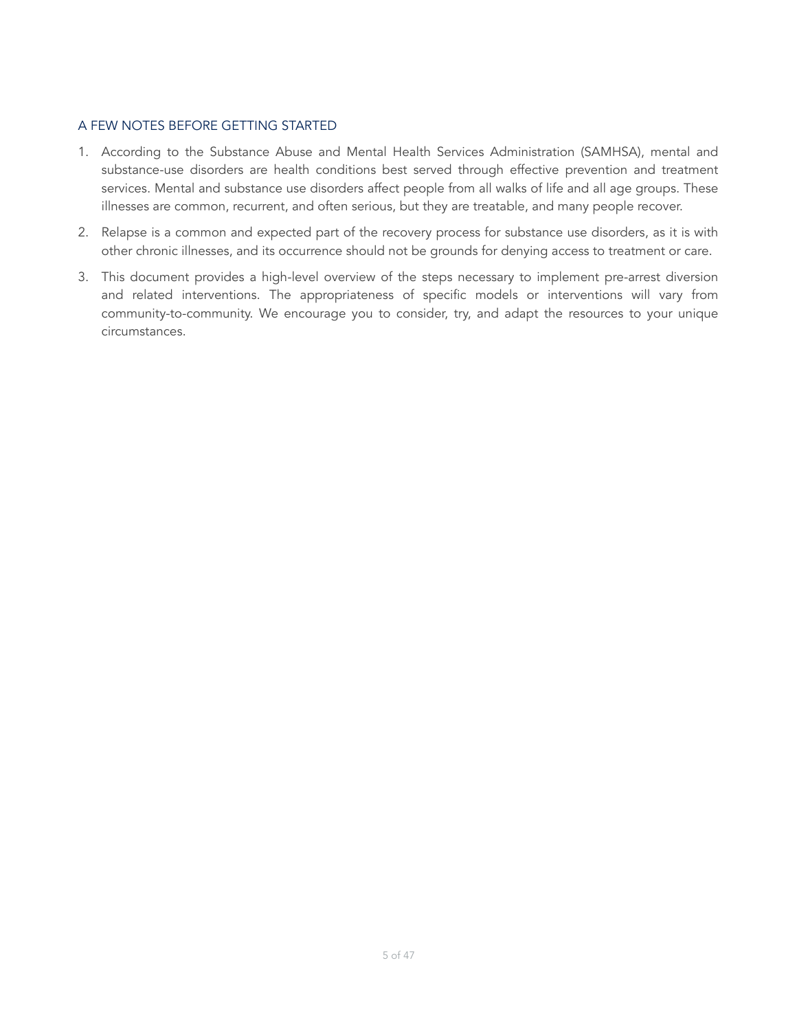## A FEW NOTES BEFORE GETTING STARTED

1. According to the Substance Abuse and Mental Health Services Administration (SAMHSA), mental and substance-use disorders are health conditions best served through effective prevention and treatment services. Mental and substance use disorders affect people from all walks of life and all age groups. These illnesses are common, recurrent, and often serious, but they are treatable, and many people recover.
2. Relapse is a common and expected part of the recovery process for substance use disorders, as it is with other chronic illnesses, and its occurrence should not be grounds for denying access to treatment or care.
3. This document provides a high-level overview of the steps necessary to implement pre-arrest diversion and related interventions. The appropriateness of specific models or interventions will vary from community-to-community. We encourage you to consider, try, and adapt the resources to your unique circumstances.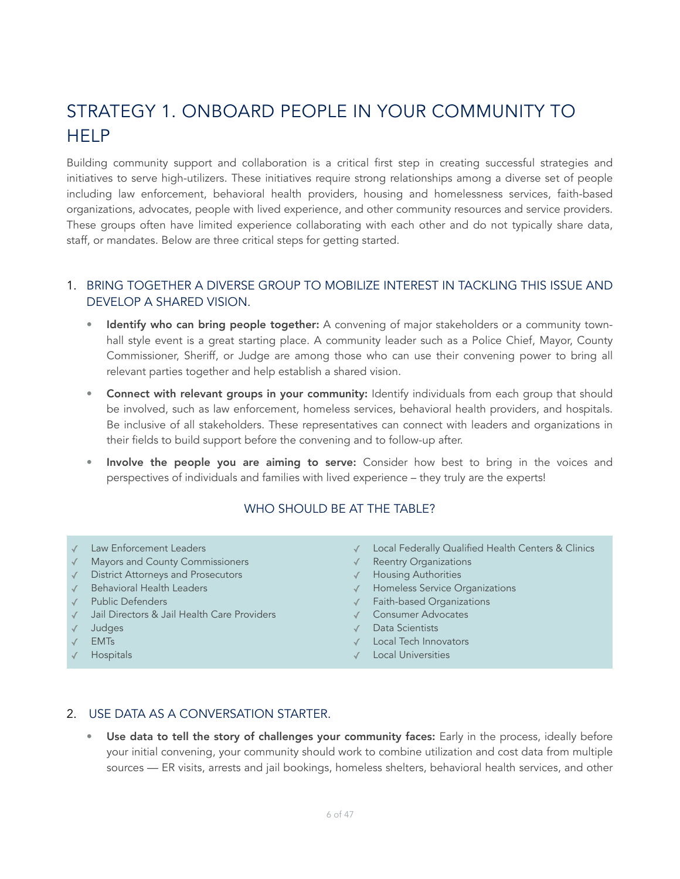# STRATEGY 1. ONBOARD PEOPLE IN YOUR COMMUNITY TO HELP

Building community support and collaboration is a critical first step in creating successful strategies and initiatives to serve high-utilizers. These initiatives require strong relationships among a diverse set of people including law enforcement, behavioral health providers, housing and homelessness services, faith-based organizations, advocates, people with lived experience, and other community resources and service providers. These groups often have limited experience collaborating with each other and do not typically share data, staff, or mandates. Below are three critical steps for getting started.

## 1. BRING TOGETHER A DIVERSE GROUP TO MOBILIZE INTEREST IN TACKLING THIS ISSUE AND DEVELOP A SHARED VISION.

- **Identify who can bring people together:** A convening of major stakeholders or a community town-hall style event is a great starting place. A community leader such as a Police Chief, Mayor, County Commissioner, Sheriff, or Judge are among those who can use their convening power to bring all relevant parties together and help establish a shared vision.
- **Connect with relevant groups in your community:** Identify individuals from each group that should be involved, such as law enforcement, homeless services, behavioral health providers, and hospitals. Be inclusive of all stakeholders. These representatives can connect with leaders and organizations in their fields to build support before the convening and to follow-up after.
- **Involve the people you are aiming to serve:** Consider how best to bring in the voices and perspectives of individuals and families with lived experience – they truly are the experts!

### WHO SHOULD BE AT THE TABLE?

- ✓ Law Enforcement Leaders
- ✓ Mayors and County Commissioners
- ✓ District Attorneys and Prosecutors
- ✓ Behavioral Health Leaders
- ✓ Public Defenders
- ✓ Jail Directors & Jail Health Care Providers
- ✓ Judges
- ✓ EMTs
- ✓ Hospitals
- ✓ Local Federally Qualified Health Centers & Clinics
- ✓ Reentry Organizations
- ✓ Housing Authorities
- ✓ Homeless Service Organizations
- ✓ Faith-based Organizations
- ✓ Consumer Advocates
- ✓ Data Scientists
- ✓ Local Tech Innovators
- ✓ Local Universities

## 2. USE DATA AS A CONVERSATION STARTER.

- **Use data to tell the story of challenges your community faces:** Early in the process, ideally before your initial convening, your community should work to combine utilization and cost data from multiple sources — ER visits, arrests and jail bookings, homeless shelters, behavioral health services, and other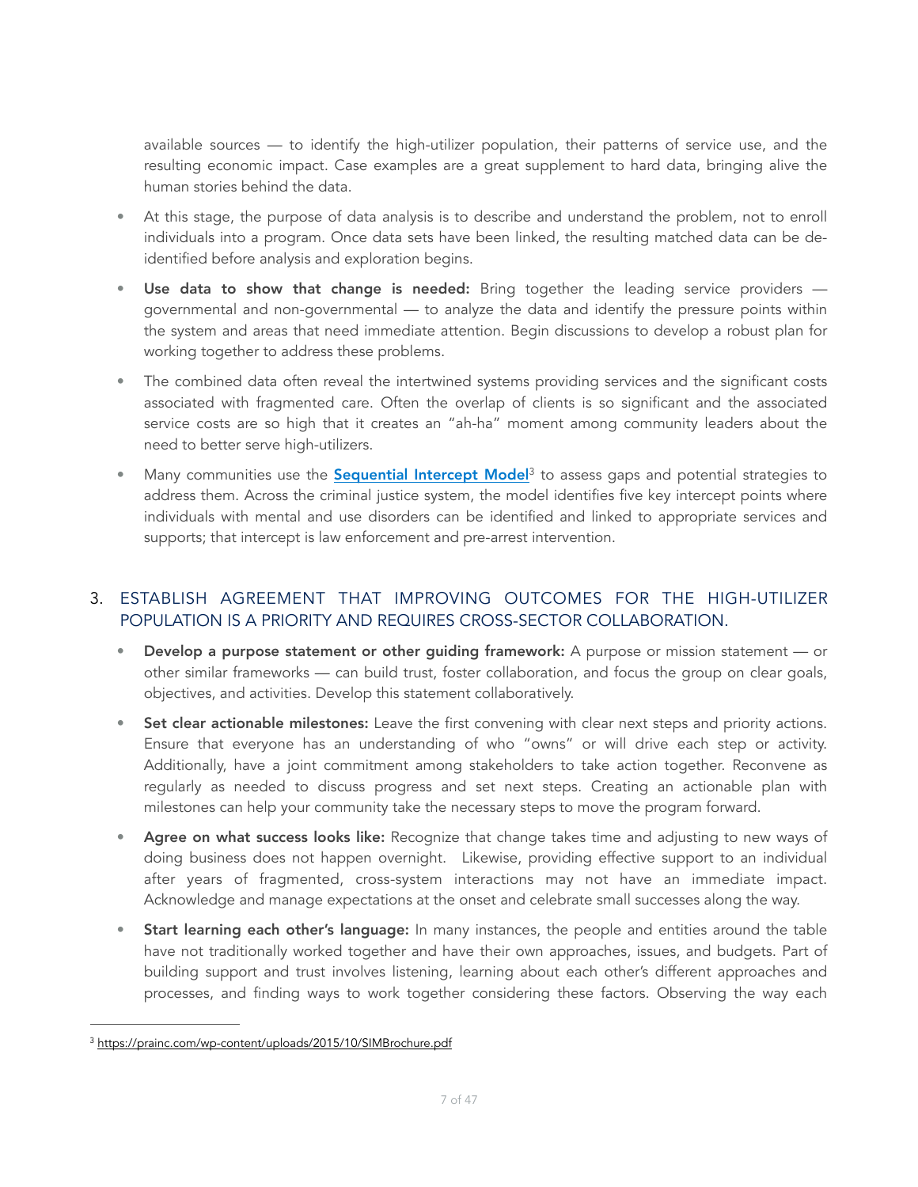available sources — to identify the high-utilizer population, their patterns of service use, and the resulting economic impact. Case examples are a great supplement to hard data, bringing alive the human stories behind the data.

- At this stage, the purpose of data analysis is to describe and understand the problem, not to enroll individuals into a program. Once data sets have been linked, the resulting matched data can be de-identified before analysis and exploration begins.
- **Use data to show that change is needed:** Bring together the leading service providers — governmental and non-governmental — to analyze the data and identify the pressure points within the system and areas that need immediate attention. Begin discussions to develop a robust plan for working together to address these problems.
- The combined data often reveal the intertwined systems providing services and the significant costs associated with fragmented care. Often the overlap of clients is so significant and the associated service costs are so high that it creates an "ah-ha" moment among community leaders about the need to better serve high-utilizers.
- Many communities use the **[Sequential Intercept Model](https://prainc.com/wp-content/uploads/2015/10/SIMBrochure.pdf)**[3] to assess gaps and potential strategies to address them. Across the criminal justice system, the model identifies five key intercept points where individuals with mental and use disorders can be identified and linked to appropriate services and supports; that intercept is law enforcement and pre-arrest intervention.

## 3. ESTABLISH AGREEMENT THAT IMPROVING OUTCOMES FOR THE HIGH-UTILIZER POPULATION IS A PRIORITY AND REQUIRES CROSS-SECTOR COLLABORATION.

- **Develop a purpose statement or other guiding framework:** A purpose or mission statement — or other similar frameworks — can build trust, foster collaboration, and focus the group on clear goals, objectives, and activities. Develop this statement collaboratively.
- **Set clear actionable milestones:** Leave the first convening with clear next steps and priority actions. Ensure that everyone has an understanding of who "owns" or will drive each step or activity. Additionally, have a joint commitment among stakeholders to take action together. Reconvene as regularly as needed to discuss progress and set next steps. Creating an actionable plan with milestones can help your community take the necessary steps to move the program forward.
- **Agree on what success looks like:** Recognize that change takes time and adjusting to new ways of doing business does not happen overnight. Likewise, providing effective support to an individual after years of fragmented, cross-system interactions may not have an immediate impact. Acknowledge and manage expectations at the onset and celebrate small successes along the way.
- **Start learning each other's language:** In many instances, the people and entities around the table have not traditionally worked together and have their own approaches, issues, and budgets. Part of building support and trust involves listening, learning about each other's different approaches and processes, and finding ways to work together considering these factors. Observing the way each

[3] https://prainc.com/wp-content/uploads/2015/10/SIMBrochure.pdf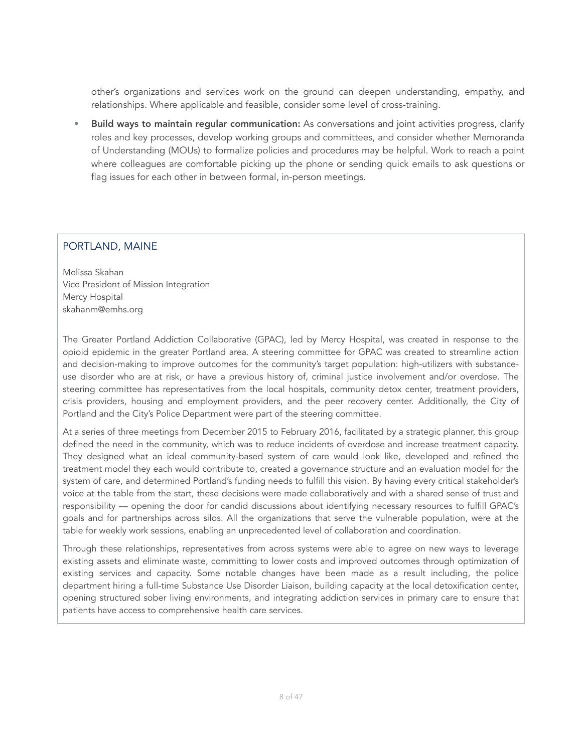other's organizations and services work on the ground can deepen understanding, empathy, and relationships. Where applicable and feasible, consider some level of cross-training.

- **Build ways to maintain regular communication:** As conversations and joint activities progress, clarify roles and key processes, develop working groups and committees, and consider whether Memoranda of Understanding (MOUs) to formalize policies and procedures may be helpful. Work to reach a point where colleagues are comfortable picking up the phone or sending quick emails to ask questions or flag issues for each other in between formal, in-person meetings.

## PORTLAND, MAINE

Melissa Skahan
Vice President of Mission Integration
Mercy Hospital
skahanm@emhs.org

The Greater Portland Addiction Collaborative (GPAC), led by Mercy Hospital, was created in response to the opioid epidemic in the greater Portland area. A steering committee for GPAC was created to streamline action and decision-making to improve outcomes for the community's target population: high-utilizers with substance-use disorder who are at risk, or have a previous history of, criminal justice involvement and/or overdose. The steering committee has representatives from the local hospitals, community detox center, treatment providers, crisis providers, housing and employment providers, and the peer recovery center. Additionally, the City of Portland and the City's Police Department were part of the steering committee.

At a series of three meetings from December 2015 to February 2016, facilitated by a strategic planner, this group defined the need in the community, which was to reduce incidents of overdose and increase treatment capacity. They designed what an ideal community-based system of care would look like, developed and refined the treatment model they each would contribute to, created a governance structure and an evaluation model for the system of care, and determined Portland's funding needs to fulfill this vision. By having every critical stakeholder's voice at the table from the start, these decisions were made collaboratively and with a shared sense of trust and responsibility — opening the door for candid discussions about identifying necessary resources to fulfill GPAC's goals and for partnerships across silos. All the organizations that serve the vulnerable population, were at the table for weekly work sessions, enabling an unprecedented level of collaboration and coordination.

Through these relationships, representatives from across systems were able to agree on new ways to leverage existing assets and eliminate waste, committing to lower costs and improved outcomes through optimization of existing services and capacity. Some notable changes have been made as a result including, the police department hiring a full-time Substance Use Disorder Liaison, building capacity at the local detoxification center, opening structured sober living environments, and integrating addiction services in primary care to ensure that patients have access to comprehensive health care services.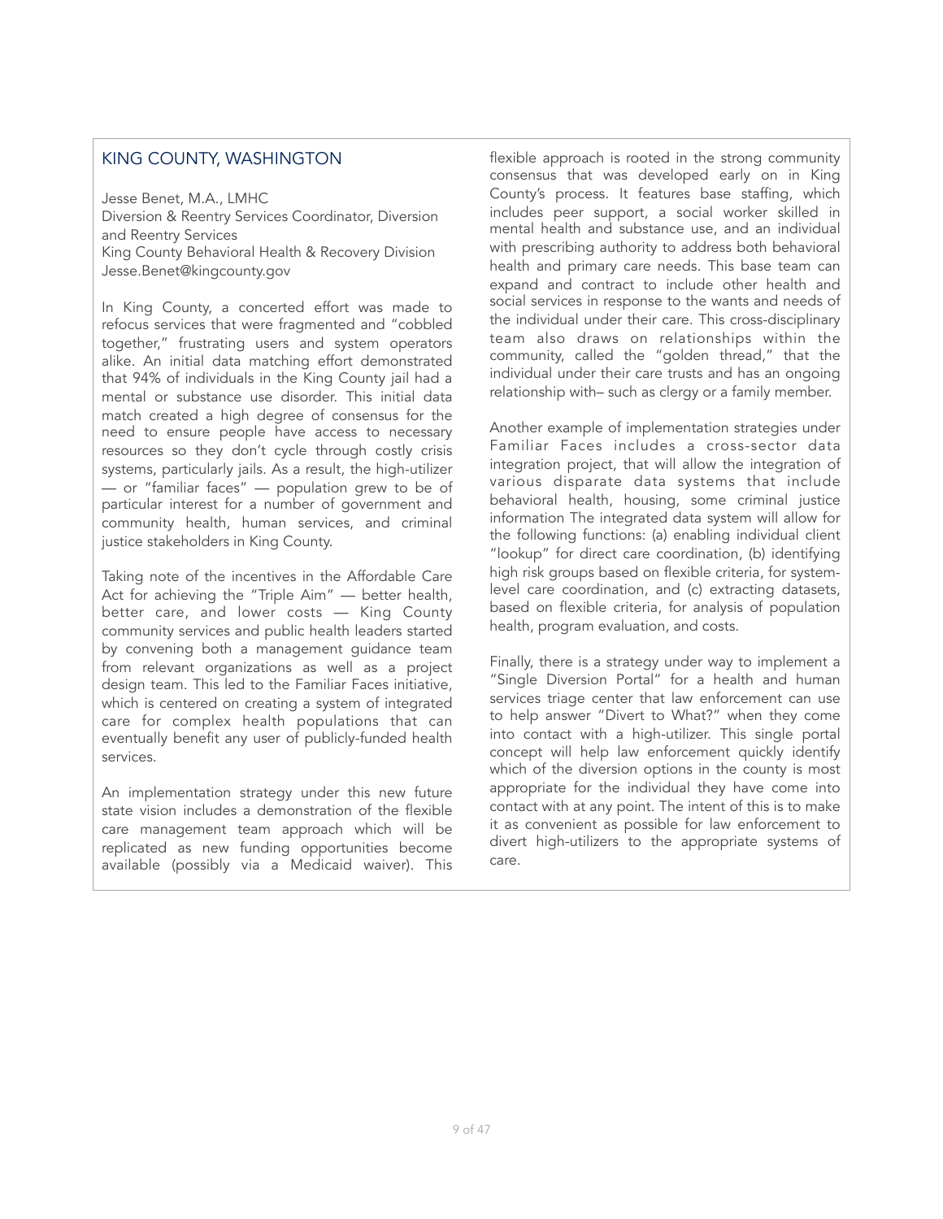## KING COUNTY, WASHINGTON

Jesse Benet, M.A., LMHC
Diversion & Reentry Services Coordinator, Diversion and Reentry Services
King County Behavioral Health & Recovery Division
Jesse.Benet@kingcounty.gov

In King County, a concerted effort was made to refocus services that were fragmented and "cobbled together," frustrating users and system operators alike. An initial data matching effort demonstrated that 94% of individuals in the King County jail had a mental or substance use disorder. This initial data match created a high degree of consensus for the need to ensure people have access to necessary resources so they don't cycle through costly crisis systems, particularly jails. As a result, the high-utilizer — or "familiar faces" — population grew to be of particular interest for a number of government and community health, human services, and criminal justice stakeholders in King County.

Taking note of the incentives in the Affordable Care Act for achieving the "Triple Aim" — better health, better care, and lower costs — King County community services and public health leaders started by convening both a management guidance team from relevant organizations as well as a project design team. This led to the Familiar Faces initiative, which is centered on creating a system of integrated care for complex health populations that can eventually benefit any user of publicly-funded health services.

An implementation strategy under this new future state vision includes a demonstration of the flexible care management team approach which will be replicated as new funding opportunities become available (possibly via a Medicaid waiver). This flexible approach is rooted in the strong community consensus that was developed early on in King County's process. It features base staffing, which includes peer support, a social worker skilled in mental health and substance use, and an individual with prescribing authority to address both behavioral health and primary care needs. This base team can expand and contract to include other health and social services in response to the wants and needs of the individual under their care. This cross-disciplinary team also draws on relationships within the community, called the "golden thread," that the individual under their care trusts and has an ongoing relationship with– such as clergy or a family member.

Another example of implementation strategies under Familiar Faces includes a cross-sector data integration project, that will allow the integration of various disparate data systems that include behavioral health, housing, some criminal justice information The integrated data system will allow for the following functions: (a) enabling individual client "lookup" for direct care coordination, (b) identifying high risk groups based on flexible criteria, for system-level care coordination, and (c) extracting datasets, based on flexible criteria, for analysis of population health, program evaluation, and costs.

Finally, there is a strategy under way to implement a "Single Diversion Portal" for a health and human services triage center that law enforcement can use to help answer "Divert to What?" when they come into contact with a high-utilizer. This single portal concept will help law enforcement quickly identify which of the diversion options in the county is most appropriate for the individual they have come into contact with at any point. The intent of this is to make it as convenient as possible for law enforcement to divert high-utilizers to the appropriate systems of care.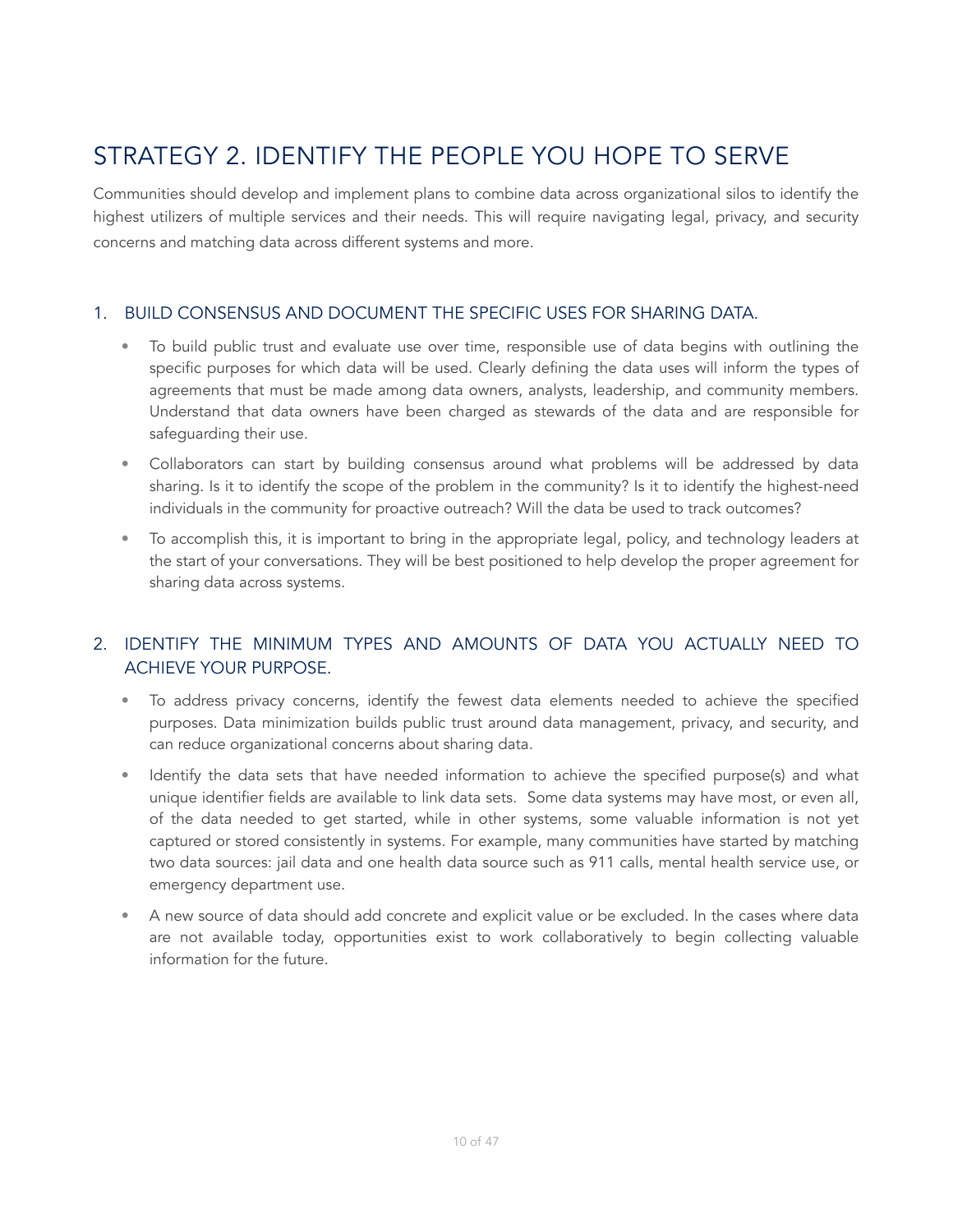# STRATEGY 2. IDENTIFY THE PEOPLE YOU HOPE TO SERVE

Communities should develop and implement plans to combine data across organizational silos to identify the highest utilizers of multiple services and their needs. This will require navigating legal, privacy, and security concerns and matching data across different systems and more.

## 1. BUILD CONSENSUS AND DOCUMENT THE SPECIFIC USES FOR SHARING DATA.

- To build public trust and evaluate use over time, responsible use of data begins with outlining the specific purposes for which data will be used. Clearly defining the data uses will inform the types of agreements that must be made among data owners, analysts, leadership, and community members. Understand that data owners have been charged as stewards of the data and are responsible for safeguarding their use.
- Collaborators can start by building consensus around what problems will be addressed by data sharing. Is it to identify the scope of the problem in the community? Is it to identify the highest-need individuals in the community for proactive outreach? Will the data be used to track outcomes?
- To accomplish this, it is important to bring in the appropriate legal, policy, and technology leaders at the start of your conversations. They will be best positioned to help develop the proper agreement for sharing data across systems.

## 2. IDENTIFY THE MINIMUM TYPES AND AMOUNTS OF DATA YOU ACTUALLY NEED TO ACHIEVE YOUR PURPOSE.

- To address privacy concerns, identify the fewest data elements needed to achieve the specified purposes. Data minimization builds public trust around data management, privacy, and security, and can reduce organizational concerns about sharing data.
- Identify the data sets that have needed information to achieve the specified purpose(s) and what unique identifier fields are available to link data sets. Some data systems may have most, or even all, of the data needed to get started, while in other systems, some valuable information is not yet captured or stored consistently in systems. For example, many communities have started by matching two data sources: jail data and one health data source such as 911 calls, mental health service use, or emergency department use.
- A new source of data should add concrete and explicit value or be excluded. In the cases where data are not available today, opportunities exist to work collaboratively to begin collecting valuable information for the future.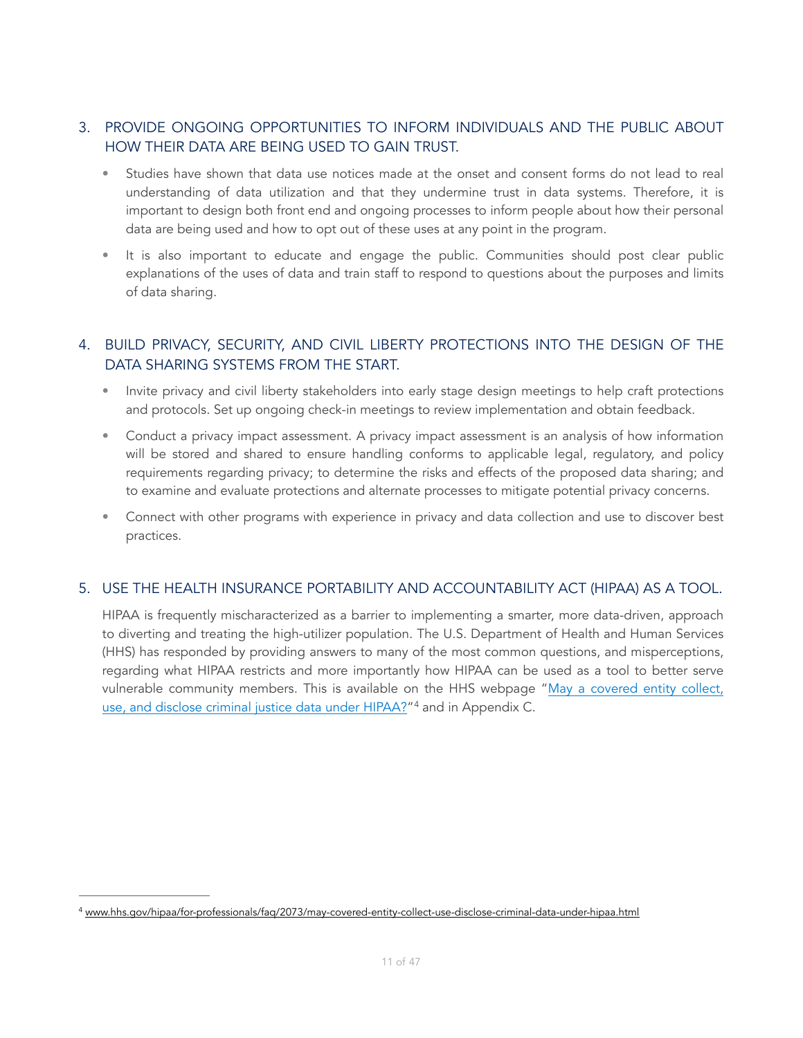## 3. PROVIDE ONGOING OPPORTUNITIES TO INFORM INDIVIDUALS AND THE PUBLIC ABOUT HOW THEIR DATA ARE BEING USED TO GAIN TRUST.

- Studies have shown that data use notices made at the onset and consent forms do not lead to real understanding of data utilization and that they undermine trust in data systems. Therefore, it is important to design both front end and ongoing processes to inform people about how their personal data are being used and how to opt out of these uses at any point in the program.
- It is also important to educate and engage the public. Communities should post clear public explanations of the uses of data and train staff to respond to questions about the purposes and limits of data sharing.

## 4. BUILD PRIVACY, SECURITY, AND CIVIL LIBERTY PROTECTIONS INTO THE DESIGN OF THE DATA SHARING SYSTEMS FROM THE START.

- Invite privacy and civil liberty stakeholders into early stage design meetings to help craft protections and protocols. Set up ongoing check-in meetings to review implementation and obtain feedback.
- Conduct a privacy impact assessment. A privacy impact assessment is an analysis of how information will be stored and shared to ensure handling conforms to applicable legal, regulatory, and policy requirements regarding privacy; to determine the risks and effects of the proposed data sharing; and to examine and evaluate protections and alternate processes to mitigate potential privacy concerns.
- Connect with other programs with experience in privacy and data collection and use to discover best practices.

## 5. USE THE HEALTH INSURANCE PORTABILITY AND ACCOUNTABILITY ACT (HIPAA) AS A TOOL.

HIPAA is frequently mischaracterized as a barrier to implementing a smarter, more data-driven, approach to diverting and treating the high-utilizer population. The U.S. Department of Health and Human Services (HHS) has responded by providing answers to many of the most common questions, and misperceptions, regarding what HIPAA restricts and more importantly how HIPAA can be used as a tool to better serve vulnerable community members. This is available on the HHS webpage "[May a covered entity collect, use, and disclose criminal justice data under HIPAA?](http://www.hhs.gov/hipaa/for-professionals/faq/2073/may-covered-entity-collect-use-disclose-criminal-data-under-hipaa.html)"[4] and in Appendix C.

---

[4] www.hhs.gov/hipaa/for-professionals/faq/2073/may-covered-entity-collect-use-disclose-criminal-data-under-hipaa.html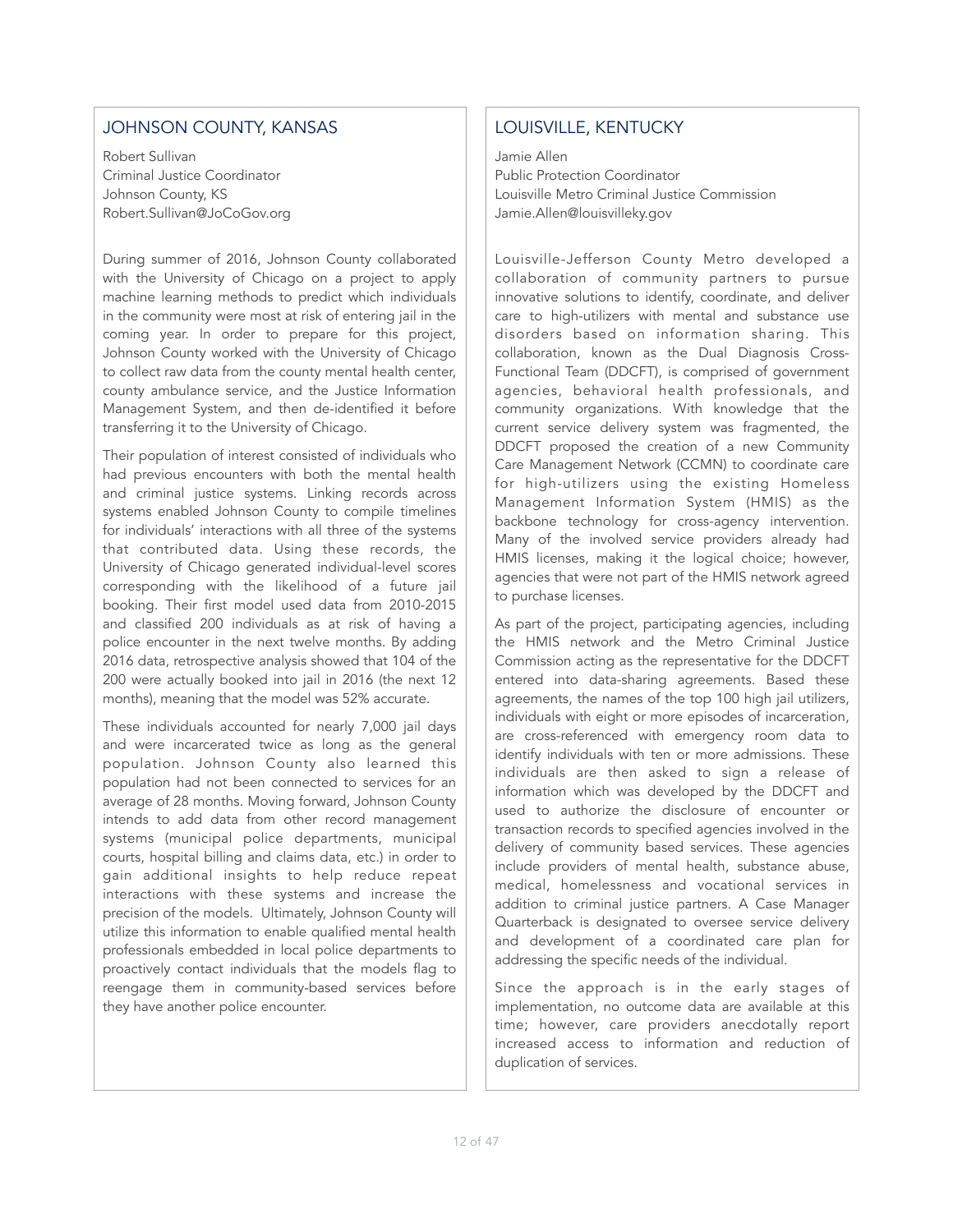## JOHNSON COUNTY, KANSAS

Robert Sullivan
Criminal Justice Coordinator
Johnson County, KS
Robert.Sullivan@JoCoGov.org

During summer of 2016, Johnson County collaborated with the University of Chicago on a project to apply machine learning methods to predict which individuals in the community were most at risk of entering jail in the coming year. In order to prepare for this project, Johnson County worked with the University of Chicago to collect raw data from the county mental health center, county ambulance service, and the Justice Information Management System, and then de-identified it before transferring it to the University of Chicago.

Their population of interest consisted of individuals who had previous encounters with both the mental health and criminal justice systems. Linking records across systems enabled Johnson County to compile timelines for individuals' interactions with all three of the systems that contributed data. Using these records, the University of Chicago generated individual-level scores corresponding with the likelihood of a future jail booking. Their first model used data from 2010-2015 and classified 200 individuals as at risk of having a police encounter in the next twelve months. By adding 2016 data, retrospective analysis showed that 104 of the 200 were actually booked into jail in 2016 (the next 12 months), meaning that the model was 52% accurate.

These individuals accounted for nearly 7,000 jail days and were incarcerated twice as long as the general population. Johnson County also learned this population had not been connected to services for an average of 28 months. Moving forward, Johnson County intends to add data from other record management systems (municipal police departments, municipal courts, hospital billing and claims data, etc.) in order to gain additional insights to help reduce repeat interactions with these systems and increase the precision of the models. Ultimately, Johnson County will utilize this information to enable qualified mental health professionals embedded in local police departments to proactively contact individuals that the models flag to reengage them in community-based services before they have another police encounter.

## LOUISVILLE, KENTUCKY

Jamie Allen
Public Protection Coordinator
Louisville Metro Criminal Justice Commission
Jamie.Allen@louisvilleky.gov

Louisville-Jefferson County Metro developed a collaboration of community partners to pursue innovative solutions to identify, coordinate, and deliver care to high-utilizers with mental and substance use disorders based on information sharing. This collaboration, known as the Dual Diagnosis Cross-Functional Team (DDCFT), is comprised of government agencies, behavioral health professionals, and community organizations. With knowledge that the current service delivery system was fragmented, the DDCFT proposed the creation of a new Community Care Management Network (CCMN) to coordinate care for high-utilizers using the existing Homeless Management Information System (HMIS) as the backbone technology for cross-agency intervention. Many of the involved service providers already had HMIS licenses, making it the logical choice; however, agencies that were not part of the HMIS network agreed to purchase licenses.

As part of the project, participating agencies, including the HMIS network and the Metro Criminal Justice Commission acting as the representative for the DDCFT entered into data-sharing agreements. Based these agreements, the names of the top 100 high jail utilizers, individuals with eight or more episodes of incarceration, are cross-referenced with emergency room data to identify individuals with ten or more admissions. These individuals are then asked to sign a release of information which was developed by the DDCFT and used to authorize the disclosure of encounter or transaction records to specified agencies involved in the delivery of community based services. These agencies include providers of mental health, substance abuse, medical, homelessness and vocational services in addition to criminal justice partners. A Case Manager Quarterback is designated to oversee service delivery and development of a coordinated care plan for addressing the specific needs of the individual.

Since the approach is in the early stages of implementation, no outcome data are available at this time; however, care providers anecdotally report increased access to information and reduction of duplication of services.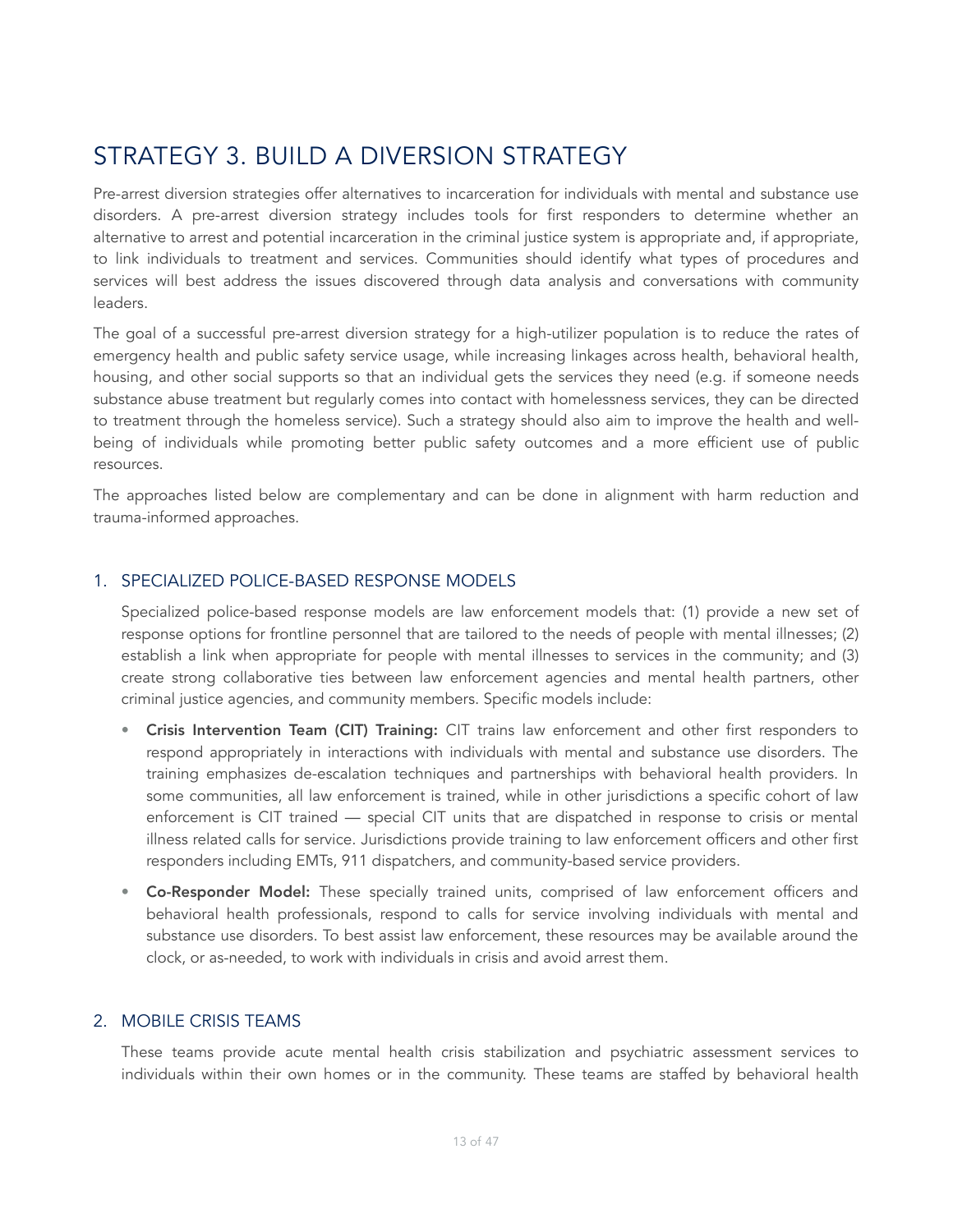# STRATEGY 3. BUILD A DIVERSION STRATEGY

Pre-arrest diversion strategies offer alternatives to incarceration for individuals with mental and substance use disorders. A pre-arrest diversion strategy includes tools for first responders to determine whether an alternative to arrest and potential incarceration in the criminal justice system is appropriate and, if appropriate, to link individuals to treatment and services. Communities should identify what types of procedures and services will best address the issues discovered through data analysis and conversations with community leaders.

The goal of a successful pre-arrest diversion strategy for a high-utilizer population is to reduce the rates of emergency health and public safety service usage, while increasing linkages across health, behavioral health, housing, and other social supports so that an individual gets the services they need (e.g. if someone needs substance abuse treatment but regularly comes into contact with homelessness services, they can be directed to treatment through the homeless service). Such a strategy should also aim to improve the health and well-being of individuals while promoting better public safety outcomes and a more efficient use of public resources.

The approaches listed below are complementary and can be done in alignment with harm reduction and trauma-informed approaches.

## 1. SPECIALIZED POLICE-BASED RESPONSE MODELS

Specialized police-based response models are law enforcement models that: (1) provide a new set of response options for frontline personnel that are tailored to the needs of people with mental illnesses; (2) establish a link when appropriate for people with mental illnesses to services in the community; and (3) create strong collaborative ties between law enforcement agencies and mental health partners, other criminal justice agencies, and community members. Specific models include:

- **Crisis Intervention Team (CIT) Training:** CIT trains law enforcement and other first responders to respond appropriately in interactions with individuals with mental and substance use disorders. The training emphasizes de-escalation techniques and partnerships with behavioral health providers. In some communities, all law enforcement is trained, while in other jurisdictions a specific cohort of law enforcement is CIT trained — special CIT units that are dispatched in response to crisis or mental illness related calls for service. Jurisdictions provide training to law enforcement officers and other first responders including EMTs, 911 dispatchers, and community-based service providers.
- **Co-Responder Model:** These specially trained units, comprised of law enforcement officers and behavioral health professionals, respond to calls for service involving individuals with mental and substance use disorders. To best assist law enforcement, these resources may be available around the clock, or as-needed, to work with individuals in crisis and avoid arrest them.

## 2. MOBILE CRISIS TEAMS

These teams provide acute mental health crisis stabilization and psychiatric assessment services to individuals within their own homes or in the community. These teams are staffed by behavioral health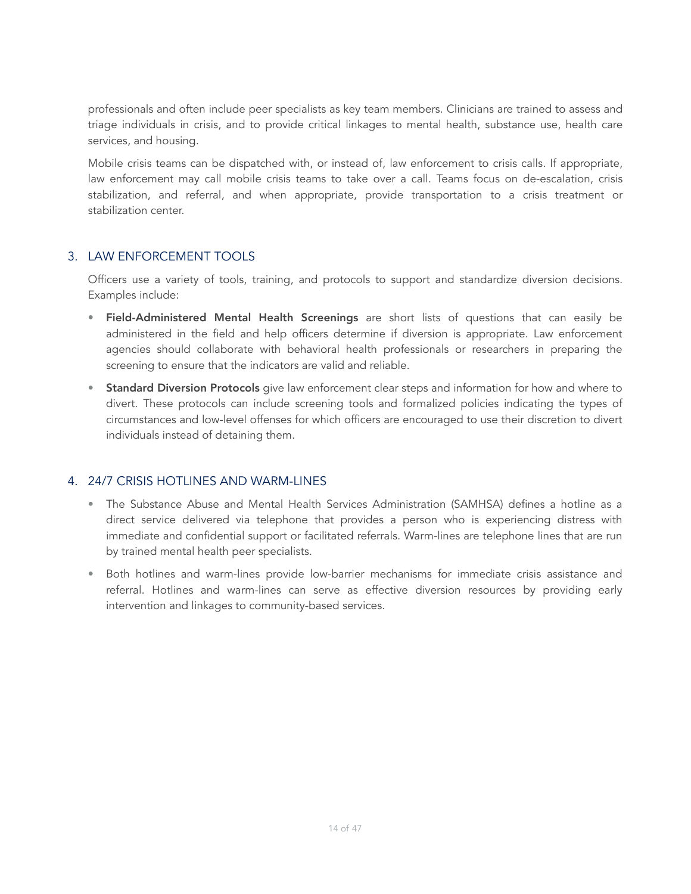professionals and often include peer specialists as key team members. Clinicians are trained to assess and triage individuals in crisis, and to provide critical linkages to mental health, substance use, health care services, and housing.

Mobile crisis teams can be dispatched with, or instead of, law enforcement to crisis calls. If appropriate, law enforcement may call mobile crisis teams to take over a call. Teams focus on de-escalation, crisis stabilization, and referral, and when appropriate, provide transportation to a crisis treatment or stabilization center.

## 3. LAW ENFORCEMENT TOOLS

Officers use a variety of tools, training, and protocols to support and standardize diversion decisions. Examples include:

- **Field-Administered Mental Health Screenings** are short lists of questions that can easily be administered in the field and help officers determine if diversion is appropriate. Law enforcement agencies should collaborate with behavioral health professionals or researchers in preparing the screening to ensure that the indicators are valid and reliable.
- **Standard Diversion Protocols** give law enforcement clear steps and information for how and where to divert. These protocols can include screening tools and formalized policies indicating the types of circumstances and low-level offenses for which officers are encouraged to use their discretion to divert individuals instead of detaining them.

## 4. 24/7 CRISIS HOTLINES AND WARM-LINES

- The Substance Abuse and Mental Health Services Administration (SAMHSA) defines a hotline as a direct service delivered via telephone that provides a person who is experiencing distress with immediate and confidential support or facilitated referrals. Warm-lines are telephone lines that are run by trained mental health peer specialists.
- Both hotlines and warm-lines provide low-barrier mechanisms for immediate crisis assistance and referral. Hotlines and warm-lines can serve as effective diversion resources by providing early intervention and linkages to community-based services.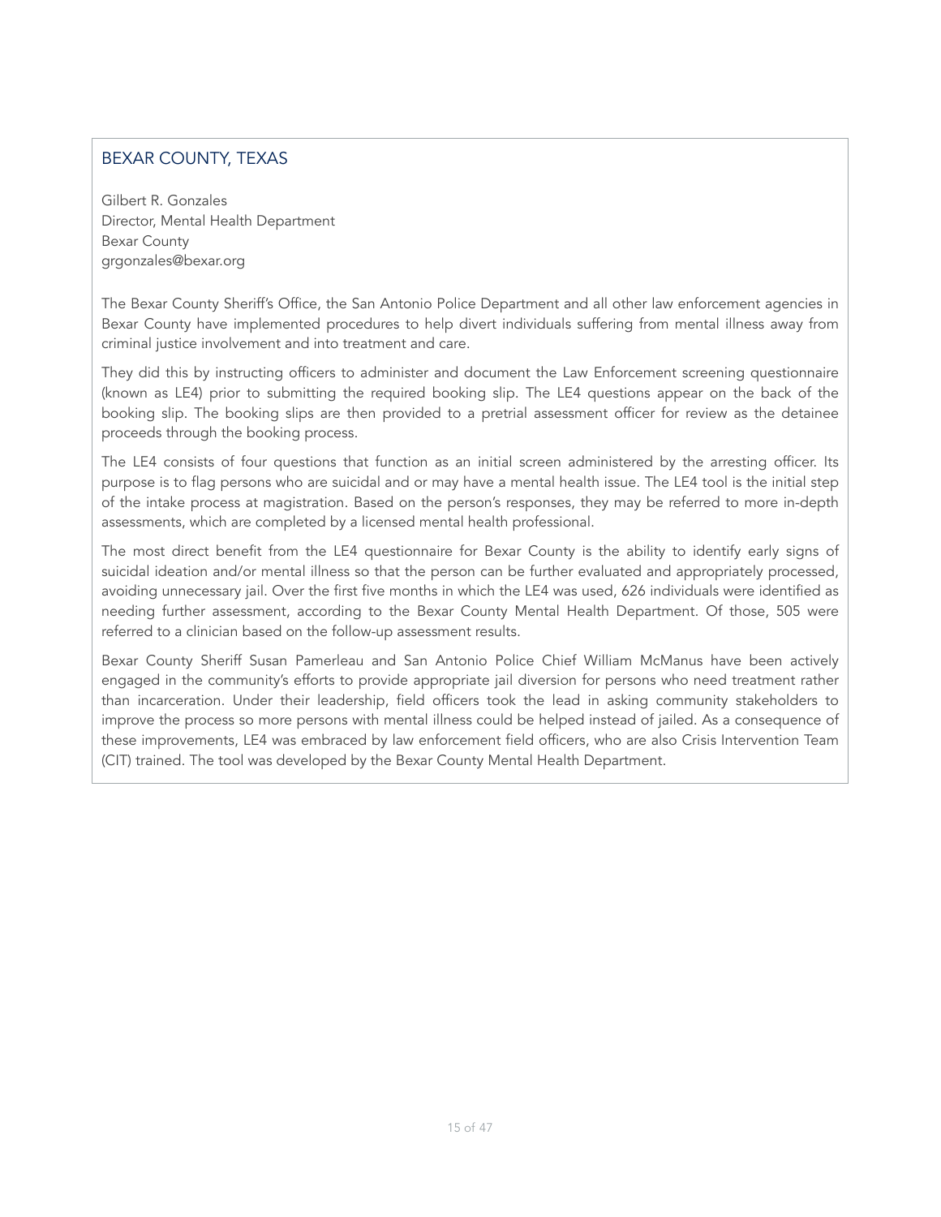## BEXAR COUNTY, TEXAS

Gilbert R. Gonzales
Director, Mental Health Department
Bexar County
grgonzales@bexar.org

The Bexar County Sheriff's Office, the San Antonio Police Department and all other law enforcement agencies in Bexar County have implemented procedures to help divert individuals suffering from mental illness away from criminal justice involvement and into treatment and care.

They did this by instructing officers to administer and document the Law Enforcement screening questionnaire (known as LE4) prior to submitting the required booking slip. The LE4 questions appear on the back of the booking slip. The booking slips are then provided to a pretrial assessment officer for review as the detainee proceeds through the booking process.

The LE4 consists of four questions that function as an initial screen administered by the arresting officer. Its purpose is to flag persons who are suicidal and or may have a mental health issue. The LE4 tool is the initial step of the intake process at magistration. Based on the person's responses, they may be referred to more in-depth assessments, which are completed by a licensed mental health professional.

The most direct benefit from the LE4 questionnaire for Bexar County is the ability to identify early signs of suicidal ideation and/or mental illness so that the person can be further evaluated and appropriately processed, avoiding unnecessary jail. Over the first five months in which the LE4 was used, 626 individuals were identified as needing further assessment, according to the Bexar County Mental Health Department. Of those, 505 were referred to a clinician based on the follow-up assessment results.

Bexar County Sheriff Susan Pamerleau and San Antonio Police Chief William McManus have been actively engaged in the community's efforts to provide appropriate jail diversion for persons who need treatment rather than incarceration. Under their leadership, field officers took the lead in asking community stakeholders to improve the process so more persons with mental illness could be helped instead of jailed. As a consequence of these improvements, LE4 was embraced by law enforcement field officers, who are also Crisis Intervention Team (CIT) trained. The tool was developed by the Bexar County Mental Health Department.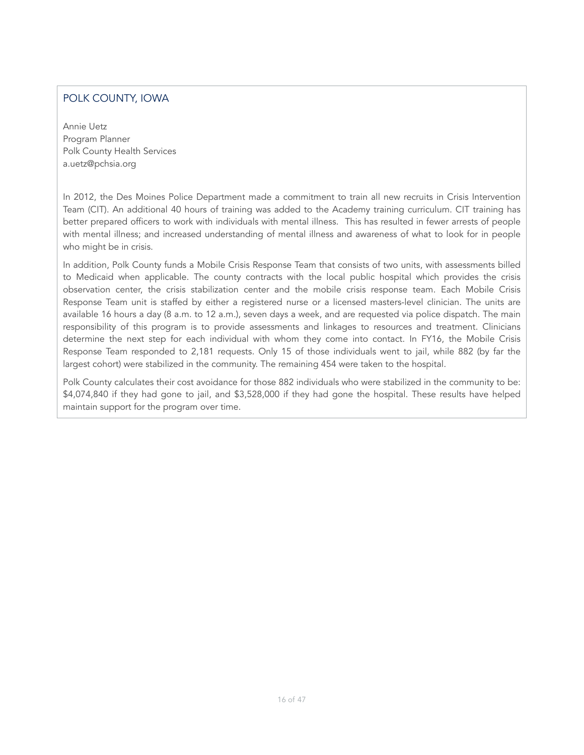## POLK COUNTY, IOWA

Annie Uetz
Program Planner
Polk County Health Services
a.uetz@pchsia.org

In 2012, the Des Moines Police Department made a commitment to train all new recruits in Crisis Intervention Team (CIT). An additional 40 hours of training was added to the Academy training curriculum. CIT training has better prepared officers to work with individuals with mental illness. This has resulted in fewer arrests of people with mental illness; and increased understanding of mental illness and awareness of what to look for in people who might be in crisis.

In addition, Polk County funds a Mobile Crisis Response Team that consists of two units, with assessments billed to Medicaid when applicable. The county contracts with the local public hospital which provides the crisis observation center, the crisis stabilization center and the mobile crisis response team. Each Mobile Crisis Response Team unit is staffed by either a registered nurse or a licensed masters-level clinician. The units are available 16 hours a day (8 a.m. to 12 a.m.), seven days a week, and are requested via police dispatch. The main responsibility of this program is to provide assessments and linkages to resources and treatment. Clinicians determine the next step for each individual with whom they come into contact. In FY16, the Mobile Crisis Response Team responded to 2,181 requests. Only 15 of those individuals went to jail, while 882 (by far the largest cohort) were stabilized in the community. The remaining 454 were taken to the hospital.

Polk County calculates their cost avoidance for those 882 individuals who were stabilized in the community to be: $4,074,840 if they had gone to jail, and $3,528,000 if they had gone the hospital. These results have helped maintain support for the program over time.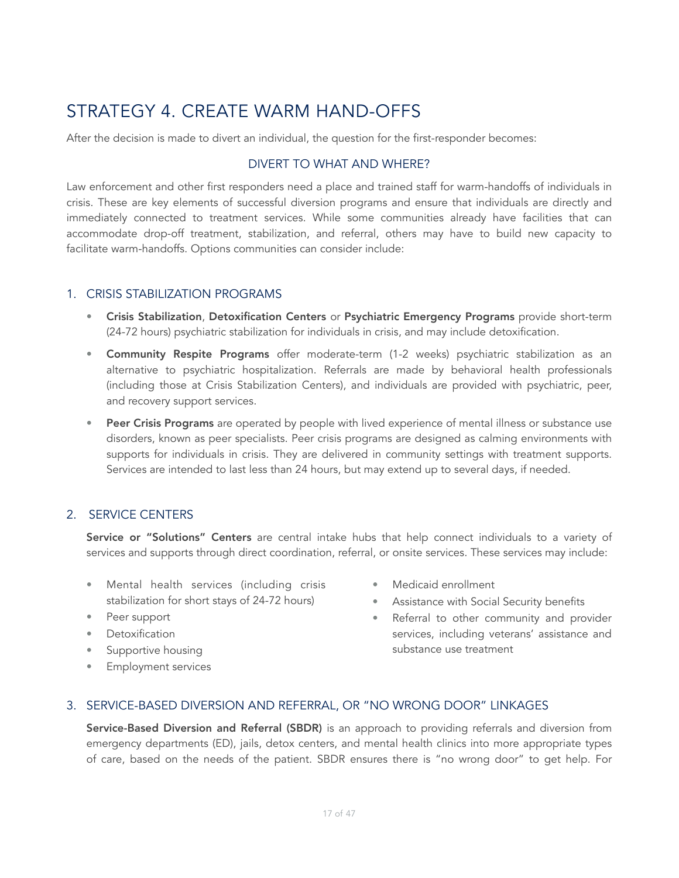# STRATEGY 4. CREATE WARM HAND-OFFS

After the decision is made to divert an individual, the question for the first-responder becomes:

### DIVERT TO WHAT AND WHERE?

Law enforcement and other first responders need a place and trained staff for warm-handoffs of individuals in crisis. These are key elements of successful diversion programs and ensure that individuals are directly and immediately connected to treatment services. While some communities already have facilities that can accommodate drop-off treatment, stabilization, and referral, others may have to build new capacity to facilitate warm-handoffs. Options communities can consider include:

## 1. CRISIS STABILIZATION PROGRAMS

- **Crisis Stabilization**, **Detoxification Centers** or **Psychiatric Emergency Programs** provide short-term (24-72 hours) psychiatric stabilization for individuals in crisis, and may include detoxification.
- **Community Respite Programs** offer moderate-term (1-2 weeks) psychiatric stabilization as an alternative to psychiatric hospitalization. Referrals are made by behavioral health professionals (including those at Crisis Stabilization Centers), and individuals are provided with psychiatric, peer, and recovery support services.
- **Peer Crisis Programs** are operated by people with lived experience of mental illness or substance use disorders, known as peer specialists. Peer crisis programs are designed as calming environments with supports for individuals in crisis. They are delivered in community settings with treatment supports. Services are intended to last less than 24 hours, but may extend up to several days, if needed.

## 2. SERVICE CENTERS

**Service or "Solutions" Centers** are central intake hubs that help connect individuals to a variety of services and supports through direct coordination, referral, or onsite services. These services may include:

- Mental health services (including crisis stabilization for short stays of 24-72 hours)
- Peer support
- Detoxification
- Supportive housing
- Employment services
- Medicaid enrollment
- Assistance with Social Security benefits
- Referral to other community and provider services, including veterans' assistance and substance use treatment

## 3. SERVICE-BASED DIVERSION AND REFERRAL, OR "NO WRONG DOOR" LINKAGES

**Service-Based Diversion and Referral (SBDR)** is an approach to providing referrals and diversion from emergency departments (ED), jails, detox centers, and mental health clinics into more appropriate types of care, based on the needs of the patient. SBDR ensures there is "no wrong door" to get help. For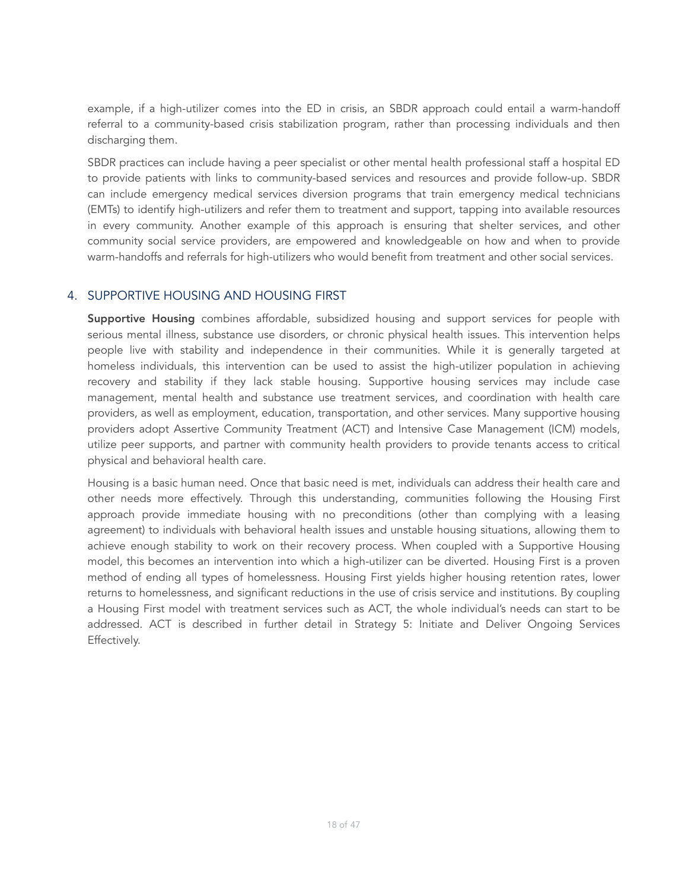example, if a high-utilizer comes into the ED in crisis, an SBDR approach could entail a warm-handoff referral to a community-based crisis stabilization program, rather than processing individuals and then discharging them.

SBDR practices can include having a peer specialist or other mental health professional staff a hospital ED to provide patients with links to community-based services and resources and provide follow-up. SBDR can include emergency medical services diversion programs that train emergency medical technicians (EMTs) to identify high-utilizers and refer them to treatment and support, tapping into available resources in every community. Another example of this approach is ensuring that shelter services, and other community social service providers, are empowered and knowledgeable on how and when to provide warm-handoffs and referrals for high-utilizers who would benefit from treatment and other social services.

## 4. SUPPORTIVE HOUSING AND HOUSING FIRST

**Supportive Housing** combines affordable, subsidized housing and support services for people with serious mental illness, substance use disorders, or chronic physical health issues. This intervention helps people live with stability and independence in their communities. While it is generally targeted at homeless individuals, this intervention can be used to assist the high-utilizer population in achieving recovery and stability if they lack stable housing. Supportive housing services may include case management, mental health and substance use treatment services, and coordination with health care providers, as well as employment, education, transportation, and other services. Many supportive housing providers adopt Assertive Community Treatment (ACT) and Intensive Case Management (ICM) models, utilize peer supports, and partner with community health providers to provide tenants access to critical physical and behavioral health care.

Housing is a basic human need. Once that basic need is met, individuals can address their health care and other needs more effectively. Through this understanding, communities following the Housing First approach provide immediate housing with no preconditions (other than complying with a leasing agreement) to individuals with behavioral health issues and unstable housing situations, allowing them to achieve enough stability to work on their recovery process. When coupled with a Supportive Housing model, this becomes an intervention into which a high-utilizer can be diverted. Housing First is a proven method of ending all types of homelessness. Housing First yields higher housing retention rates, lower returns to homelessness, and significant reductions in the use of crisis service and institutions. By coupling a Housing First model with treatment services such as ACT, the whole individual's needs can start to be addressed. ACT is described in further detail in Strategy 5: Initiate and Deliver Ongoing Services Effectively.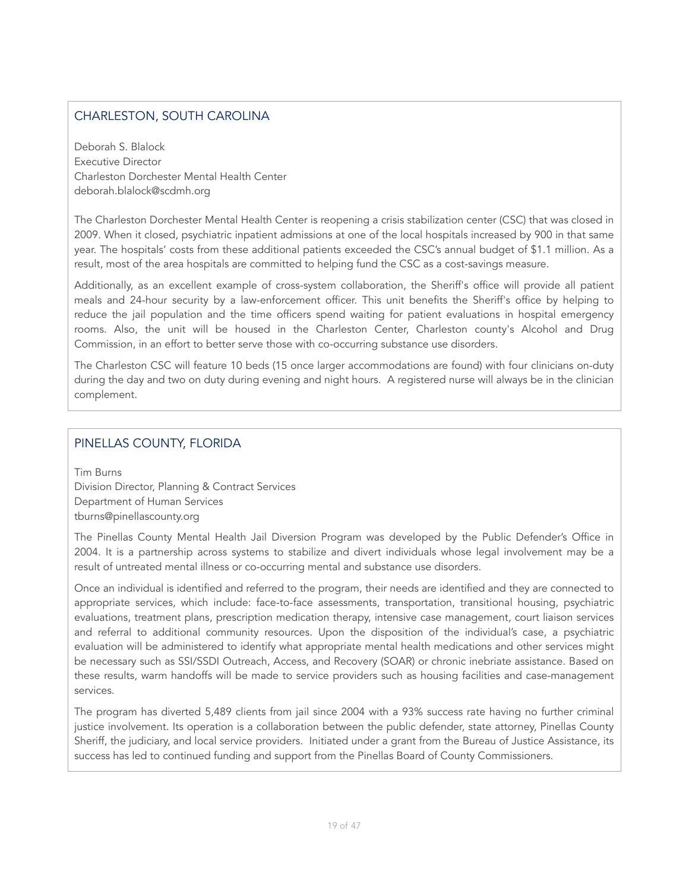## CHARLESTON, SOUTH CAROLINA

Deborah S. Blalock  
Executive Director  
Charleston Dorchester Mental Health Center  
deborah.blalock@scdmh.org

The Charleston Dorchester Mental Health Center is reopening a crisis stabilization center (CSC) that was closed in 2009. When it closed, psychiatric inpatient admissions at one of the local hospitals increased by 900 in that same year. The hospitals' costs from these additional patients exceeded the CSC's annual budget of $1.1 million. As a result, most of the area hospitals are committed to helping fund the CSC as a cost-savings measure.

Additionally, as an excellent example of cross-system collaboration, the Sheriff's office will provide all patient meals and 24-hour security by a law-enforcement officer. This unit benefits the Sheriff's office by helping to reduce the jail population and the time officers spend waiting for patient evaluations in hospital emergency rooms. Also, the unit will be housed in the Charleston Center, Charleston county's Alcohol and Drug Commission, in an effort to better serve those with co-occurring substance use disorders.

The Charleston CSC will feature 10 beds (15 once larger accommodations are found) with four clinicians on-duty during the day and two on duty during evening and night hours. A registered nurse will always be in the clinician complement.

## PINELLAS COUNTY, FLORIDA

Tim Burns  
Division Director, Planning & Contract Services  
Department of Human Services  
tburns@pinellascounty.org

The Pinellas County Mental Health Jail Diversion Program was developed by the Public Defender's Office in 2004. It is a partnership across systems to stabilize and divert individuals whose legal involvement may be a result of untreated mental illness or co-occurring mental and substance use disorders.

Once an individual is identified and referred to the program, their needs are identified and they are connected to appropriate services, which include: face-to-face assessments, transportation, transitional housing, psychiatric evaluations, treatment plans, prescription medication therapy, intensive case management, court liaison services and referral to additional community resources. Upon the disposition of the individual's case, a psychiatric evaluation will be administered to identify what appropriate mental health medications and other services might be necessary such as SSI/SSDI Outreach, Access, and Recovery (SOAR) or chronic inebriate assistance. Based on these results, warm handoffs will be made to service providers such as housing facilities and case-management services.

The program has diverted 5,489 clients from jail since 2004 with a 93% success rate having no further criminal justice involvement. Its operation is a collaboration between the public defender, state attorney, Pinellas County Sheriff, the judiciary, and local service providers. Initiated under a grant from the Bureau of Justice Assistance, its success has led to continued funding and support from the Pinellas Board of County Commissioners.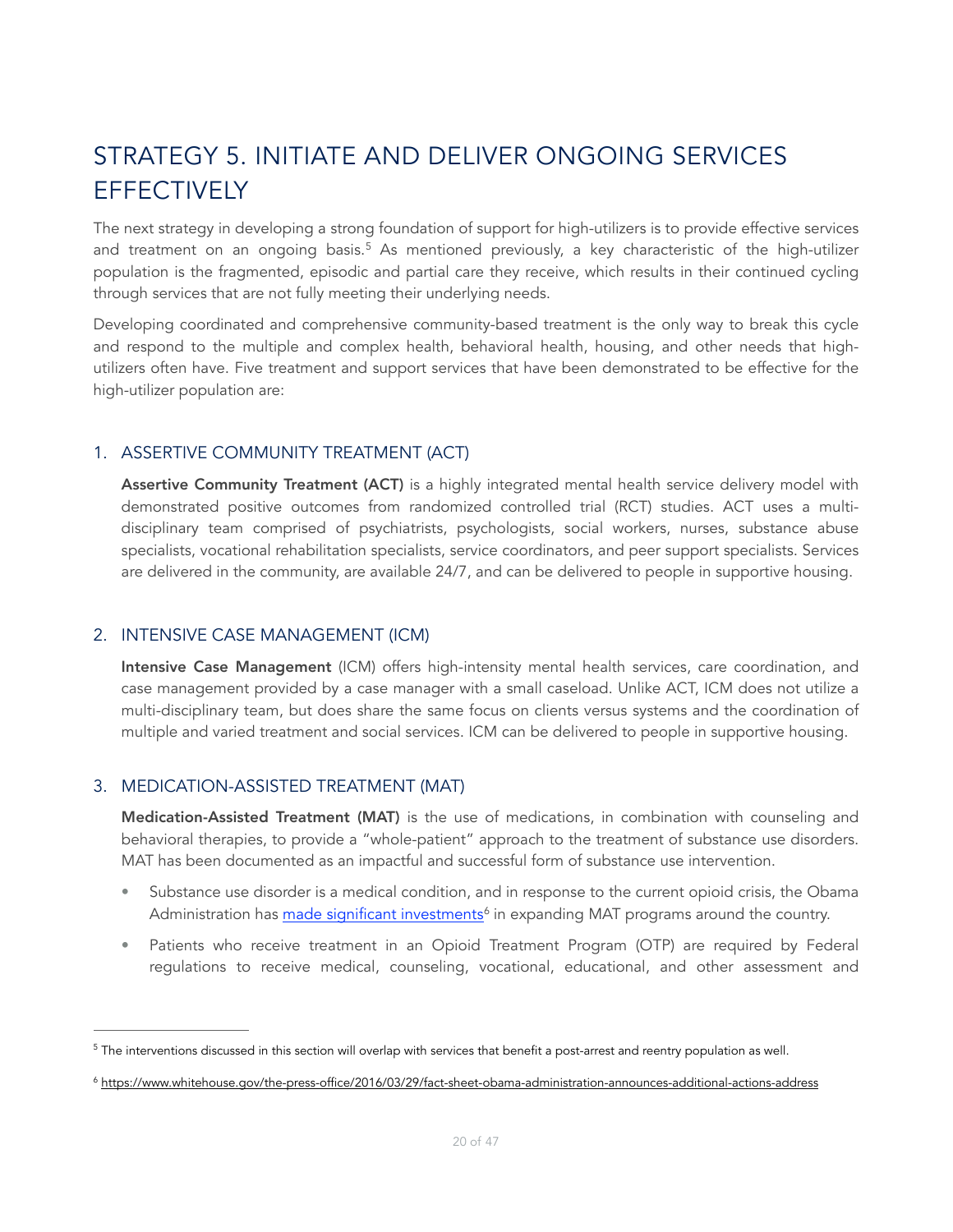# STRATEGY 5. INITIATE AND DELIVER ONGOING SERVICES EFFECTIVELY

The next strategy in developing a strong foundation of support for high-utilizers is to provide effective services and treatment on an ongoing basis.[5] As mentioned previously, a key characteristic of the high-utilizer population is the fragmented, episodic and partial care they receive, which results in their continued cycling through services that are not fully meeting their underlying needs.

Developing coordinated and comprehensive community-based treatment is the only way to break this cycle and respond to the multiple and complex health, behavioral health, housing, and other needs that high-utilizers often have. Five treatment and support services that have been demonstrated to be effective for the high-utilizer population are:

## 1. ASSERTIVE COMMUNITY TREATMENT (ACT)

**Assertive Community Treatment (ACT)** is a highly integrated mental health service delivery model with demonstrated positive outcomes from randomized controlled trial (RCT) studies. ACT uses a multi-disciplinary team comprised of psychiatrists, psychologists, social workers, nurses, substance abuse specialists, vocational rehabilitation specialists, service coordinators, and peer support specialists. Services are delivered in the community, are available 24/7, and can be delivered to people in supportive housing.

## 2. INTENSIVE CASE MANAGEMENT (ICM)

**Intensive Case Management** (ICM) offers high-intensity mental health services, care coordination, and case management provided by a case manager with a small caseload. Unlike ACT, ICM does not utilize a multi-disciplinary team, but does share the same focus on clients versus systems and the coordination of multiple and varied treatment and social services. ICM can be delivered to people in supportive housing.

## 3. MEDICATION-ASSISTED TREATMENT (MAT)

**Medication-Assisted Treatment (MAT)** is the use of medications, in combination with counseling and behavioral therapies, to provide a "whole-patient" approach to the treatment of substance use disorders. MAT has been documented as an impactful and successful form of substance use intervention.

- Substance use disorder is a medical condition, and in response to the current opioid crisis, the Obama Administration has [made significant investments](https://www.whitehouse.gov/the-press-office/2016/03/29/fact-sheet-obama-administration-announces-additional-actions-address)[6] in expanding MAT programs around the country.
- Patients who receive treatment in an Opioid Treatment Program (OTP) are required by Federal regulations to receive medical, counseling, vocational, educational, and other assessment and

---

[5] The interventions discussed in this section will overlap with services that benefit a post-arrest and reentry population as well.

[6] https://www.whitehouse.gov/the-press-office/2016/03/29/fact-sheet-obama-administration-announces-additional-actions-address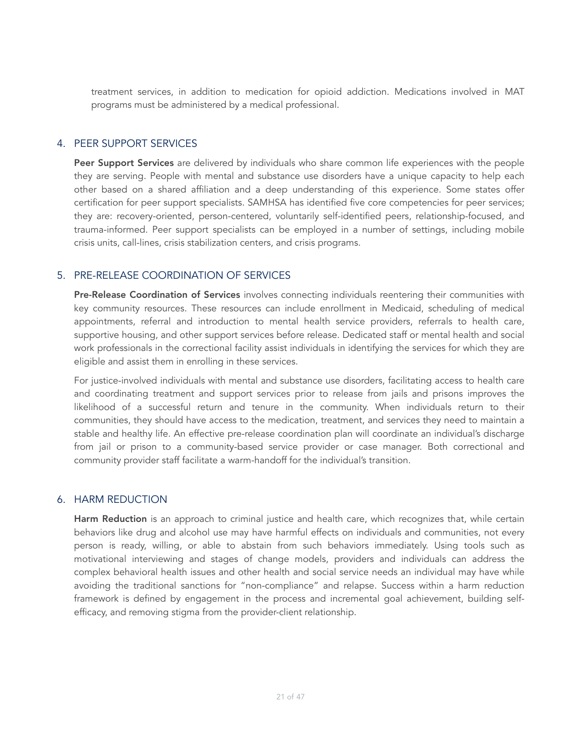treatment services, in addition to medication for opioid addiction. Medications involved in MAT programs must be administered by a medical professional.

### 4. PEER SUPPORT SERVICES

**Peer Support Services** are delivered by individuals who share common life experiences with the people they are serving. People with mental and substance use disorders have a unique capacity to help each other based on a shared affiliation and a deep understanding of this experience. Some states offer certification for peer support specialists. SAMHSA has identified five core competencies for peer services; they are: recovery-oriented, person-centered, voluntarily self-identified peers, relationship-focused, and trauma-informed. Peer support specialists can be employed in a number of settings, including mobile crisis units, call-lines, crisis stabilization centers, and crisis programs.

### 5. PRE-RELEASE COORDINATION OF SERVICES

**Pre-Release Coordination of Services** involves connecting individuals reentering their communities with key community resources. These resources can include enrollment in Medicaid, scheduling of medical appointments, referral and introduction to mental health service providers, referrals to health care, supportive housing, and other support services before release. Dedicated staff or mental health and social work professionals in the correctional facility assist individuals in identifying the services for which they are eligible and assist them in enrolling in these services.

For justice-involved individuals with mental and substance use disorders, facilitating access to health care and coordinating treatment and support services prior to release from jails and prisons improves the likelihood of a successful return and tenure in the community. When individuals return to their communities, they should have access to the medication, treatment, and services they need to maintain a stable and healthy life. An effective pre-release coordination plan will coordinate an individual's discharge from jail or prison to a community-based service provider or case manager. Both correctional and community provider staff facilitate a warm-handoff for the individual's transition.

### 6. HARM REDUCTION

**Harm Reduction** is an approach to criminal justice and health care, which recognizes that, while certain behaviors like drug and alcohol use may have harmful effects on individuals and communities, not every person is ready, willing, or able to abstain from such behaviors immediately. Using tools such as motivational interviewing and stages of change models, providers and individuals can address the complex behavioral health issues and other health and social service needs an individual may have while avoiding the traditional sanctions for "non-compliance" and relapse. Success within a harm reduction framework is defined by engagement in the process and incremental goal achievement, building self-efficacy, and removing stigma from the provider-client relationship.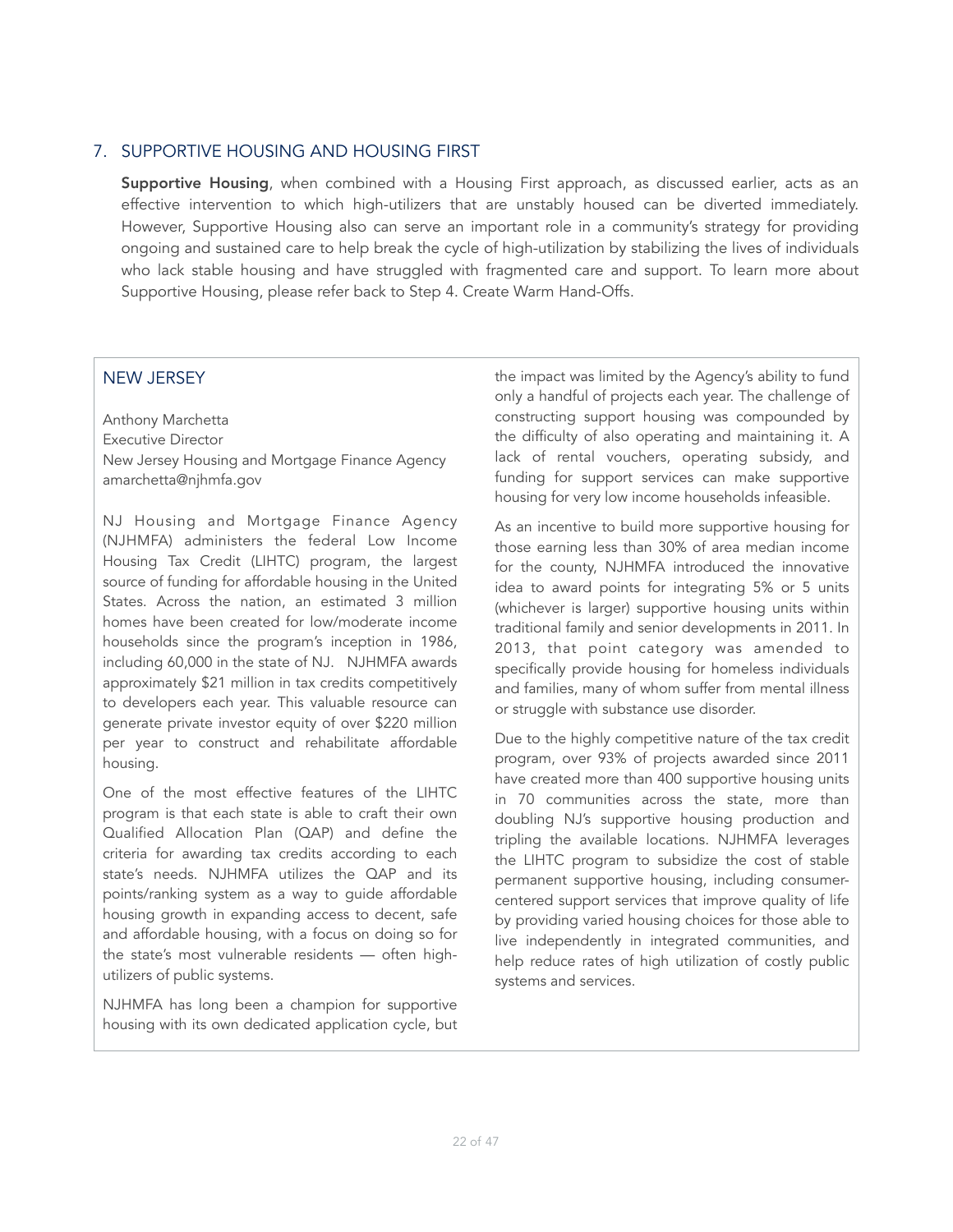## 7. SUPPORTIVE HOUSING AND HOUSING FIRST

**Supportive Housing**, when combined with a Housing First approach, as discussed earlier, acts as an effective intervention to which high-utilizers that are unstably housed can be diverted immediately. However, Supportive Housing also can serve an important role in a community's strategy for providing ongoing and sustained care to help break the cycle of high-utilization by stabilizing the lives of individuals who lack stable housing and have struggled with fragmented care and support. To learn more about Supportive Housing, please refer back to Step 4. Create Warm Hand-Offs.

### NEW JERSEY

Anthony Marchetta
Executive Director
New Jersey Housing and Mortgage Finance Agency
amarchetta@njhmfa.gov

NJ Housing and Mortgage Finance Agency (NJHMFA) administers the federal Low Income Housing Tax Credit (LIHTC) program, the largest source of funding for affordable housing in the United States. Across the nation, an estimated 3 million homes have been created for low/moderate income households since the program's inception in 1986, including 60,000 in the state of NJ. NJHMFA awards approximately $21 million in tax credits competitively to developers each year. This valuable resource can generate private investor equity of over $220 million per year to construct and rehabilitate affordable housing.

One of the most effective features of the LIHTC program is that each state is able to craft their own Qualified Allocation Plan (QAP) and define the criteria for awarding tax credits according to each state's needs. NJHMFA utilizes the QAP and its points/ranking system as a way to guide affordable housing growth in expanding access to decent, safe and affordable housing, with a focus on doing so for the state's most vulnerable residents — often high-utilizers of public systems.

NJHMFA has long been a champion for supportive housing with its own dedicated application cycle, but the impact was limited by the Agency's ability to fund only a handful of projects each year. The challenge of constructing support housing was compounded by the difficulty of also operating and maintaining it. A lack of rental vouchers, operating subsidy, and funding for support services can make supportive housing for very low income households infeasible.

As an incentive to build more supportive housing for those earning less than 30% of area median income for the county, NJHMFA introduced the innovative idea to award points for integrating 5% or 5 units (whichever is larger) supportive housing units within traditional family and senior developments in 2011. In 2013, that point category was amended to specifically provide housing for homeless individuals and families, many of whom suffer from mental illness or struggle with substance use disorder.

Due to the highly competitive nature of the tax credit program, over 93% of projects awarded since 2011 have created more than 400 supportive housing units in 70 communities across the state, more than doubling NJ's supportive housing production and tripling the available locations. NJHMFA leverages the LIHTC program to subsidize the cost of stable permanent supportive housing, including consumer-centered support services that improve quality of life by providing varied housing choices for those able to live independently in integrated communities, and help reduce rates of high utilization of costly public systems and services.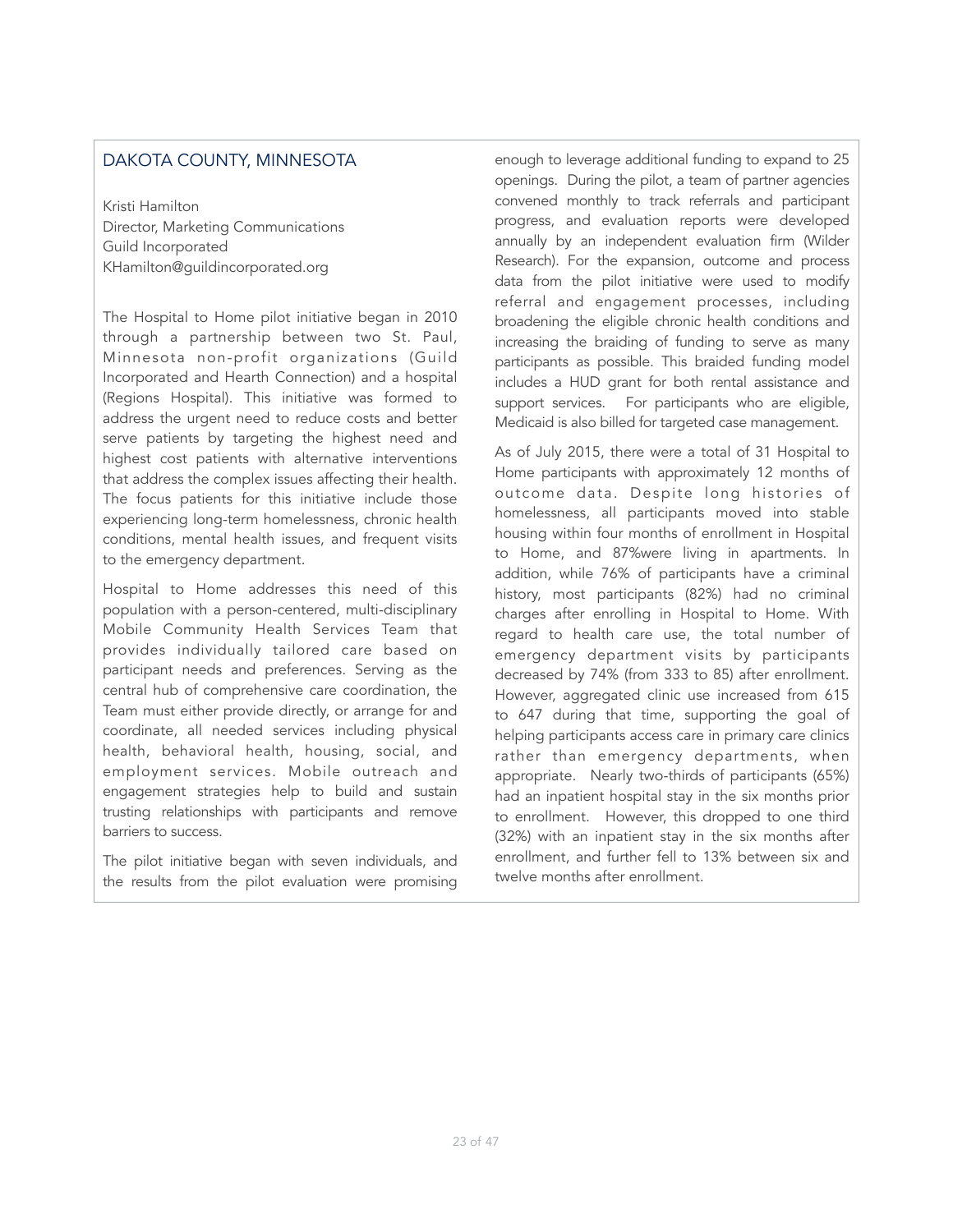## DAKOTA COUNTY, MINNESOTA

Kristi Hamilton
Director, Marketing Communications
Guild Incorporated
KHamilton@guildincorporated.org

The Hospital to Home pilot initiative began in 2010 through a partnership between two St. Paul, Minnesota non-profit organizations (Guild Incorporated and Hearth Connection) and a hospital (Regions Hospital). This initiative was formed to address the urgent need to reduce costs and better serve patients by targeting the highest need and highest cost patients with alternative interventions that address the complex issues affecting their health. The focus patients for this initiative include those experiencing long-term homelessness, chronic health conditions, mental health issues, and frequent visits to the emergency department.

Hospital to Home addresses this need of this population with a person-centered, multi-disciplinary Mobile Community Health Services Team that provides individually tailored care based on participant needs and preferences. Serving as the central hub of comprehensive care coordination, the Team must either provide directly, or arrange for and coordinate, all needed services including physical health, behavioral health, housing, social, and employment services. Mobile outreach and engagement strategies help to build and sustain trusting relationships with participants and remove barriers to success.

The pilot initiative began with seven individuals, and the results from the pilot evaluation were promising enough to leverage additional funding to expand to 25 openings. During the pilot, a team of partner agencies convened monthly to track referrals and participant progress, and evaluation reports were developed annually by an independent evaluation firm (Wilder Research). For the expansion, outcome and process data from the pilot initiative were used to modify referral and engagement processes, including broadening the eligible chronic health conditions and increasing the braiding of funding to serve as many participants as possible. This braided funding model includes a HUD grant for both rental assistance and support services. For participants who are eligible, Medicaid is also billed for targeted case management.

As of July 2015, there were a total of 31 Hospital to Home participants with approximately 12 months of outcome data. Despite long histories of homelessness, all participants moved into stable housing within four months of enrollment in Hospital to Home, and 87%were living in apartments. In addition, while 76% of participants have a criminal history, most participants (82%) had no criminal charges after enrolling in Hospital to Home. With regard to health care use, the total number of emergency department visits by participants decreased by 74% (from 333 to 85) after enrollment. However, aggregated clinic use increased from 615 to 647 during that time, supporting the goal of helping participants access care in primary care clinics rather than emergency departments, when appropriate. Nearly two-thirds of participants (65%) had an inpatient hospital stay in the six months prior to enrollment. However, this dropped to one third (32%) with an inpatient stay in the six months after enrollment, and further fell to 13% between six and twelve months after enrollment.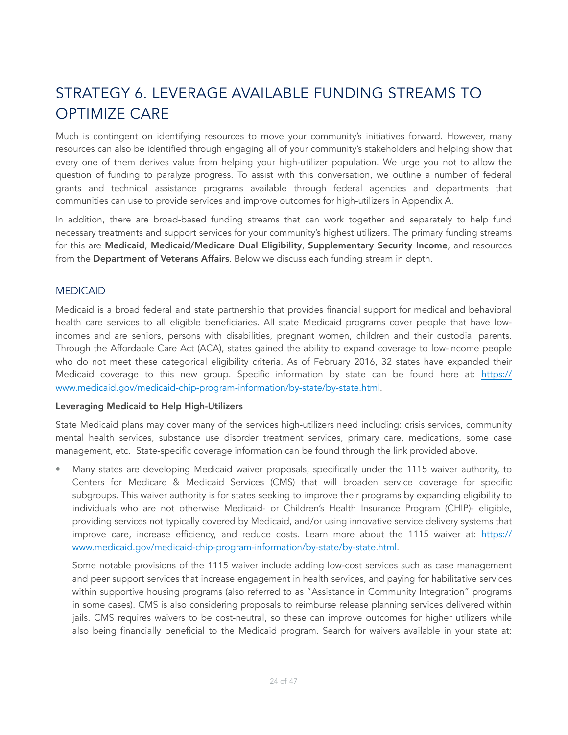# STRATEGY 6. LEVERAGE AVAILABLE FUNDING STREAMS TO OPTIMIZE CARE

Much is contingent on identifying resources to move your community's initiatives forward. However, many resources can also be identified through engaging all of your community's stakeholders and helping show that every one of them derives value from helping your high-utilizer population. We urge you not to allow the question of funding to paralyze progress. To assist with this conversation, we outline a number of federal grants and technical assistance programs available through federal agencies and departments that communities can use to provide services and improve outcomes for high-utilizers in Appendix A.

In addition, there are broad-based funding streams that can work together and separately to help fund necessary treatments and support services for your community's highest utilizers. The primary funding streams for this are **Medicaid**, **Medicaid/Medicare Dual Eligibility**, **Supplementary Security Income**, and resources from the **Department of Veterans Affairs**. Below we discuss each funding stream in depth.

## MEDICAID

Medicaid is a broad federal and state partnership that provides financial support for medical and behavioral health care services to all eligible beneficiaries. All state Medicaid programs cover people that have low-incomes and are seniors, persons with disabilities, pregnant women, children and their custodial parents. Through the Affordable Care Act (ACA), states gained the ability to expand coverage to low-income people who do not meet these categorical eligibility criteria. As of February 2016, 32 states have expanded their Medicaid coverage to this new group. Specific information by state can be found here at: [https://www.medicaid.gov/medicaid-chip-program-information/by-state/by-state.html](https://www.medicaid.gov/medicaid-chip-program-information/by-state/by-state.html).

### Leveraging Medicaid to Help High-Utilizers

State Medicaid plans may cover many of the services high-utilizers need including: crisis services, community mental health services, substance use disorder treatment services, primary care, medications, some case management, etc. State-specific coverage information can be found through the link provided above.

- Many states are developing Medicaid waiver proposals, specifically under the 1115 waiver authority, to Centers for Medicare & Medicaid Services (CMS) that will broaden service coverage for specific subgroups. This waiver authority is for states seeking to improve their programs by expanding eligibility to individuals who are not otherwise Medicaid- or Children's Health Insurance Program (CHIP)- eligible, providing services not typically covered by Medicaid, and/or using innovative service delivery systems that improve care, increase efficiency, and reduce costs. Learn more about the 1115 waiver at: [https://www.medicaid.gov/medicaid-chip-program-information/by-state/by-state.html](https://www.medicaid.gov/medicaid-chip-program-information/by-state/by-state.html).

  Some notable provisions of the 1115 waiver include adding low-cost services such as case management and peer support services that increase engagement in health services, and paying for habilitative services within supportive housing programs (also referred to as "Assistance in Community Integration" programs in some cases). CMS is also considering proposals to reimburse release planning services delivered within jails. CMS requires waivers to be cost-neutral, so these can improve outcomes for higher utilizers while also being financially beneficial to the Medicaid program. Search for waivers available in your state at: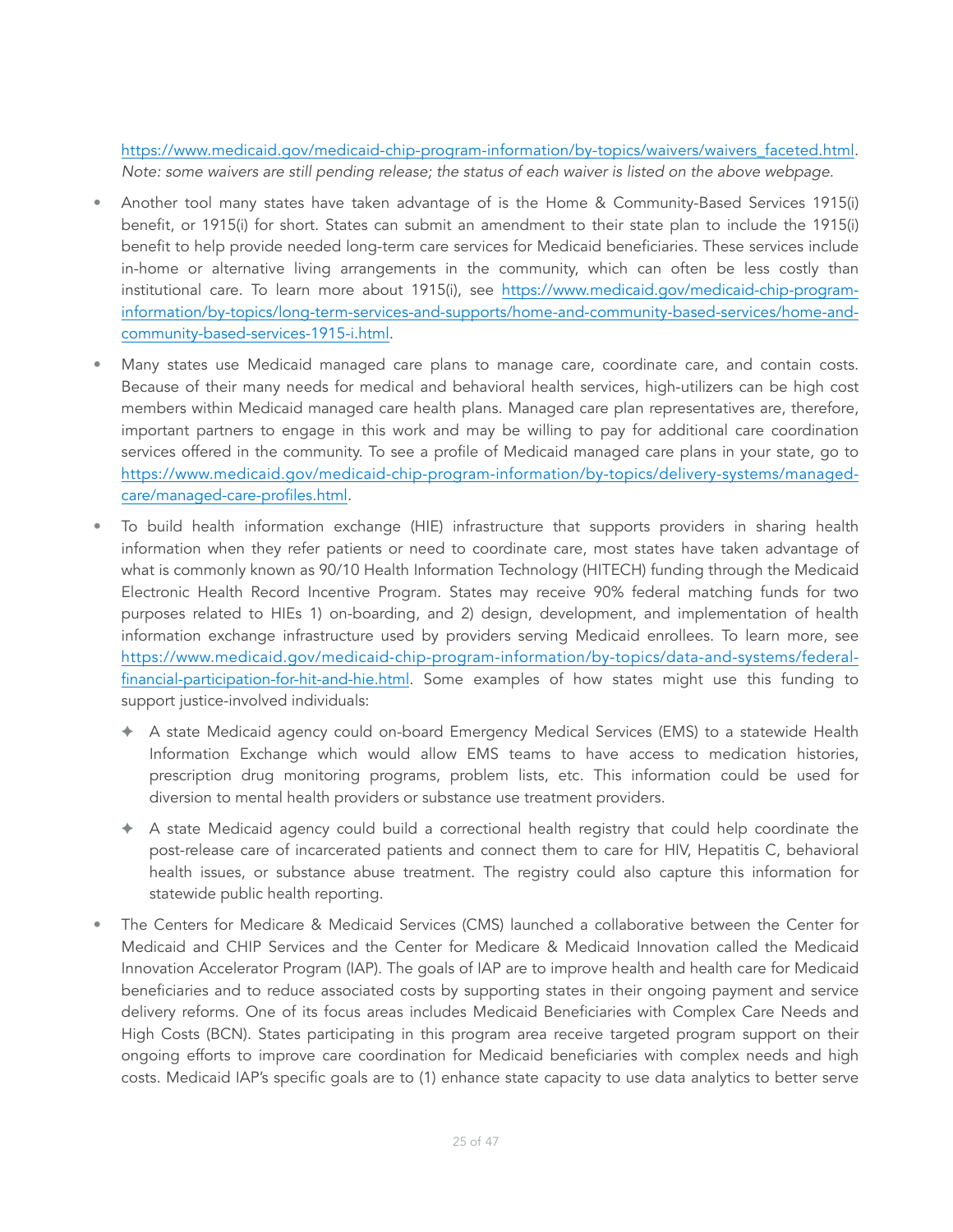https://www.medicaid.gov/medicaid-chip-program-information/by-topics/waivers/waivers_faceted.html. *Note: some waivers are still pending release; the status of each waiver is listed on the above webpage.*

- Another tool many states have taken advantage of is the Home & Community-Based Services 1915(i) benefit, or 1915(i) for short. States can submit an amendment to their state plan to include the 1915(i) benefit to help provide needed long-term care services for Medicaid beneficiaries. These services include in-home or alternative living arrangements in the community, which can often be less costly than institutional care. To learn more about 1915(i), see https://www.medicaid.gov/medicaid-chip-program-information/by-topics/long-term-services-and-supports/home-and-community-based-services/home-and-community-based-services-1915-i.html.
- Many states use Medicaid managed care plans to manage care, coordinate care, and contain costs. Because of their many needs for medical and behavioral health services, high-utilizers can be high cost members within Medicaid managed care health plans. Managed care plan representatives are, therefore, important partners to engage in this work and may be willing to pay for additional care coordination services offered in the community. To see a profile of Medicaid managed care plans in your state, go to https://www.medicaid.gov/medicaid-chip-program-information/by-topics/delivery-systems/managed-care/managed-care-profiles.html.
- To build health information exchange (HIE) infrastructure that supports providers in sharing health information when they refer patients or need to coordinate care, most states have taken advantage of what is commonly known as 90/10 Health Information Technology (HITECH) funding through the Medicaid Electronic Health Record Incentive Program. States may receive 90% federal matching funds for two purposes related to HIEs 1) on-boarding, and 2) design, development, and implementation of health information exchange infrastructure used by providers serving Medicaid enrollees. To learn more, see https://www.medicaid.gov/medicaid-chip-program-information/by-topics/data-and-systems/federal-financial-participation-for-hit-and-hie.html. Some examples of how states might use this funding to support justice-involved individuals:
  - A state Medicaid agency could on-board Emergency Medical Services (EMS) to a statewide Health Information Exchange which would allow EMS teams to have access to medication histories, prescription drug monitoring programs, problem lists, etc. This information could be used for diversion to mental health providers or substance use treatment providers.
  - A state Medicaid agency could build a correctional health registry that could help coordinate the post-release care of incarcerated patients and connect them to care for HIV, Hepatitis C, behavioral health issues, or substance abuse treatment. The registry could also capture this information for statewide public health reporting.
- The Centers for Medicare & Medicaid Services (CMS) launched a collaborative between the Center for Medicaid and CHIP Services and the Center for Medicare & Medicaid Innovation called the Medicaid Innovation Accelerator Program (IAP). The goals of IAP are to improve health and health care for Medicaid beneficiaries and to reduce associated costs by supporting states in their ongoing payment and service delivery reforms. One of its focus areas includes Medicaid Beneficiaries with Complex Care Needs and High Costs (BCN). States participating in this program area receive targeted program support on their ongoing efforts to improve care coordination for Medicaid beneficiaries with complex needs and high costs. Medicaid IAP's specific goals are to (1) enhance state capacity to use data analytics to better serve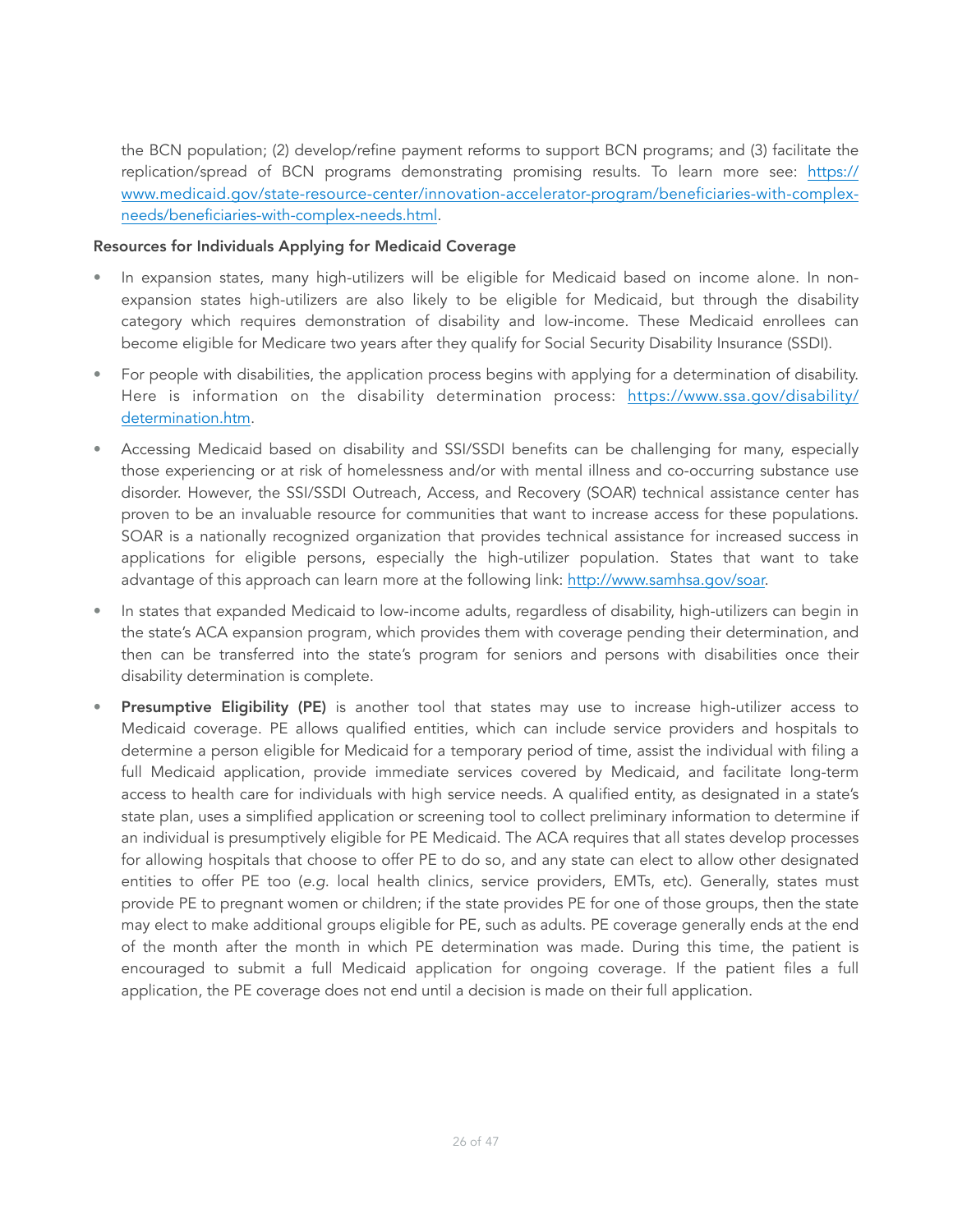the BCN population; (2) develop/refine payment reforms to support BCN programs; and (3) facilitate the replication/spread of BCN programs demonstrating promising results. To learn more see: [https://www.medicaid.gov/state-resource-center/innovation-accelerator-program/beneficiaries-with-complex-needs/beneficiaries-with-complex-needs.html](https://www.medicaid.gov/state-resource-center/innovation-accelerator-program/beneficiaries-with-complex-needs/beneficiaries-with-complex-needs.html).

**Resources for Individuals Applying for Medicaid Coverage**

- In expansion states, many high-utilizers will be eligible for Medicaid based on income alone. In non-expansion states high-utilizers are also likely to be eligible for Medicaid, but through the disability category which requires demonstration of disability and low-income. These Medicaid enrollees can become eligible for Medicare two years after they qualify for Social Security Disability Insurance (SSDI).
- For people with disabilities, the application process begins with applying for a determination of disability. Here is information on the disability determination process: [https://www.ssa.gov/disability/determination.htm](https://www.ssa.gov/disability/determination.htm).
- Accessing Medicaid based on disability and SSI/SSDI benefits can be challenging for many, especially those experiencing or at risk of homelessness and/or with mental illness and co-occurring substance use disorder. However, the SSI/SSDI Outreach, Access, and Recovery (SOAR) technical assistance center has proven to be an invaluable resource for communities that want to increase access for these populations. SOAR is a nationally recognized organization that provides technical assistance for increased success in applications for eligible persons, especially the high-utilizer population. States that want to take advantage of this approach can learn more at the following link: [http://www.samhsa.gov/soar](http://www.samhsa.gov/soar).
- In states that expanded Medicaid to low-income adults, regardless of disability, high-utilizers can begin in the state's ACA expansion program, which provides them with coverage pending their determination, and then can be transferred into the state's program for seniors and persons with disabilities once their disability determination is complete.
- **Presumptive Eligibility (PE)** is another tool that states may use to increase high-utilizer access to Medicaid coverage. PE allows qualified entities, which can include service providers and hospitals to determine a person eligible for Medicaid for a temporary period of time, assist the individual with filing a full Medicaid application, provide immediate services covered by Medicaid, and facilitate long-term access to health care for individuals with high service needs. A qualified entity, as designated in a state's state plan, uses a simplified application or screening tool to collect preliminary information to determine if an individual is presumptively eligible for PE Medicaid. The ACA requires that all states develop processes for allowing hospitals that choose to offer PE to do so, and any state can elect to allow other designated entities to offer PE too (*e.g.* local health clinics, service providers, EMTs, etc). Generally, states must provide PE to pregnant women or children; if the state provides PE for one of those groups, then the state may elect to make additional groups eligible for PE, such as adults. PE coverage generally ends at the end of the month after the month in which PE determination was made. During this time, the patient is encouraged to submit a full Medicaid application for ongoing coverage. If the patient files a full application, the PE coverage does not end until a decision is made on their full application.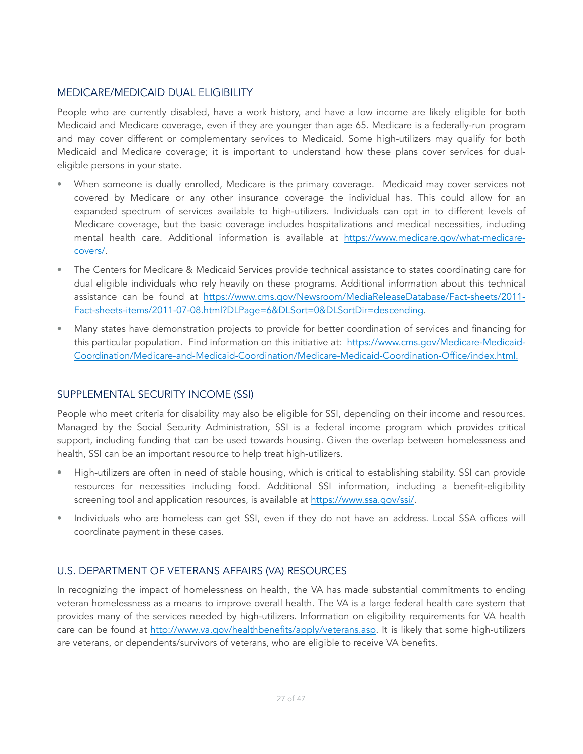## MEDICARE/MEDICAID DUAL ELIGIBILITY

People who are currently disabled, have a work history, and have a low income are likely eligible for both Medicaid and Medicare coverage, even if they are younger than age 65. Medicare is a federally-run program and may cover different or complementary services to Medicaid. Some high-utilizers may qualify for both Medicaid and Medicare coverage; it is important to understand how these plans cover services for dual-eligible persons in your state.

- When someone is dually enrolled, Medicare is the primary coverage. Medicaid may cover services not covered by Medicare or any other insurance coverage the individual has. This could allow for an expanded spectrum of services available to high-utilizers. Individuals can opt in to different levels of Medicare coverage, but the basic coverage includes hospitalizations and medical necessities, including mental health care. Additional information is available at https://www.medicare.gov/what-medicare-covers/.
- The Centers for Medicare & Medicaid Services provide technical assistance to states coordinating care for dual eligible individuals who rely heavily on these programs. Additional information about this technical assistance can be found at https://www.cms.gov/Newsroom/MediaReleaseDatabase/Fact-sheets/2011-Fact-sheets-items/2011-07-08.html?DLPage=6&DLSort=0&DLSortDir=descending.
- Many states have demonstration projects to provide for better coordination of services and financing for this particular population. Find information on this initiative at: https://www.cms.gov/Medicare-Medicaid-Coordination/Medicare-and-Medicaid-Coordination/Medicare-Medicaid-Coordination-Office/index.html.

## SUPPLEMENTAL SECURITY INCOME (SSI)

People who meet criteria for disability may also be eligible for SSI, depending on their income and resources. Managed by the Social Security Administration, SSI is a federal income program which provides critical support, including funding that can be used towards housing. Given the overlap between homelessness and health, SSI can be an important resource to help treat high-utilizers.

- High-utilizers are often in need of stable housing, which is critical to establishing stability. SSI can provide resources for necessities including food. Additional SSI information, including a benefit-eligibility screening tool and application resources, is available at https://www.ssa.gov/ssi/.
- Individuals who are homeless can get SSI, even if they do not have an address. Local SSA offices will coordinate payment in these cases.

## U.S. DEPARTMENT OF VETERANS AFFAIRS (VA) RESOURCES

In recognizing the impact of homelessness on health, the VA has made substantial commitments to ending veteran homelessness as a means to improve overall health. The VA is a large federal health care system that provides many of the services needed by high-utilizers. Information on eligibility requirements for VA health care can be found at http://www.va.gov/healthbenefits/apply/veterans.asp. It is likely that some high-utilizers are veterans, or dependents/survivors of veterans, who are eligible to receive VA benefits.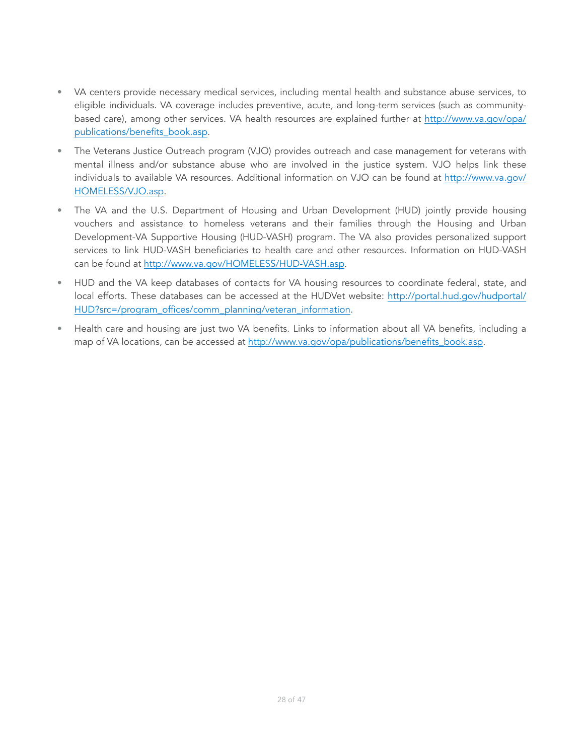- VA centers provide necessary medical services, including mental health and substance abuse services, to eligible individuals. VA coverage includes preventive, acute, and long-term services (such as community-based care), among other services. VA health resources are explained further at http://www.va.gov/opa/publications/benefits_book.asp.
- The Veterans Justice Outreach program (VJO) provides outreach and case management for veterans with mental illness and/or substance abuse who are involved in the justice system. VJO helps link these individuals to available VA resources. Additional information on VJO can be found at http://www.va.gov/HOMELESS/VJO.asp.
- The VA and the U.S. Department of Housing and Urban Development (HUD) jointly provide housing vouchers and assistance to homeless veterans and their families through the Housing and Urban Development-VA Supportive Housing (HUD-VASH) program. The VA also provides personalized support services to link HUD-VASH beneficiaries to health care and other resources. Information on HUD-VASH can be found at http://www.va.gov/HOMELESS/HUD-VASH.asp.
- HUD and the VA keep databases of contacts for VA housing resources to coordinate federal, state, and local efforts. These databases can be accessed at the HUDVet website: http://portal.hud.gov/hudportal/HUD?src=/program_offices/comm_planning/veteran_information.
- Health care and housing are just two VA benefits. Links to information about all VA benefits, including a map of VA locations, can be accessed at http://www.va.gov/opa/publications/benefits_book.asp.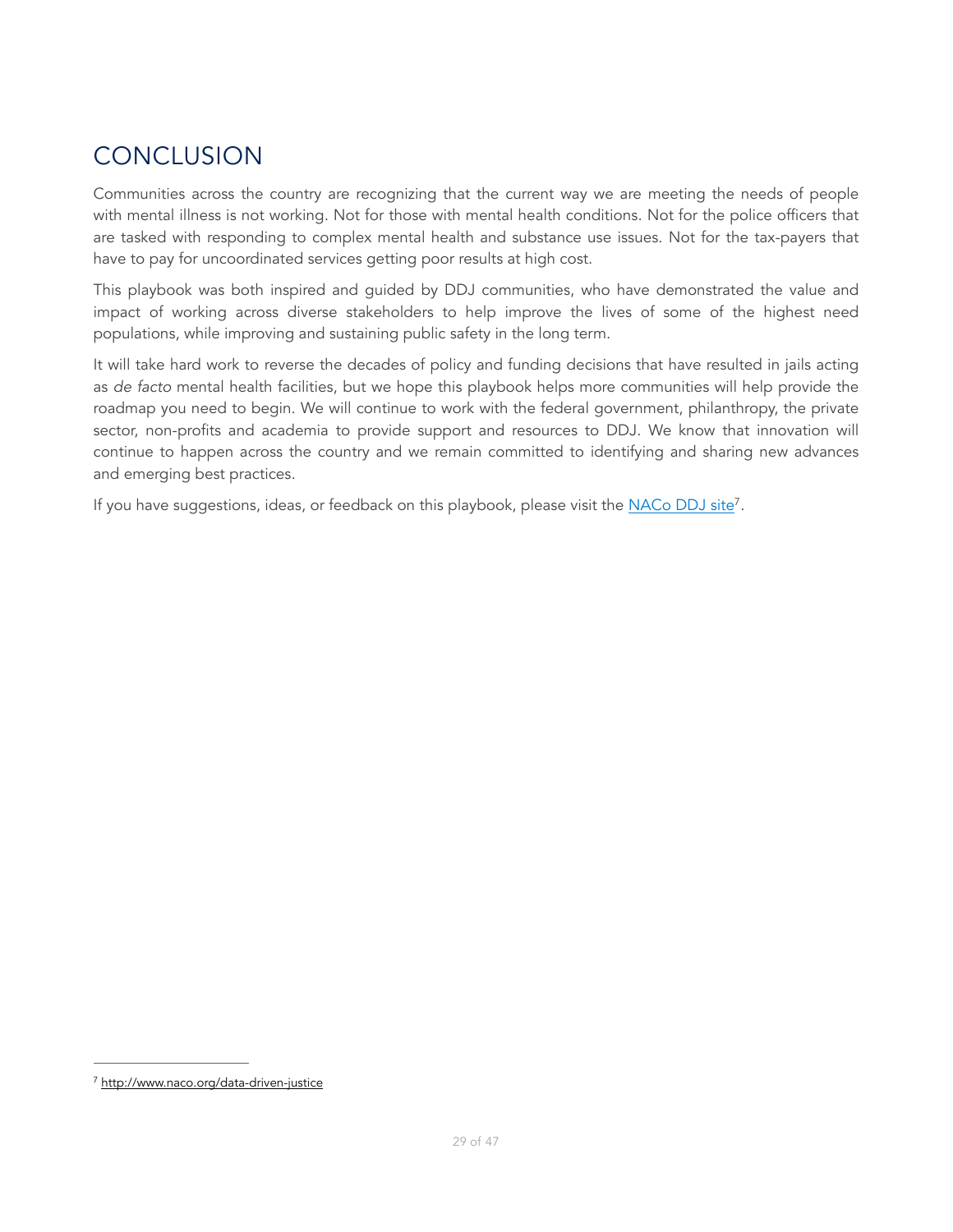## CONCLUSION

Communities across the country are recognizing that the current way we are meeting the needs of people with mental illness is not working. Not for those with mental health conditions. Not for the police officers that are tasked with responding to complex mental health and substance use issues. Not for the tax-payers that have to pay for uncoordinated services getting poor results at high cost.

This playbook was both inspired and guided by DDJ communities, who have demonstrated the value and impact of working across diverse stakeholders to help improve the lives of some of the highest need populations, while improving and sustaining public safety in the long term.

It will take hard work to reverse the decades of policy and funding decisions that have resulted in jails acting as *de facto* mental health facilities, but we hope this playbook helps more communities will help provide the roadmap you need to begin. We will continue to work with the federal government, philanthropy, the private sector, non-profits and academia to provide support and resources to DDJ. We know that innovation will continue to happen across the country and we remain committed to identifying and sharing new advances and emerging best practices.

If you have suggestions, ideas, or feedback on this playbook, please visit the [NACo DDJ site](http://www.naco.org/data-driven-justice)[7].

---

[7] http://www.naco.org/data-driven-justice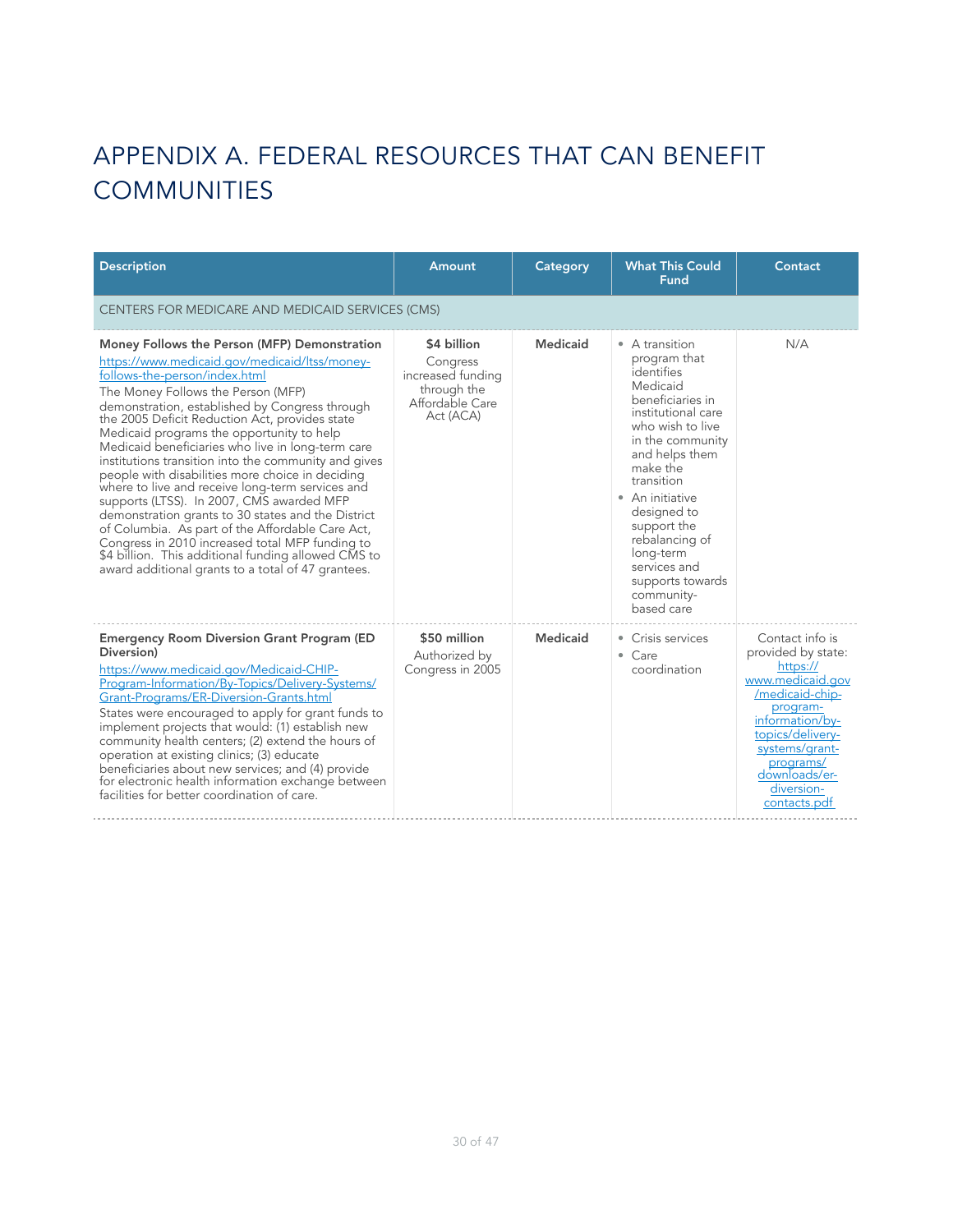# APPENDIX A. FEDERAL RESOURCES THAT CAN BENEFIT COMMUNITIES

| Description | Amount | Category | What This Could Fund | Contact |
|---|---|---|---|---|
| CENTERS FOR MEDICARE AND MEDICAID SERVICES (CMS) | | | | |
| **Money Follows the Person (MFP) Demonstration** https://www.medicaid.gov/medicaid/ltss/money-follows-the-person/index.html The Money Follows the Person (MFP) demonstration, established by Congress through the 2005 Deficit Reduction Act, provides state Medicaid programs the opportunity to help Medicaid beneficiaries who live in long-term care institutions transition into the community and gives people with disabilities more choice in deciding where to live and receive long-term services and supports (LTSS). In 2007, CMS awarded MFP demonstration grants to 30 states and the District of Columbia. As part of the Affordable Care Act, Congress in 2010 increased total MFP funding to $4 billion. This additional funding allowed CMS to award additional grants to a total of 47 grantees. | **$4 billion** Congress increased funding through the Affordable Care Act (ACA) | **Medicaid** | • A transition program that identifies Medicaid beneficiaries in institutional care who wish to live in the community and helps them make the transition<br>• An initiative designed to support the rebalancing of long-term services and supports towards community-based care | N/A |
| **Emergency Room Diversion Grant Program (ED Diversion)** https://www.medicaid.gov/Medicaid-CHIP-Program-Information/By-Topics/Delivery-Systems/Grant-Programs/ER-Diversion-Grants.html States were encouraged to apply for grant funds to implement projects that would: (1) establish new community health centers; (2) extend the hours of operation at existing clinics; (3) educate beneficiaries about new services; and (4) provide for electronic health information exchange between facilities for better coordination of care. | **$50 million** Authorized by Congress in 2005 | **Medicaid** | • Crisis services<br>• Care coordination | Contact info is provided by state: https://www.medicaid.gov/medicaid-chip-program-information/by-topics/delivery-systems/grant-programs/downloads/er-diversion-contacts.pdf |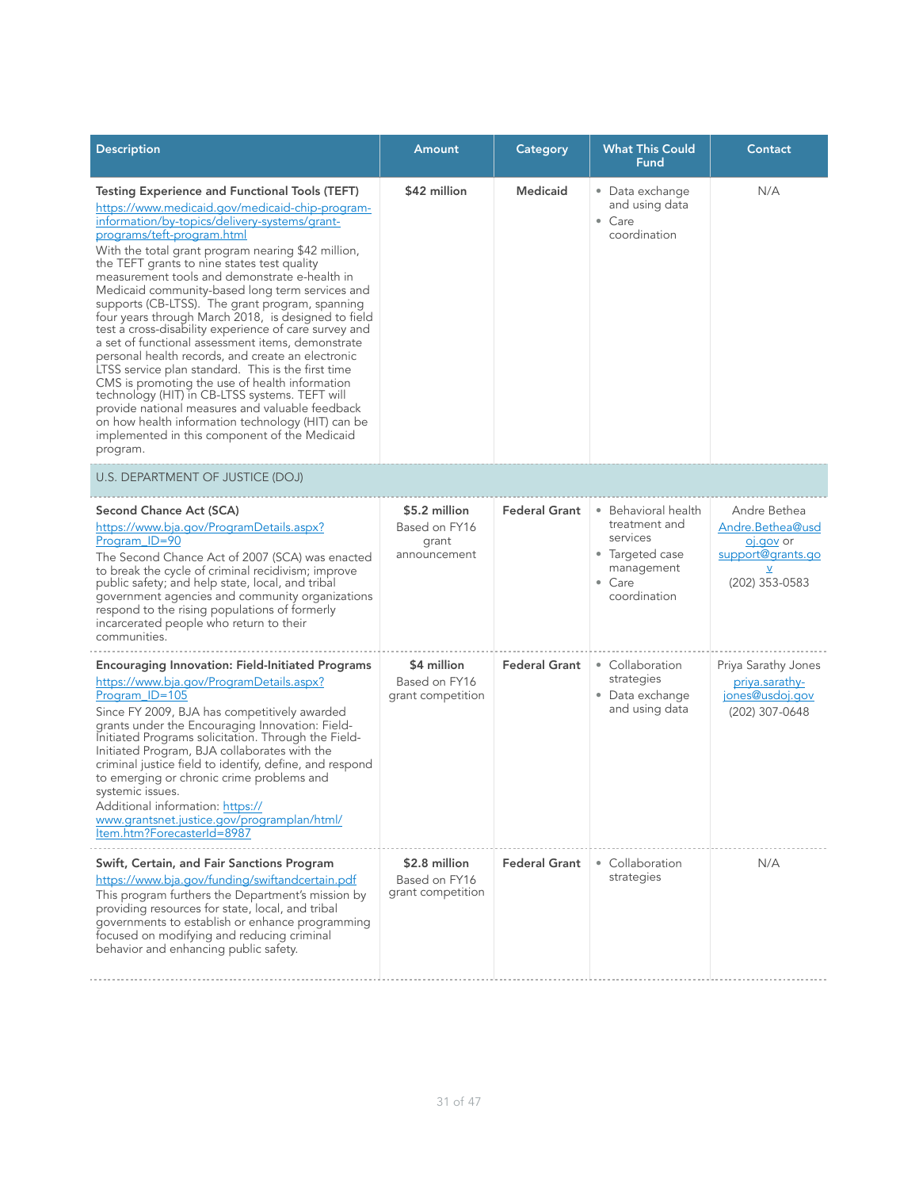| Description | Amount | Category | What This Could Fund | Contact |
|---|---|---|---|---|
| **Testing Experience and Functional Tools (TEFT)** https://www.medicaid.gov/medicaid-chip-program-information/by-topics/delivery-systems/grant-programs/teft-program.html With the total grant program nearing $42 million, the TEFT grants to nine states test quality measurement tools and demonstrate e-health in Medicaid community-based long term services and supports (CB-LTSS). The grant program, spanning four years through March 2018, is designed to field test a cross-disability experience of care survey and a set of functional assessment items, demonstrate personal health records, and create an electronic LTSS service plan standard. This is the first time CMS is promoting the use of health information technology (HIT) in CB-LTSS systems. TEFT will provide national measures and valuable feedback on how health information technology (HIT) can be implemented in this component of the Medicaid program. | **$42 million** | **Medicaid** | • Data exchange and using data<br>• Care coordination | N/A |
| U.S. DEPARTMENT OF JUSTICE (DOJ) | | | | |
| **Second Chance Act (SCA)** https://www.bja.gov/ProgramDetails.aspx?Program_ID=90 The Second Chance Act of 2007 (SCA) was enacted to break the cycle of criminal recidivism; improve public safety; and help state, local, and tribal government agencies and community organizations respond to the rising populations of formerly incarcerated people who return to their communities. | **$5.2 million** Based on FY16 grant announcement | **Federal Grant** | • Behavioral health treatment and services<br>• Targeted case management<br>• Care coordination | Andre Bethea Andre.Bethea@usdoj.gov or support@grants.gov (202) 353-0583 |
| **Encouraging Innovation: Field-Initiated Programs** https://www.bja.gov/ProgramDetails.aspx?Program_ID=105 Since FY 2009, BJA has competitively awarded grants under the Encouraging Innovation: Field-Initiated Programs solicitation. Through the Field-Initiated Program, BJA collaborates with the criminal justice field to identify, define, and respond to emerging or chronic crime problems and systemic issues. Additional information: https://www.grantsnet.justice.gov/programplan/html/Item.htm?ForecasterId=8987 | **$4 million** Based on FY16 grant competition | **Federal Grant** | • Collaboration strategies<br>• Data exchange and using data | Priya Sarathy Jones priya.sarathy-jones@usdoj.gov (202) 307-0648 |
| **Swift, Certain, and Fair Sanctions Program** https://www.bja.gov/funding/swiftandcertain.pdf This program furthers the Department's mission by providing resources for state, local, and tribal governments to establish or enhance programming focused on modifying and reducing criminal behavior and enhancing public safety. | **$2.8 million** Based on FY16 grant competition | **Federal Grant** | • Collaboration strategies | N/A |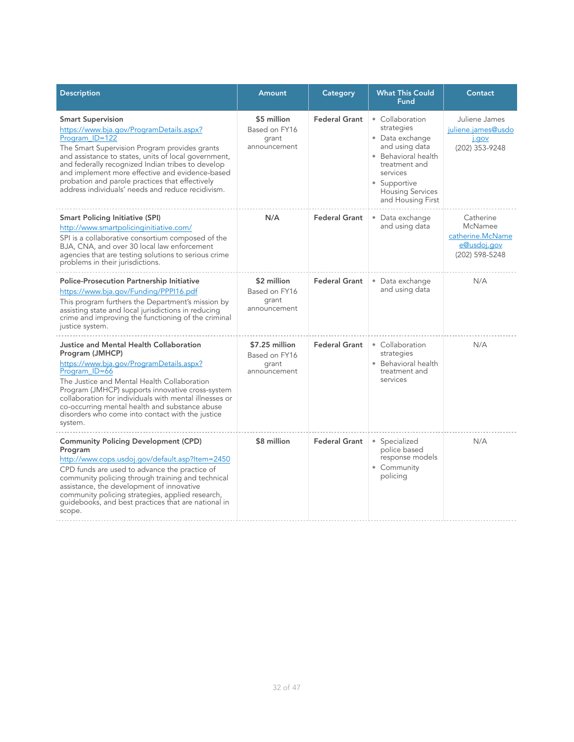| Description | Amount | Category | What This Could Fund | Contact |
|---|---|---|---|---|
| **Smart Supervision**<br>https://www.bja.gov/ProgramDetails.aspx?Program_ID=122<br>The Smart Supervision Program provides grants and assistance to states, units of local government, and federally recognized Indian tribes to develop and implement more effective and evidence-based probation and parole practices that effectively address individuals' needs and reduce recidivism. | **$5 million**<br>Based on FY16 grant announcement | **Federal Grant** | • Collaboration strategies<br>• Data exchange and using data<br>• Behavioral health treatment and services<br>• Supportive Housing Services and Housing First | Juliene James<br>juliene.james@usdoj.gov<br>(202) 353-9248 |
| **Smart Policing Initiative (SPI)**<br>http://www.smartpolicinginitiative.com/<br>SPI is a collaborative consortium composed of the BJA, CNA, and over 30 local law enforcement agencies that are testing solutions to serious crime problems in their jurisdictions. | **N/A** | **Federal Grant** | • Data exchange and using data | Catherine McNamee<br>catherine.McNamee@usdoj.gov<br>(202) 598-5248 |
| **Police-Prosecution Partnership Initiative**<br>https://www.bja.gov/Funding/PPPI16.pdf<br>This program furthers the Department's mission by assisting state and local jurisdictions in reducing crime and improving the functioning of the criminal justice system. | **$2 million**<br>Based on FY16 grant announcement | **Federal Grant** | • Data exchange and using data | N/A |
| **Justice and Mental Health Collaboration Program (JMHCP)**<br>https://www.bja.gov/ProgramDetails.aspx?Program_ID=66<br>The Justice and Mental Health Collaboration Program (JMHCP) supports innovative cross-system collaboration for individuals with mental illnesses or co-occurring mental health and substance abuse disorders who come into contact with the justice system. | **$7.25 million**<br>Based on FY16 grant announcement | **Federal Grant** | • Collaboration strategies<br>• Behavioral health treatment and services | N/A |
| **Community Policing Development (CPD) Program**<br>http://www.cops.usdoj.gov/default.asp?Item=2450<br>CPD funds are used to advance the practice of community policing through training and technical assistance, the development of innovative community policing strategies, applied research, guidebooks, and best practices that are national in scope. | **$8 million** | **Federal Grant** | • Specialized police based response models<br>• Community policing | N/A |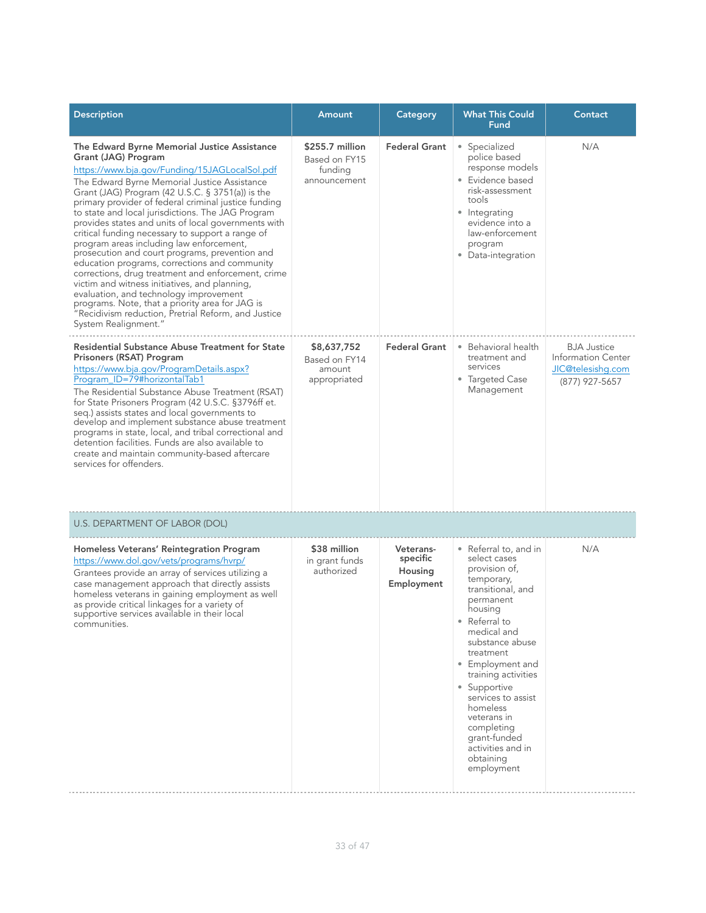| Description | Amount | Category | What This Could Fund | Contact |
|---|---|---|---|---|
| **The Edward Byrne Memorial Justice Assistance Grant (JAG) Program**<br>https://www.bja.gov/Funding/15JAGLocalSol.pdf<br>The Edward Byrne Memorial Justice Assistance Grant (JAG) Program (42 U.S.C. § 3751(a)) is the primary provider of federal criminal justice funding to state and local jurisdictions. The JAG Program provides states and units of local governments with critical funding necessary to support a range of program areas including law enforcement, prosecution and court programs, prevention and education programs, corrections and community corrections, drug treatment and enforcement, crime victim and witness initiatives, and planning, evaluation, and technology improvement programs. Note, that a priority area for JAG is "Recidivism reduction, Pretrial Reform, and Justice System Realignment." | **$255.7 million**<br>Based on FY15 funding announcement | **Federal Grant** | • Specialized police based response models<br>• Evidence based risk-assessment tools<br>• Integrating evidence into a law-enforcement program<br>• Data-integration | N/A |
| **Residential Substance Abuse Treatment for State Prisoners (RSAT) Program**<br>https://www.bja.gov/ProgramDetails.aspx?Program_ID=79#horizontalTab1<br>The Residential Substance Abuse Treatment (RSAT) for State Prisoners Program (42 U.S.C. §3796ff et. seq.) assists states and local governments to develop and implement substance abuse treatment programs in state, local, and tribal correctional and detention facilities. Funds are also available to create and maintain community-based aftercare services for offenders. | **$8,637,752**<br>Based on FY14 amount appropriated | **Federal Grant** | • Behavioral health treatment and services<br>• Targeted Case Management | BJA Justice Information Center<br>JIC@telesishq.com<br>(877) 927-5657 |
| U.S. DEPARTMENT OF LABOR (DOL) | | | | |
| **Homeless Veterans' Reintegration Program**<br>https://www.dol.gov/vets/programs/hvrp/<br>Grantees provide an array of services utilizing a case management approach that directly assists homeless veterans in gaining employment as well as provide critical linkages for a variety of supportive services available in their local communities. | **$38 million**<br>in grant funds authorized | **Veterans-specific Housing Employment** | • Referral to, and in select cases provision of, temporary, transitional, and permanent housing<br>• Referral to medical and substance abuse treatment<br>• Employment and training activities<br>• Supportive services to assist homeless veterans in completing grant-funded activities and in obtaining employment | N/A |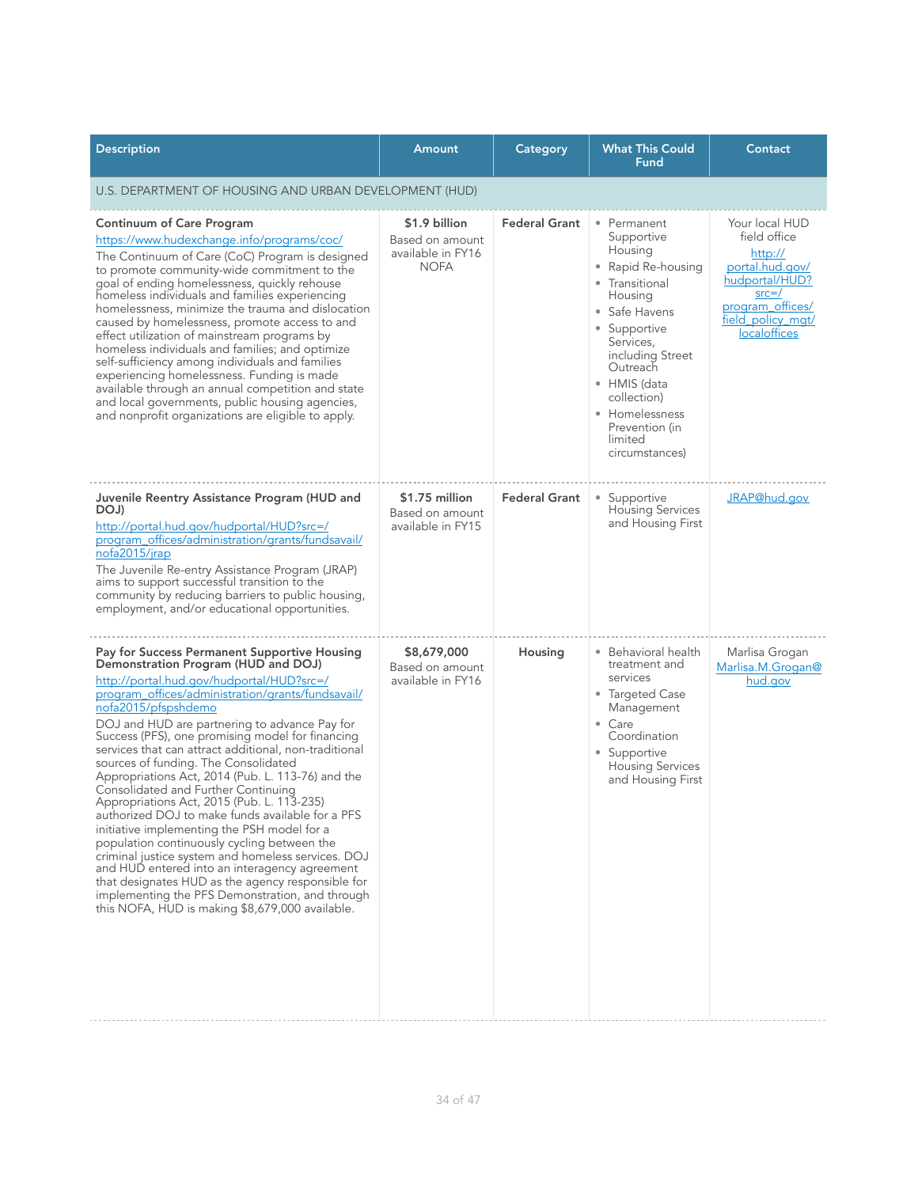| Description | Amount | Category | What This Could Fund | Contact |
|---|---|---|---|---|
| U.S. DEPARTMENT OF HOUSING AND URBAN DEVELOPMENT (HUD) | | | | |
| **Continuum of Care Program**<br>https://www.hudexchange.info/programs/coc/<br>The Continuum of Care (CoC) Program is designed to promote community-wide commitment to the goal of ending homelessness, quickly rehouse homeless individuals and families experiencing homelessness, minimize the trauma and dislocation caused by homelessness, promote access to and effect utilization of mainstream programs by homeless individuals and families; and optimize self-sufficiency among individuals and families experiencing homelessness. Funding is made available through an annual competition and state and local governments, public housing agencies, and nonprofit organizations are eligible to apply. | **$1.9 billion**<br>Based on amount available in FY16 NOFA | **Federal Grant** | • Permanent Supportive Housing<br>• Rapid Re-housing<br>• Transitional Housing<br>• Safe Havens<br>• Supportive Services, including Street Outreach<br>• HMIS (data collection)<br>• Homelessness Prevention (in limited circumstances) | Your local HUD field office<br>http://portal.hud.gov/hudportal/HUD?src=/program_offices/field_policy_mgt/localoffices |
| **Juvenile Reentry Assistance Program (HUD and DOJ)**<br>http://portal.hud.gov/hudportal/HUD?src=/program_offices/administration/grants/fundsavail/nofa2015/jrap<br>The Juvenile Re-entry Assistance Program (JRAP) aims to support successful transition to the community by reducing barriers to public housing, employment, and/or educational opportunities. | **$1.75 million**<br>Based on amount available in FY15 | **Federal Grant** | • Supportive Housing Services and Housing First | JRAP@hud.gov |
| **Pay for Success Permanent Supportive Housing Demonstration Program (HUD and DOJ)**<br>http://portal.hud.gov/hudportal/HUD?src=/program_offices/administration/grants/fundsavail/nofa2015/pfspshdemo<br>DOJ and HUD are partnering to advance Pay for Success (PFS), one promising model for financing services that can attract additional, non-traditional sources of funding. The Consolidated Appropriations Act, 2014 (Pub. L. 113-76) and the Consolidated and Further Continuing Appropriations Act, 2015 (Pub. L. 113-235) authorized DOJ to make funds available for a PFS initiative implementing the PSH model for a population continuously cycling between the criminal justice system and homeless services. DOJ and HUD entered into an interagency agreement that designates HUD as the agency responsible for implementing the PFS Demonstration, and through this NOFA, HUD is making $8,679,000 available. | **$8,679,000**<br>Based on amount available in FY16 | **Housing** | • Behavioral health treatment and services<br>• Targeted Case Management<br>• Care Coordination<br>• Supportive Housing Services and Housing First | Marlisa Grogan<br>Marlisa.M.Grogan@hud.gov |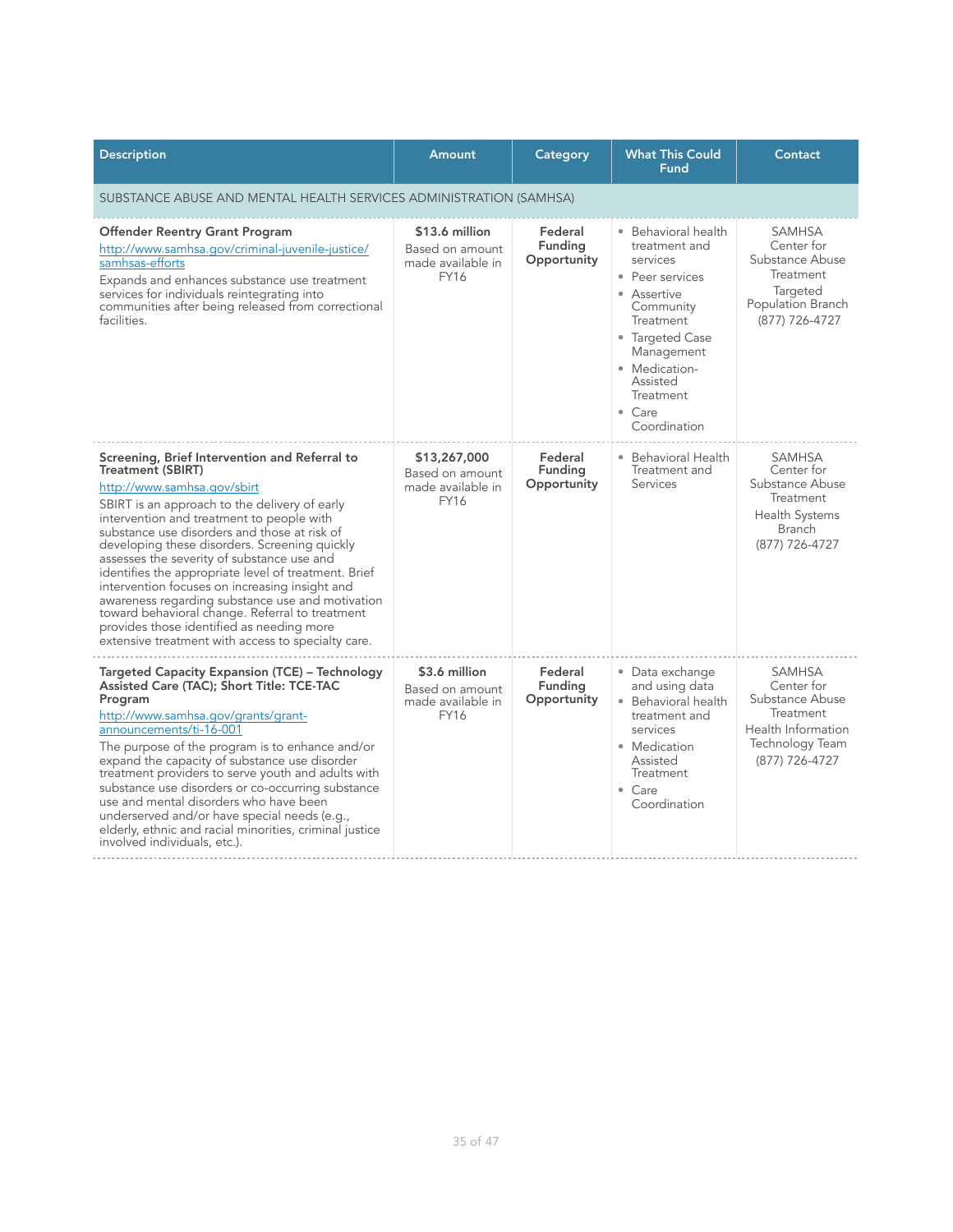| Description | Amount | Category | What This Could Fund | Contact |
|---|---|---|---|---|
| SUBSTANCE ABUSE AND MENTAL HEALTH SERVICES ADMINISTRATION (SAMHSA) | | | | |
| **Offender Reentry Grant Program**<br>http://www.samhsa.gov/criminal-juvenile-justice/samhsas-efforts<br>Expands and enhances substance use treatment services for individuals reintegrating into communities after being released from correctional facilities. | **$13.6 million**<br>Based on amount made available in FY16 | **Federal Funding Opportunity** | • Behavioral health treatment and services<br>• Peer services<br>• Assertive Community Treatment<br>• Targeted Case Management<br>• Medication-Assisted Treatment<br>• Care Coordination | SAMHSA Center for Substance Abuse Treatment<br>Targeted Population Branch<br>(877) 726-4727 |
| **Screening, Brief Intervention and Referral to Treatment (SBIRT)**<br>http://www.samhsa.gov/sbirt<br>SBIRT is an approach to the delivery of early intervention and treatment to people with substance use disorders and those at risk of developing these disorders. Screening quickly assesses the severity of substance use and identifies the appropriate level of treatment. Brief intervention focuses on increasing insight and awareness regarding substance use and motivation toward behavioral change. Referral to treatment provides those identified as needing more extensive treatment with access to specialty care. | **$13,267,000**<br>Based on amount made available in FY16 | **Federal Funding Opportunity** | • Behavioral Health Treatment and Services | SAMHSA Center for Substance Abuse Treatment<br>Health Systems Branch<br>(877) 726-4727 |
| **Targeted Capacity Expansion (TCE) – Technology Assisted Care (TAC); Short Title: TCE-TAC Program**<br>http://www.samhsa.gov/grants/grant-announcements/ti-16-001<br>The purpose of the program is to enhance and/or expand the capacity of substance use disorder treatment providers to serve youth and adults with substance use disorders or co-occurring substance use and mental disorders who have been underserved and/or have special needs (e.g., elderly, ethnic and racial minorities, criminal justice involved individuals, etc.). | **$3.6 million**<br>Based on amount made available in FY16 | **Federal Funding Opportunity** | • Data exchange and using data<br>• Behavioral health treatment and services<br>• Medication Assisted Treatment<br>• Care Coordination | SAMHSA Center for Substance Abuse Treatment<br>Health Information Technology Team<br>(877) 726-4727 |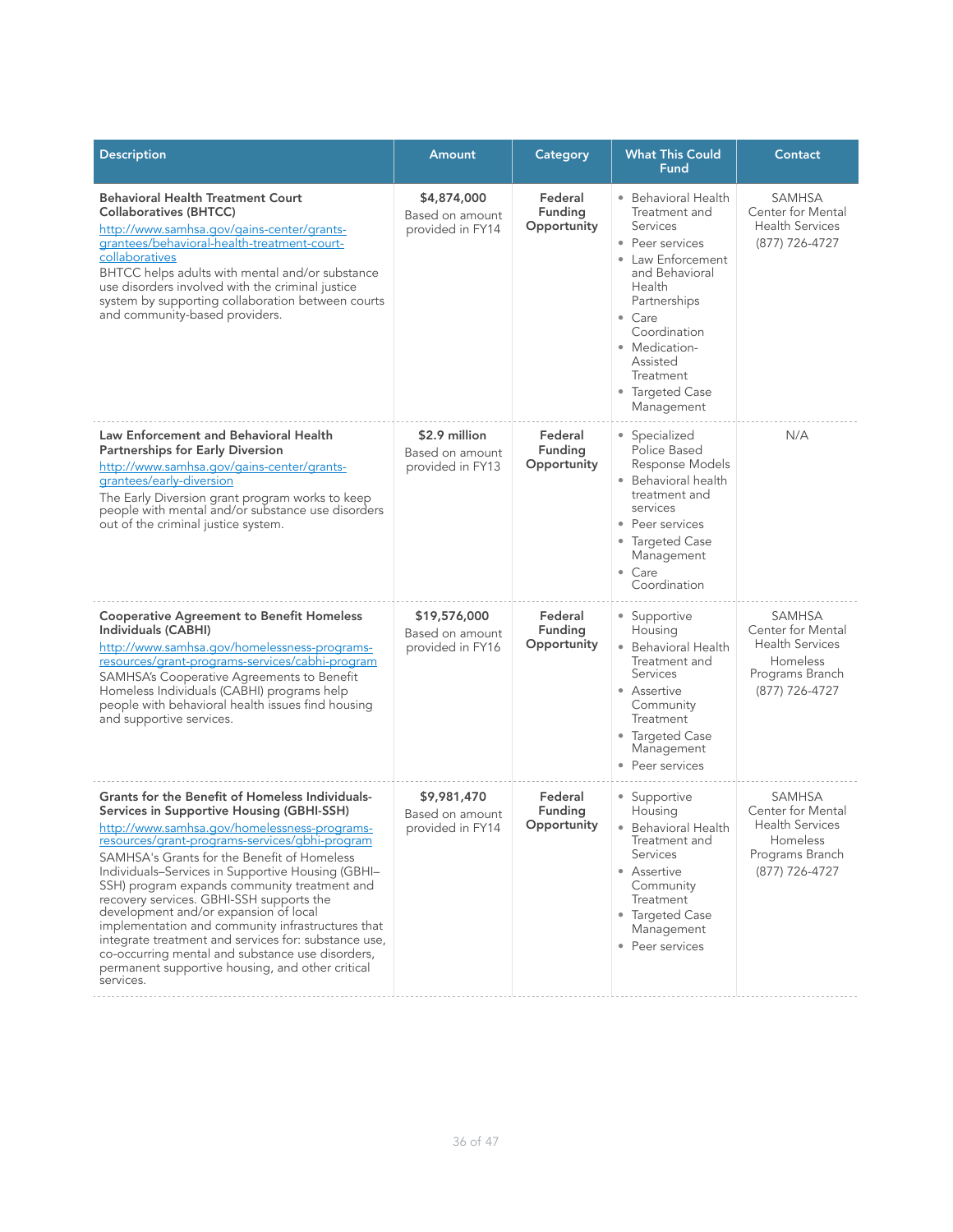| Description | Amount | Category | What This Could Fund | Contact |
|---|---|---|---|---|
| **Behavioral Health Treatment Court Collaboratives (BHTCC)**<br>[http://www.samhsa.gov/gains-center/grants-grantees/behavioral-health-treatment-court-collaboratives](http://www.samhsa.gov/gains-center/grants-grantees/behavioral-health-treatment-court-collaboratives)<br>BHTCC helps adults with mental and/or substance use disorders involved with the criminal justice system by supporting collaboration between courts and community-based providers. | **$4,874,000**<br>Based on amount provided in FY14 | **Federal Funding Opportunity** | • Behavioral Health Treatment and Services<br>• Peer services<br>• Law Enforcement and Behavioral Health Partnerships<br>• Care Coordination<br>• Medication-Assisted Treatment<br>• Targeted Case Management | SAMHSA Center for Mental Health Services<br>(877) 726-4727 |
| **Law Enforcement and Behavioral Health Partnerships for Early Diversion**<br>[http://www.samhsa.gov/gains-center/grants-grantees/early-diversion](http://www.samhsa.gov/gains-center/grants-grantees/early-diversion)<br>The Early Diversion grant program works to keep people with mental and/or substance use disorders out of the criminal justice system. | **$2.9 million**<br>Based on amount provided in FY13 | **Federal Funding Opportunity** | • Specialized Police Based Response Models<br>• Behavioral health treatment and services<br>• Peer services<br>• Targeted Case Management<br>• Care Coordination | N/A |
| **Cooperative Agreement to Benefit Homeless Individuals (CABHI)**<br>[http://www.samhsa.gov/homelessness-programs-resources/grant-programs-services/cabhi-program](http://www.samhsa.gov/homelessness-programs-resources/grant-programs-services/cabhi-program)<br>SAMHSA's Cooperative Agreements to Benefit Homeless Individuals (CABHI) programs help people with behavioral health issues find housing and supportive services. | **$19,576,000**<br>Based on amount provided in FY16 | **Federal Funding Opportunity** | • Supportive Housing<br>• Behavioral Health Treatment and Services<br>• Assertive Community Treatment<br>• Targeted Case Management<br>• Peer services | SAMHSA Center for Mental Health Services<br>Homeless Programs Branch<br>(877) 726-4727 |
| **Grants for the Benefit of Homeless Individuals-Services in Supportive Housing (GBHI-SSH)**<br>[http://www.samhsa.gov/homelessness-programs-resources/grant-programs-services/gbhi-program](http://www.samhsa.gov/homelessness-programs-resources/grant-programs-services/gbhi-program)<br>SAMHSA's Grants for the Benefit of Homeless Individuals–Services in Supportive Housing (GBHI–SSH) program expands community treatment and recovery services. GBHI-SSH supports the development and/or expansion of local implementation and community infrastructures that integrate treatment and services for: substance use, co-occurring mental and substance use disorders, permanent supportive housing, and other critical services. | **$9,981,470**<br>Based on amount provided in FY14 | **Federal Funding Opportunity** | • Supportive Housing<br>• Behavioral Health Treatment and Services<br>• Assertive Community Treatment<br>• Targeted Case Management<br>• Peer services | SAMHSA Center for Mental Health Services<br>Homeless Programs Branch<br>(877) 726-4727 |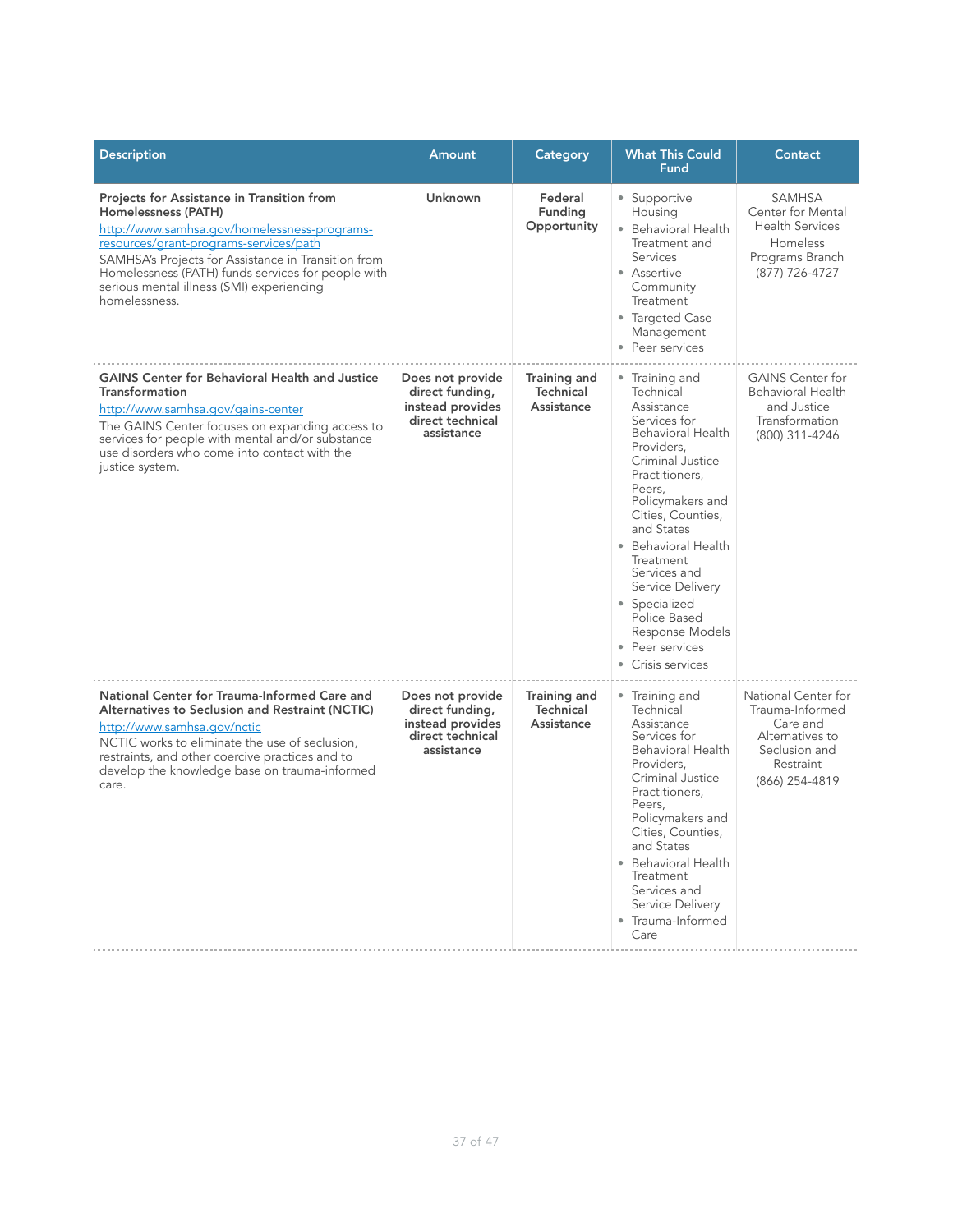| Description | Amount | Category | What This Could Fund | Contact |
|---|---|---|---|---|
| **Projects for Assistance in Transition from Homelessness (PATH)**<br>[http://www.samhsa.gov/homelessness-programs-resources/grant-programs-services/path](http://www.samhsa.gov/homelessness-programs-resources/grant-programs-services/path)<br>SAMHSA's Projects for Assistance in Transition from Homelessness (PATH) funds services for people with serious mental illness (SMI) experiencing homelessness. | **Unknown** | **Federal Funding Opportunity** | • Supportive Housing<br>• Behavioral Health Treatment and Services<br>• Assertive Community Treatment<br>• Targeted Case Management<br>• Peer services | SAMHSA Center for Mental Health Services<br>Homeless Programs Branch<br>(877) 726-4727 |
| **GAINS Center for Behavioral Health and Justice Transformation**<br>[http://www.samhsa.gov/gains-center](http://www.samhsa.gov/gains-center)<br>The GAINS Center focuses on expanding access to services for people with mental and/or substance use disorders who come into contact with the justice system. | **Does not provide direct funding, instead provides direct technical assistance** | **Training and Technical Assistance** | • Training and Technical Assistance Services for Behavioral Health Providers, Criminal Justice Practitioners, Peers, Policymakers and Cities, Counties, and States<br>• Behavioral Health Treatment Services and Service Delivery<br>• Specialized Police Based Response Models<br>• Peer services<br>• Crisis services | GAINS Center for Behavioral Health and Justice Transformation<br>(800) 311-4246 |
| **National Center for Trauma-Informed Care and Alternatives to Seclusion and Restraint (NCTIC)**<br>[http://www.samhsa.gov/nctic](http://www.samhsa.gov/nctic)<br>NCTIC works to eliminate the use of seclusion, restraints, and other coercive practices and to develop the knowledge base on trauma-informed care. | **Does not provide direct funding, instead provides direct technical assistance** | **Training and Technical Assistance** | • Training and Technical Assistance Services for Behavioral Health Providers, Criminal Justice Practitioners, Peers, Policymakers and Cities, Counties, and States<br>• Behavioral Health Treatment Services and Service Delivery<br>• Trauma-Informed Care | National Center for Trauma-Informed Care and Alternatives to Seclusion and Restraint<br>(866) 254-4819 |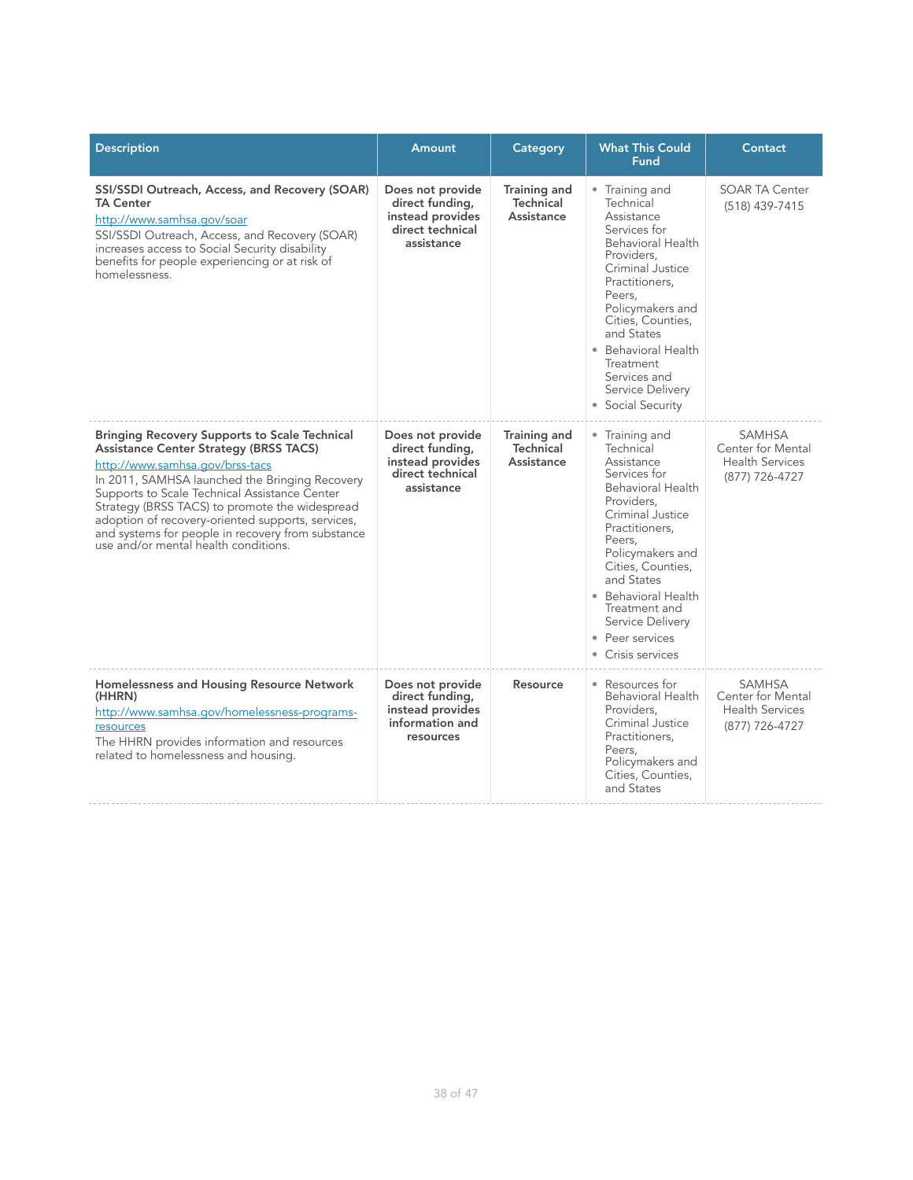| Description | Amount | Category | What This Could Fund | Contact |
|---|---|---|---|---|
| **SSI/SSDI Outreach, Access, and Recovery (SOAR) TA Center**<br>http://www.samhsa.gov/soar<br>SSI/SSDI Outreach, Access, and Recovery (SOAR) increases access to Social Security disability benefits for people experiencing or at risk of homelessness. | **Does not provide direct funding, instead provides direct technical assistance** | **Training and Technical Assistance** | • Training and Technical Assistance Services for Behavioral Health Providers, Criminal Justice Practitioners, Peers, Policymakers and Cities, Counties, and States<br>• Behavioral Health Treatment Services and Service Delivery<br>• Social Security | SOAR TA Center<br>(518) 439-7415 |
| **Bringing Recovery Supports to Scale Technical Assistance Center Strategy (BRSS TACS)**<br>http://www.samhsa.gov/brss-tacs<br>In 2011, SAMHSA launched the Bringing Recovery Supports to Scale Technical Assistance Center Strategy (BRSS TACS) to promote the widespread adoption of recovery-oriented supports, services, and systems for people in recovery from substance use and/or mental health conditions. | **Does not provide direct funding, instead provides direct technical assistance** | **Training and Technical Assistance** | • Training and Technical Assistance Services for Behavioral Health Providers, Criminal Justice Practitioners, Peers, Policymakers and Cities, Counties, and States<br>• Behavioral Health Treatment and Service Delivery<br>• Peer services<br>• Crisis services | SAMHSA Center for Mental Health Services<br>(877) 726-4727 |
| **Homelessness and Housing Resource Network (HHRN)**<br>http://www.samhsa.gov/homelessness-programs-resources<br>The HHRN provides information and resources related to homelessness and housing. | **Does not provide direct funding, instead provides information and resources** | **Resource** | • Resources for Behavioral Health Providers, Criminal Justice Practitioners, Peers, Policymakers and Cities, Counties, and States | SAMHSA Center for Mental Health Services<br>(877) 726-4727 |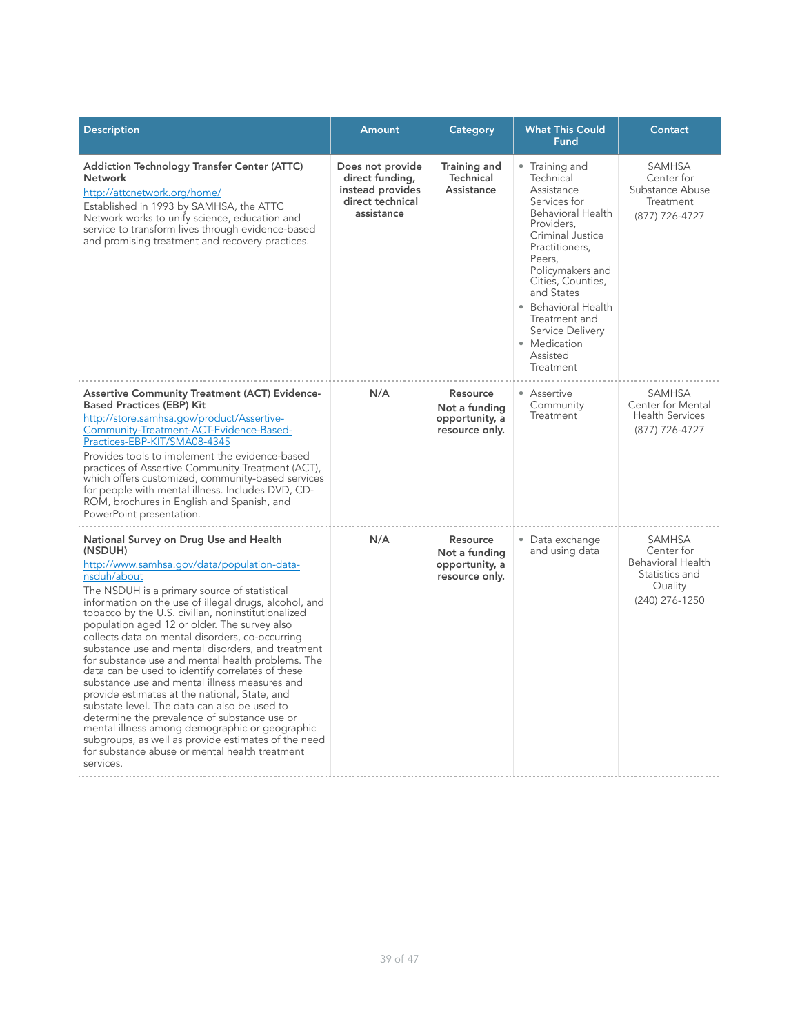| Description | Amount | Category | What This Could Fund | Contact |
|---|---|---|---|---|
| **Addiction Technology Transfer Center (ATTC) Network**<br>http://attcnetwork.org/home/<br>Established in 1993 by SAMHSA, the ATTC Network works to unify science, education and service to transform lives through evidence-based and promising treatment and recovery practices. | **Does not provide direct funding, instead provides direct technical assistance** | **Training and Technical Assistance** | • Training and Technical Assistance Services for Behavioral Health Providers, Criminal Justice Practitioners, Peers, Policymakers and Cities, Counties, and States<br>• Behavioral Health Treatment and Service Delivery<br>• Medication Assisted Treatment | SAMHSA Center for Substance Abuse Treatment<br>(877) 726-4727 |
| **Assertive Community Treatment (ACT) Evidence-Based Practices (EBP) Kit**<br>http://store.samhsa.gov/product/Assertive-Community-Treatment-ACT-Evidence-Based-Practices-EBP-KIT/SMA08-4345<br>Provides tools to implement the evidence-based practices of Assertive Community Treatment (ACT), which offers customized, community-based services for people with mental illness. Includes DVD, CD-ROM, brochures in English and Spanish, and PowerPoint presentation. | **N/A** | **Resource**<br>**Not a funding opportunity, a resource only.** | • Assertive Community Treatment | SAMHSA Center for Mental Health Services<br>(877) 726-4727 |
| **National Survey on Drug Use and Health (NSDUH)**<br>http://www.samhsa.gov/data/population-data-nsduh/about<br>The NSDUH is a primary source of statistical information on the use of illegal drugs, alcohol, and tobacco by the U.S. civilian, noninstitutionalized population aged 12 or older. The survey also collects data on mental disorders, co-occurring substance use and mental disorders, and treatment for substance use and mental health problems. The data can be used to identify correlates of these substance use and mental illness measures and provide estimates at the national, State, and substate level. The data can also be used to determine the prevalence of substance use or mental illness among demographic or geographic subgroups, as well as provide estimates of the need for substance abuse or mental health treatment services. | **N/A** | **Resource**<br>**Not a funding opportunity, a resource only.** | • Data exchange and using data | SAMHSA Center for Behavioral Health Statistics and Quality<br>(240) 276-1250 |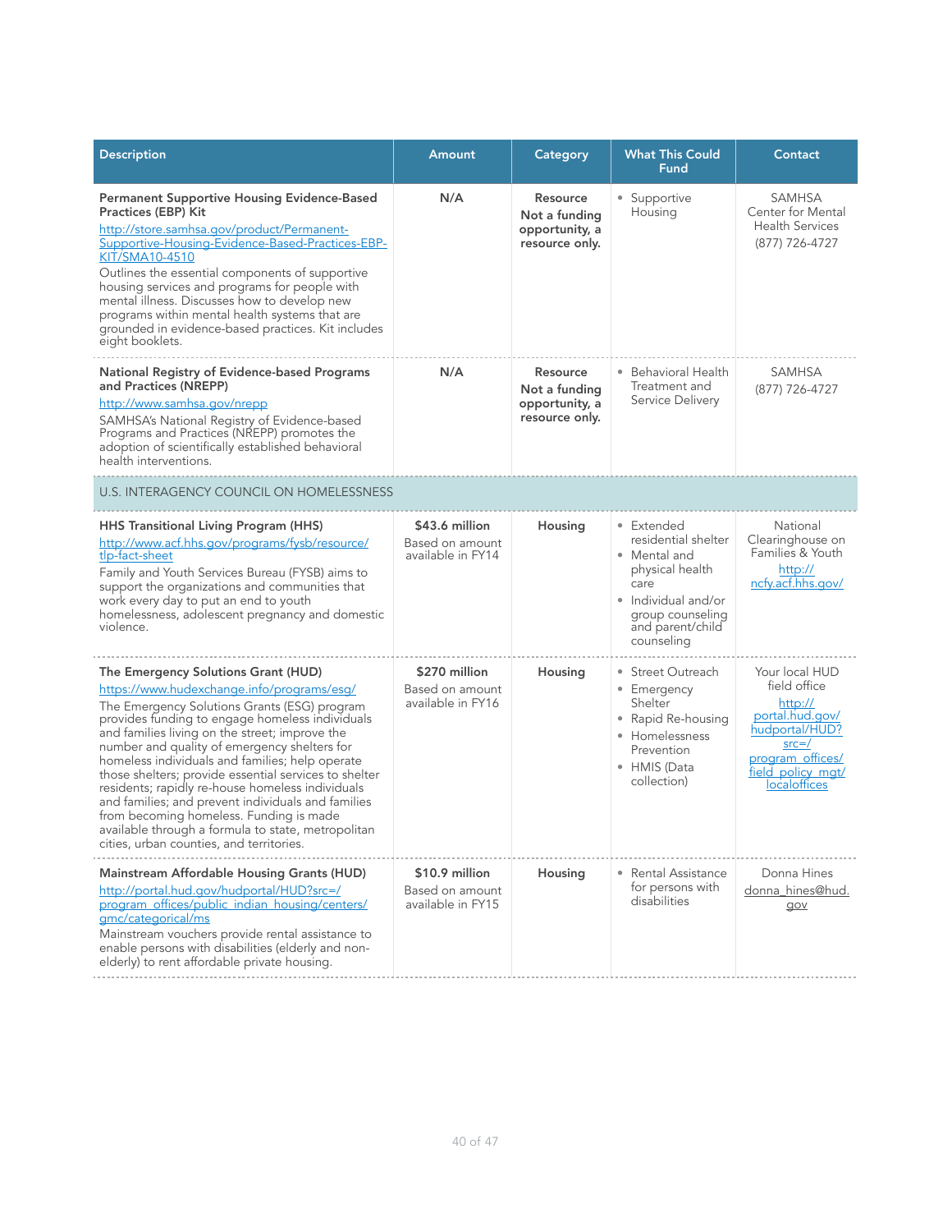| Description | Amount | Category | What This Could Fund | Contact |
|---|---|---|---|---|
| **Permanent Supportive Housing Evidence-Based Practices (EBP) Kit** http://store.samhsa.gov/product/Permanent-Supportive-Housing-Evidence-Based-Practices-EBP-KIT/SMA10-4510 Outlines the essential components of supportive housing services and programs for people with mental illness. Discusses how to develop new programs within mental health systems that are grounded in evidence-based practices. Kit includes eight booklets. | N/A | **Resource** **Not a funding opportunity, a resource only.** | • Supportive Housing | SAMHSA Center for Mental Health Services (877) 726-4727 |
| **National Registry of Evidence-based Programs and Practices (NREPP)** http://www.samhsa.gov/nrepp SAMHSA's National Registry of Evidence-based Programs and Practices (NREPP) promotes the adoption of scientifically established behavioral health interventions. | N/A | **Resource** **Not a funding opportunity, a resource only.** | • Behavioral Health Treatment and Service Delivery | SAMHSA (877) 726-4727 |
| U.S. INTERAGENCY COUNCIL ON HOMELESSNESS | | | | |
| **HHS Transitional Living Program (HHS)** http://www.acf.hhs.gov/programs/fysb/resource/tlp-fact-sheet Family and Youth Services Bureau (FYSB) aims to support the organizations and communities that work every day to put an end to youth homelessness, adolescent pregnancy and domestic violence. | **$43.6 million** Based on amount available in FY14 | **Housing** | • Extended residential shelter • Mental and physical health care • Individual and/or group counseling and parent/child counseling | National Clearinghouse on Families & Youth http://ncfy.acf.hhs.gov/ |
| **The Emergency Solutions Grant (HUD)** https://www.hudexchange.info/programs/esg/ The Emergency Solutions Grants (ESG) program provides funding to engage homeless individuals and families living on the street; improve the number and quality of emergency shelters for homeless individuals and families; help operate those shelters; provide essential services to shelter residents; rapidly re-house homeless individuals and families; and prevent individuals and families from becoming homeless. Funding is made available through a formula to state, metropolitan cities, urban counties, and territories. | **$270 million** Based on amount available in FY16 | **Housing** | • Street Outreach • Emergency Shelter • Rapid Re-housing • Homelessness Prevention • HMIS (Data collection) | Your local HUD field office http://portal.hud.gov/hudportal/HUD?src=/program_offices/field_policy_mgt/localoffices |
| **Mainstream Affordable Housing Grants (HUD)** http://portal.hud.gov/hudportal/HUD?src=/program_offices/public_indian_housing/centers/gmc/categorical/ms Mainstream vouchers provide rental assistance to enable persons with disabilities (elderly and non-elderly) to rent affordable private housing. | **$10.9 million** Based on amount available in FY15 | **Housing** | • Rental Assistance for persons with disabilities | Donna Hines donna_hines@hud.gov |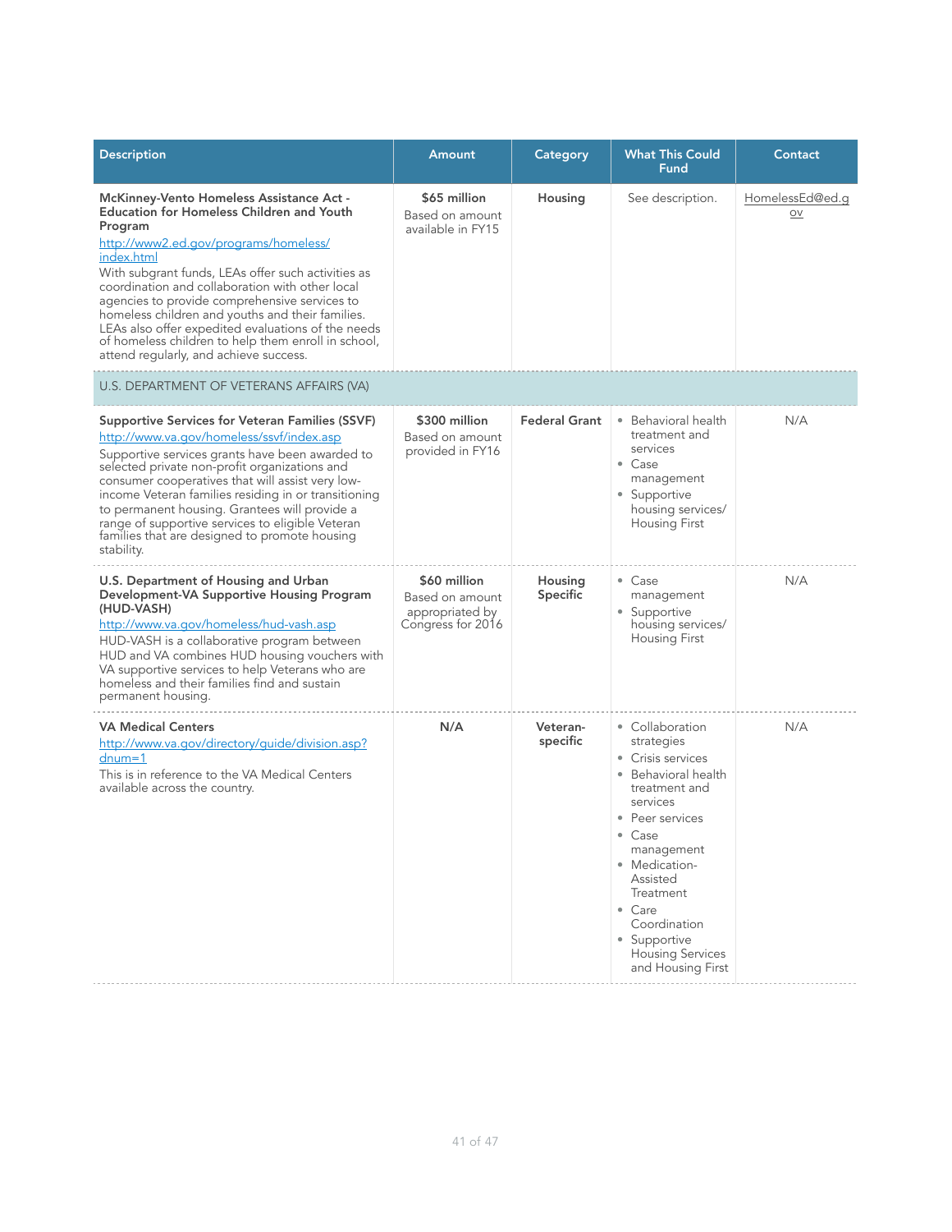| Description | Amount | Category | What This Could Fund | Contact |
|---|---|---|---|---|
| **McKinney-Vento Homeless Assistance Act - Education for Homeless Children and Youth Program** http://www2.ed.gov/programs/homeless/index.html With subgrant funds, LEAs offer such activities as coordination and collaboration with other local agencies to provide comprehensive services to homeless children and youths and their families. LEAs also offer expedited evaluations of the needs of homeless children to help them enroll in school, attend regularly, and achieve success. | **$65 million** Based on amount available in FY15 | **Housing** | See description. | HomelessEd@ed.gov |
| U.S. DEPARTMENT OF VETERANS AFFAIRS (VA) | | | | |
| **Supportive Services for Veteran Families (SSVF)** http://www.va.gov/homeless/ssvf/index.asp Supportive services grants have been awarded to selected private non-profit organizations and consumer cooperatives that will assist very low-income Veteran families residing in or transitioning to permanent housing. Grantees will provide a range of supportive services to eligible Veteran families that are designed to promote housing stability. | **$300 million** Based on amount provided in FY16 | **Federal Grant** | • Behavioral health treatment and services<br>• Case management<br>• Supportive housing services/ Housing First | N/A |
| **U.S. Department of Housing and Urban Development-VA Supportive Housing Program (HUD-VASH)** http://www.va.gov/homeless/hud-vash.asp HUD-VASH is a collaborative program between HUD and VA combines HUD housing vouchers with VA supportive services to help Veterans who are homeless and their families find and sustain permanent housing. | **$60 million** Based on amount appropriated by Congress for 2016 | **Housing Specific** | • Case management<br>• Supportive housing services/ Housing First | N/A |
| **VA Medical Centers** http://www.va.gov/directory/guide/division.asp?dnum=1 This is in reference to the VA Medical Centers available across the country. | **N/A** | **Veteran-specific** | • Collaboration strategies<br>• Crisis services<br>• Behavioral health treatment and services<br>• Peer services<br>• Case management<br>• Medication-Assisted Treatment<br>• Care Coordination<br>• Supportive Housing Services and Housing First | N/A |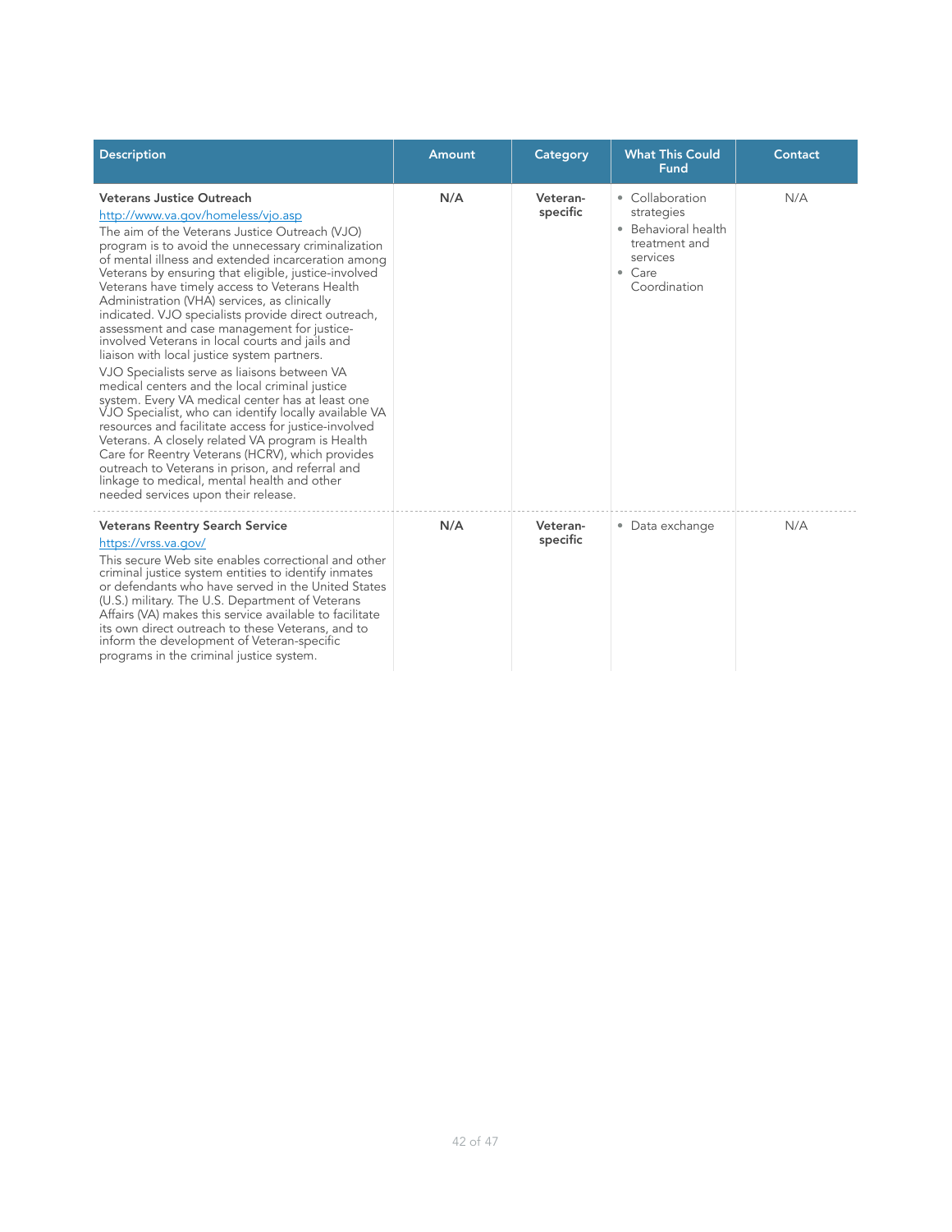| Description | Amount | Category | What This Could Fund | Contact |
|---|---|---|---|---|
| **Veterans Justice Outreach**<br>[http://www.va.gov/homeless/vjo.asp](http://www.va.gov/homeless/vjo.asp)<br>The aim of the Veterans Justice Outreach (VJO) program is to avoid the unnecessary criminalization of mental illness and extended incarceration among Veterans by ensuring that eligible, justice-involved Veterans have timely access to Veterans Health Administration (VHA) services, as clinically indicated. VJO specialists provide direct outreach, assessment and case management for justice-involved Veterans in local courts and jails and liaison with local justice system partners.<br>VJO Specialists serve as liaisons between VA medical centers and the local criminal justice system. Every VA medical center has at least one VJO Specialist, who can identify locally available VA resources and facilitate access for justice-involved Veterans. A closely related VA program is Health Care for Reentry Veterans (HCRV), which provides outreach to Veterans in prison, and referral and linkage to medical, mental health and other needed services upon their release. | **N/A** | **Veteran-specific** | • Collaboration strategies<br>• Behavioral health treatment and services<br>• Care Coordination | N/A |
| **Veterans Reentry Search Service**<br>[https://vrss.va.gov/](https://vrss.va.gov/)<br>This secure Web site enables correctional and other criminal justice system entities to identify inmates or defendants who have served in the United States (U.S.) military. The U.S. Department of Veterans Affairs (VA) makes this service available to facilitate its own direct outreach to these Veterans, and to inform the development of Veteran-specific programs in the criminal justice system. | **N/A** | **Veteran-specific** | • Data exchange | N/A |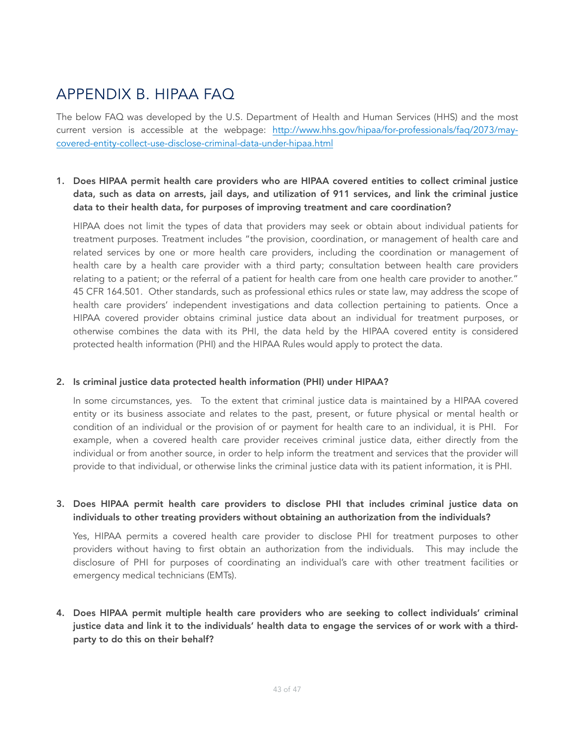# APPENDIX B. HIPAA FAQ

The below FAQ was developed by the U.S. Department of Health and Human Services (HHS) and the most current version is accessible at the webpage: [http://www.hhs.gov/hipaa/for-professionals/faq/2073/may-covered-entity-collect-use-disclose-criminal-data-under-hipaa.html](http://www.hhs.gov/hipaa/for-professionals/faq/2073/may-covered-entity-collect-use-disclose-criminal-data-under-hipaa.html)

1. **Does HIPAA permit health care providers who are HIPAA covered entities to collect criminal justice data, such as data on arrests, jail days, and utilization of 911 services, and link the criminal justice data to their health data, for purposes of improving treatment and care coordination?**

   HIPAA does not limit the types of data that providers may seek or obtain about individual patients for treatment purposes. Treatment includes "the provision, coordination, or management of health care and related services by one or more health care providers, including the coordination or management of health care by a health care provider with a third party; consultation between health care providers relating to a patient; or the referral of a patient for health care from one health care provider to another." 45 CFR 164.501. Other standards, such as professional ethics rules or state law, may address the scope of health care providers' independent investigations and data collection pertaining to patients. Once a HIPAA covered provider obtains criminal justice data about an individual for treatment purposes, or otherwise combines the data with its PHI, the data held by the HIPAA covered entity is considered protected health information (PHI) and the HIPAA Rules would apply to protect the data.

2. **Is criminal justice data protected health information (PHI) under HIPAA?**

   In some circumstances, yes. To the extent that criminal justice data is maintained by a HIPAA covered entity or its business associate and relates to the past, present, or future physical or mental health or condition of an individual or the provision of or payment for health care to an individual, it is PHI. For example, when a covered health care provider receives criminal justice data, either directly from the individual or from another source, in order to help inform the treatment and services that the provider will provide to that individual, or otherwise links the criminal justice data with its patient information, it is PHI.

3. **Does HIPAA permit health care providers to disclose PHI that includes criminal justice data on individuals to other treating providers without obtaining an authorization from the individuals?**

   Yes, HIPAA permits a covered health care provider to disclose PHI for treatment purposes to other providers without having to first obtain an authorization from the individuals. This may include the disclosure of PHI for purposes of coordinating an individual's care with other treatment facilities or emergency medical technicians (EMTs).

4. **Does HIPAA permit multiple health care providers who are seeking to collect individuals' criminal justice data and link it to the individuals' health data to engage the services of or work with a third-party to do this on their behalf?**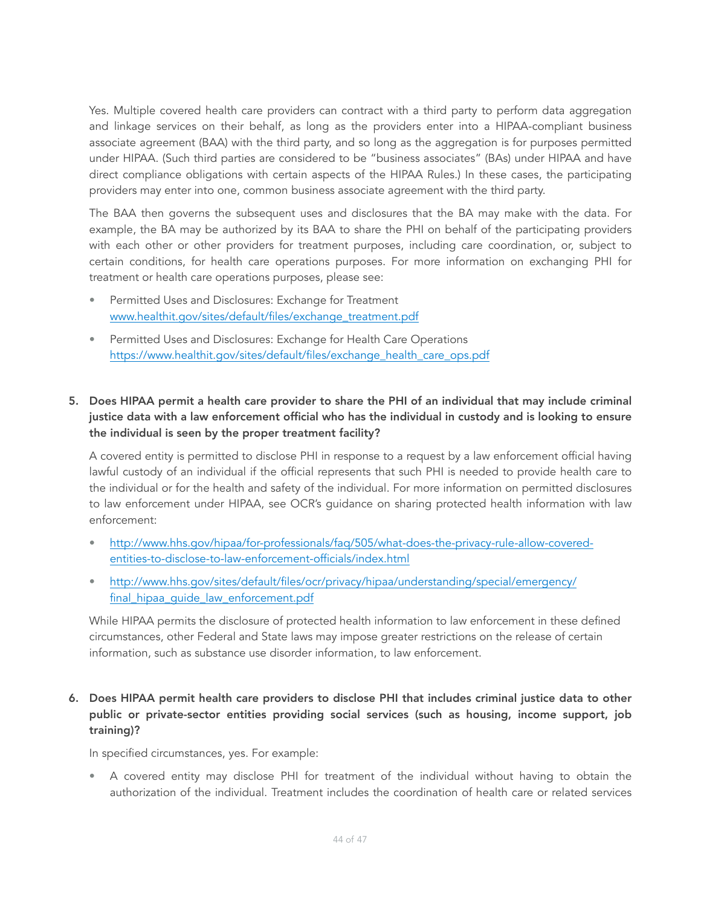Yes. Multiple covered health care providers can contract with a third party to perform data aggregation and linkage services on their behalf, as long as the providers enter into a HIPAA-compliant business associate agreement (BAA) with the third party, and so long as the aggregation is for purposes permitted under HIPAA. (Such third parties are considered to be "business associates" (BAs) under HIPAA and have direct compliance obligations with certain aspects of the HIPAA Rules.) In these cases, the participating providers may enter into one, common business associate agreement with the third party.

The BAA then governs the subsequent uses and disclosures that the BA may make with the data. For example, the BA may be authorized by its BAA to share the PHI on behalf of the participating providers with each other or other providers for treatment purposes, including care coordination, or, subject to certain conditions, for health care operations purposes. For more information on exchanging PHI for treatment or health care operations purposes, please see:

- Permitted Uses and Disclosures: Exchange for Treatment
  www.healthit.gov/sites/default/files/exchange_treatment.pdf
- Permitted Uses and Disclosures: Exchange for Health Care Operations
  https://www.healthit.gov/sites/default/files/exchange_health_care_ops.pdf

5. **Does HIPAA permit a health care provider to share the PHI of an individual that may include criminal justice data with a law enforcement official who has the individual in custody and is looking to ensure the individual is seen by the proper treatment facility?**

   A covered entity is permitted to disclose PHI in response to a request by a law enforcement official having lawful custody of an individual if the official represents that such PHI is needed to provide health care to the individual or for the health and safety of the individual. For more information on permitted disclosures to law enforcement under HIPAA, see OCR's guidance on sharing protected health information with law enforcement:

   - http://www.hhs.gov/hipaa/for-professionals/faq/505/what-does-the-privacy-rule-allow-covered-entities-to-disclose-to-law-enforcement-officials/index.html
   - http://www.hhs.gov/sites/default/files/ocr/privacy/hipaa/understanding/special/emergency/final_hipaa_guide_law_enforcement.pdf

   While HIPAA permits the disclosure of protected health information to law enforcement in these defined circumstances, other Federal and State laws may impose greater restrictions on the release of certain information, such as substance use disorder information, to law enforcement.

6. **Does HIPAA permit health care providers to disclose PHI that includes criminal justice data to other public or private-sector entities providing social services (such as housing, income support, job training)?**

   In specified circumstances, yes. For example:

   - A covered entity may disclose PHI for treatment of the individual without having to obtain the authorization of the individual. Treatment includes the coordination of health care or related services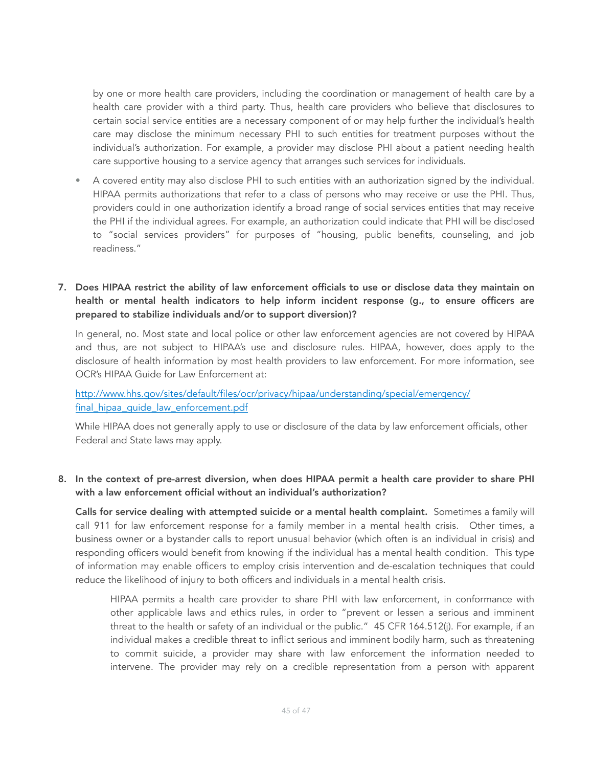by one or more health care providers, including the coordination or management of health care by a health care provider with a third party. Thus, health care providers who believe that disclosures to certain social service entities are a necessary component of or may help further the individual's health care may disclose the minimum necessary PHI to such entities for treatment purposes without the individual's authorization. For example, a provider may disclose PHI about a patient needing health care supportive housing to a service agency that arranges such services for individuals.

- A covered entity may also disclose PHI to such entities with an authorization signed by the individual. HIPAA permits authorizations that refer to a class of persons who may receive or use the PHI. Thus, providers could in one authorization identify a broad range of social services entities that may receive the PHI if the individual agrees. For example, an authorization could indicate that PHI will be disclosed to "social services providers" for purposes of "housing, public benefits, counseling, and job readiness."

**7. Does HIPAA restrict the ability of law enforcement officials to use or disclose data they maintain on health or mental health indicators to help inform incident response (g., to ensure officers are prepared to stabilize individuals and/or to support diversion)?**

In general, no. Most state and local police or other law enforcement agencies are not covered by HIPAA and thus, are not subject to HIPAA's use and disclosure rules. HIPAA, however, does apply to the disclosure of health information by most health providers to law enforcement. For more information, see OCR's HIPAA Guide for Law Enforcement at:

[http://www.hhs.gov/sites/default/files/ocr/privacy/hipaa/understanding/special/emergency/final_hipaa_guide_law_enforcement.pdf](http://www.hhs.gov/sites/default/files/ocr/privacy/hipaa/understanding/special/emergency/final_hipaa_guide_law_enforcement.pdf)

While HIPAA does not generally apply to use or disclosure of the data by law enforcement officials, other Federal and State laws may apply.

**8. In the context of pre-arrest diversion, when does HIPAA permit a health care provider to share PHI with a law enforcement official without an individual's authorization?**

**Calls for service dealing with attempted suicide or a mental health complaint.** Sometimes a family will call 911 for law enforcement response for a family member in a mental health crisis. Other times, a business owner or a bystander calls to report unusual behavior (which often is an individual in crisis) and responding officers would benefit from knowing if the individual has a mental health condition. This type of information may enable officers to employ crisis intervention and de-escalation techniques that could reduce the likelihood of injury to both officers and individuals in a mental health crisis.

> HIPAA permits a health care provider to share PHI with law enforcement, in conformance with other applicable laws and ethics rules, in order to "prevent or lessen a serious and imminent threat to the health or safety of an individual or the public." 45 CFR 164.512(j). For example, if an individual makes a credible threat to inflict serious and imminent bodily harm, such as threatening to commit suicide, a provider may share with law enforcement the information needed to intervene. The provider may rely on a credible representation from a person with apparent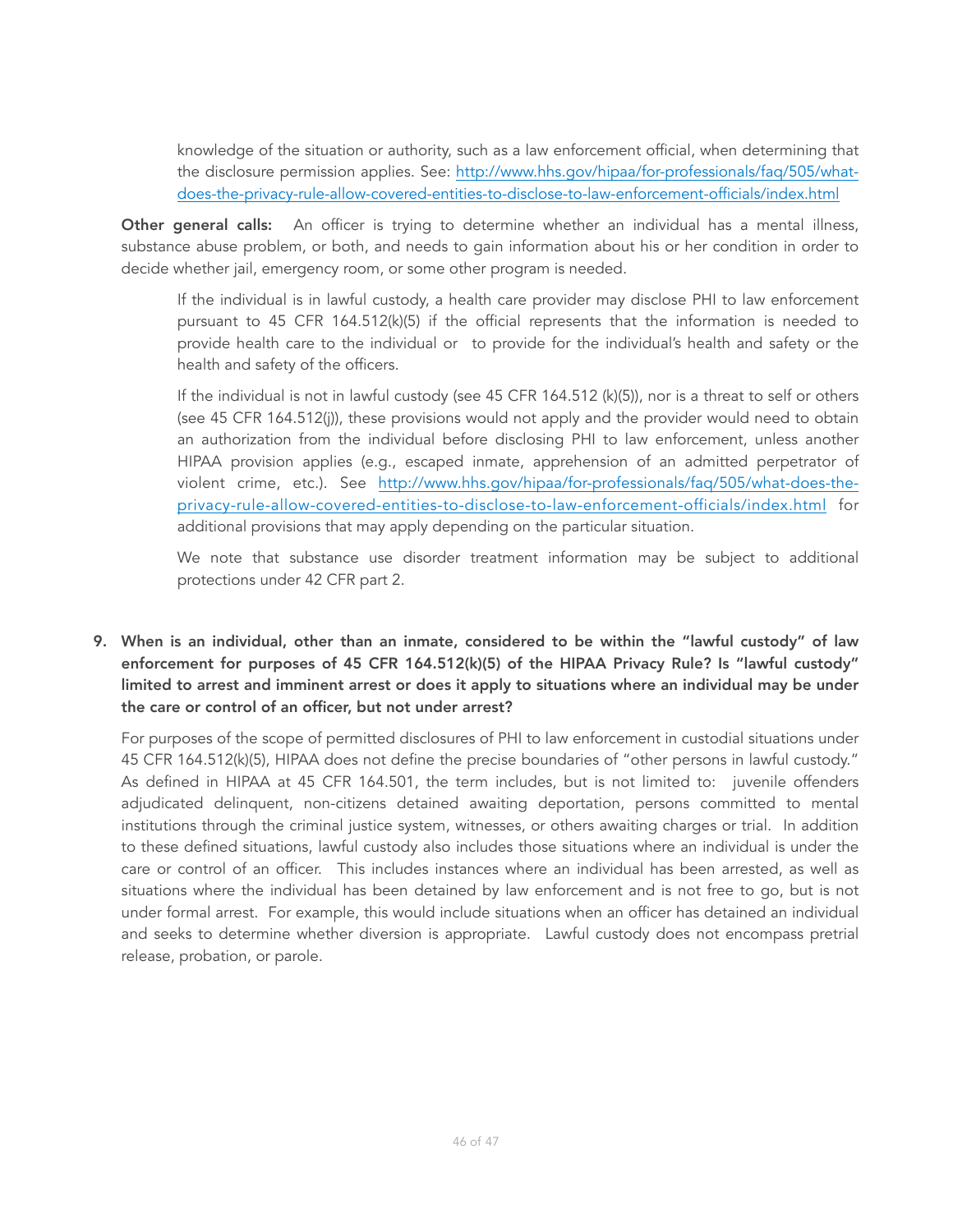knowledge of the situation or authority, such as a law enforcement official, when determining that the disclosure permission applies. See: [http://www.hhs.gov/hipaa/for-professionals/faq/505/what-does-the-privacy-rule-allow-covered-entities-to-disclose-to-law-enforcement-officials/index.html](http://www.hhs.gov/hipaa/for-professionals/faq/505/what-does-the-privacy-rule-allow-covered-entities-to-disclose-to-law-enforcement-officials/index.html)

**Other general calls:** An officer is trying to determine whether an individual has a mental illness, substance abuse problem, or both, and needs to gain information about his or her condition in order to decide whether jail, emergency room, or some other program is needed.

If the individual is in lawful custody, a health care provider may disclose PHI to law enforcement pursuant to 45 CFR 164.512(k)(5) if the official represents that the information is needed to provide health care to the individual or to provide for the individual's health and safety or the health and safety of the officers.

If the individual is not in lawful custody (see 45 CFR 164.512 (k)(5)), nor is a threat to self or others (see 45 CFR 164.512(j)), these provisions would not apply and the provider would need to obtain an authorization from the individual before disclosing PHI to law enforcement, unless another HIPAA provision applies (e.g., escaped inmate, apprehension of an admitted perpetrator of violent crime, etc.). See [http://www.hhs.gov/hipaa/for-professionals/faq/505/what-does-the-privacy-rule-allow-covered-entities-to-disclose-to-law-enforcement-officials/index.html](http://www.hhs.gov/hipaa/for-professionals/faq/505/what-does-the-privacy-rule-allow-covered-entities-to-disclose-to-law-enforcement-officials/index.html) for additional provisions that may apply depending on the particular situation.

We note that substance use disorder treatment information may be subject to additional protections under 42 CFR part 2.

**9. When is an individual, other than an inmate, considered to be within the "lawful custody" of law enforcement for purposes of 45 CFR 164.512(k)(5) of the HIPAA Privacy Rule? Is "lawful custody" limited to arrest and imminent arrest or does it apply to situations where an individual may be under the care or control of an officer, but not under arrest?**

For purposes of the scope of permitted disclosures of PHI to law enforcement in custodial situations under 45 CFR 164.512(k)(5), HIPAA does not define the precise boundaries of "other persons in lawful custody." As defined in HIPAA at 45 CFR 164.501, the term includes, but is not limited to: juvenile offenders adjudicated delinquent, non-citizens detained awaiting deportation, persons committed to mental institutions through the criminal justice system, witnesses, or others awaiting charges or trial. In addition to these defined situations, lawful custody also includes those situations where an individual is under the care or control of an officer. This includes instances where an individual has been arrested, as well as situations where the individual has been detained by law enforcement and is not free to go, but is not under formal arrest. For example, this would include situations when an officer has detained an individual and seeks to determine whether diversion is appropriate. Lawful custody does not encompass pretrial release, probation, or parole.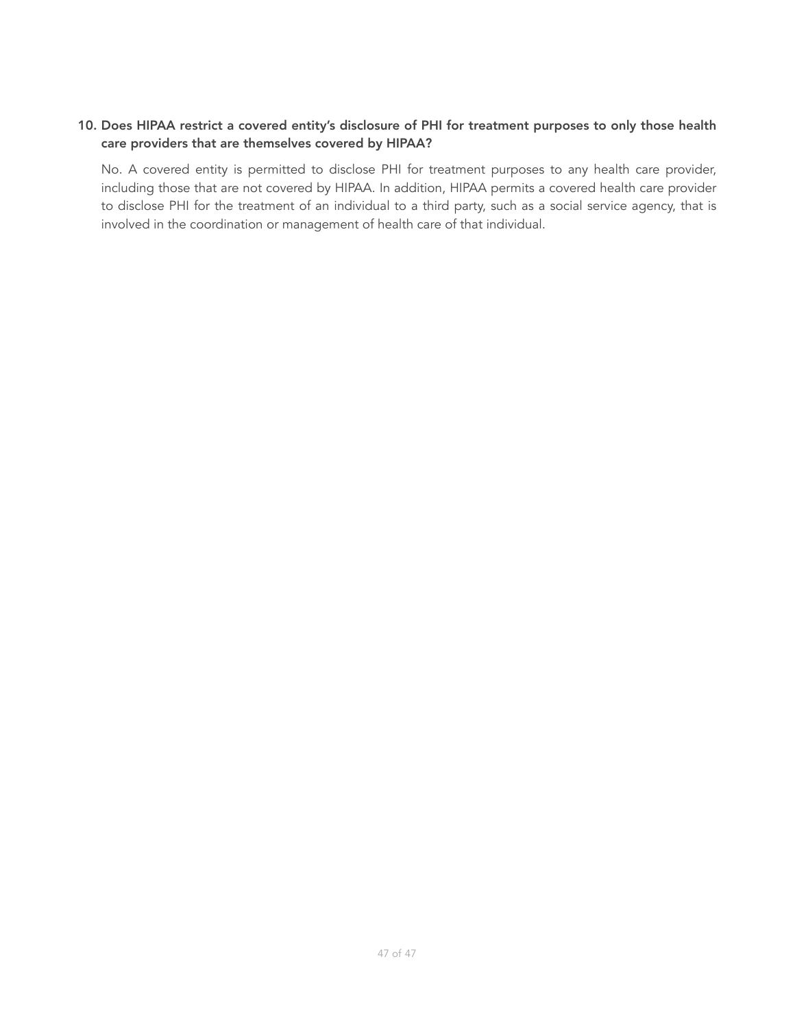10. **Does HIPAA restrict a covered entity's disclosure of PHI for treatment purposes to only those health care providers that are themselves covered by HIPAA?**

    No. A covered entity is permitted to disclose PHI for treatment purposes to any health care provider, including those that are not covered by HIPAA. In addition, HIPAA permits a covered health care provider to disclose PHI for the treatment of an individual to a third party, such as a social service agency, that is involved in the coordination or management of health care of that individual.